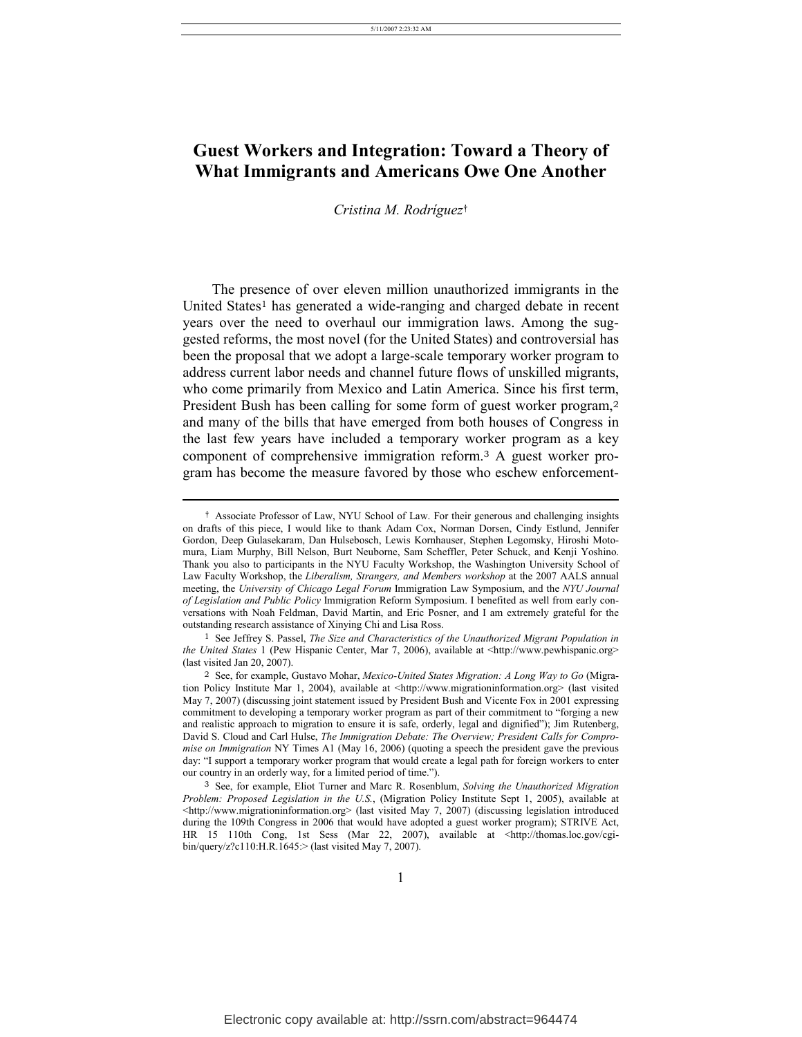# Guest Workers and Integration: Toward a Theory of What Immigrants and Americans Owe One Another

*Cristina M. Rodríguez*†

The presence of over eleven million unauthorized immigrants in the United States[1] has generated a wide-ranging and charged debate in recent years over the need to overhaul our immigration laws. Among the suggested reforms, the most novel (for the United States) and controversial has been the proposal that we adopt a large-scale temporary worker program to address current labor needs and channel future flows of unskilled migrants, who come primarily from Mexico and Latin America. Since his first term, President Bush has been calling for some form of guest worker program,[2] and many of the bills that have emerged from both houses of Congress in the last few years have included a temporary worker program as a key component of comprehensive immigration reform.[3] A guest worker program has become the measure favored by those who eschew enforcement-

---

† Associate Professor of Law, NYU School of Law. For their generous and challenging insights on drafts of this piece, I would like to thank Adam Cox, Norman Dorsen, Cindy Estlund, Jennifer Gordon, Deep Gulasekaram, Dan Hulsebosch, Lewis Kornhauser, Stephen Legomsky, Hiroshi Motomura, Liam Murphy, Bill Nelson, Burt Neuborne, Sam Scheffler, Peter Schuck, and Kenji Yoshino. Thank you also to participants in the NYU Faculty Workshop, the Washington University School of Law Faculty Workshop, the *Liberalism, Strangers, and Members workshop* at the 2007 AALS annual meeting, the *University of Chicago Legal Forum* Immigration Law Symposium, and the *NYU Journal of Legislation and Public Policy* Immigration Reform Symposium. I benefited as well from early conversations with Noah Feldman, David Martin, and Eric Posner, and I am extremely grateful for the outstanding research assistance of Xinying Chi and Lisa Ross.

1 See Jeffrey S. Passel, *The Size and Characteristics of the Unauthorized Migrant Population in the United States* 1 (Pew Hispanic Center, Mar 7, 2006), available at <http://www.pewhispanic.org> (last visited Jan 20, 2007).

2 See, for example, Gustavo Mohar, *Mexico-United States Migration: A Long Way to Go* (Migration Policy Institute Mar 1, 2004), available at <http://www.migrationinformation.org> (last visited May 7, 2007) (discussing joint statement issued by President Bush and Vicente Fox in 2001 expressing commitment to developing a temporary worker program as part of their commitment to "forging a new and realistic approach to migration to ensure it is safe, orderly, legal and dignified"); Jim Rutenberg, David S. Cloud and Carl Hulse, *The Immigration Debate: The Overview; President Calls for Compromise on Immigration* NY Times A1 (May 16, 2006) (quoting a speech the president gave the previous day: "I support a temporary worker program that would create a legal path for foreign workers to enter our country in an orderly way, for a limited period of time.").

3 See, for example, Eliot Turner and Marc R. Rosenblum, *Solving the Unauthorized Migration Problem: Proposed Legislation in the U.S.*, (Migration Policy Institute Sept 1, 2005), available at <http://www.migrationinformation.org> (last visited May 7, 2007) (discussing legislation introduced during the 109th Congress in 2006 that would have adopted a guest worker program); STRIVE Act, HR 15 110th Cong, 1st Sess (Mar 22, 2007), available at <http://thomas.loc.gov/cgi-bin/query/z?c110:H.R.1645:> (last visited May 7, 2007).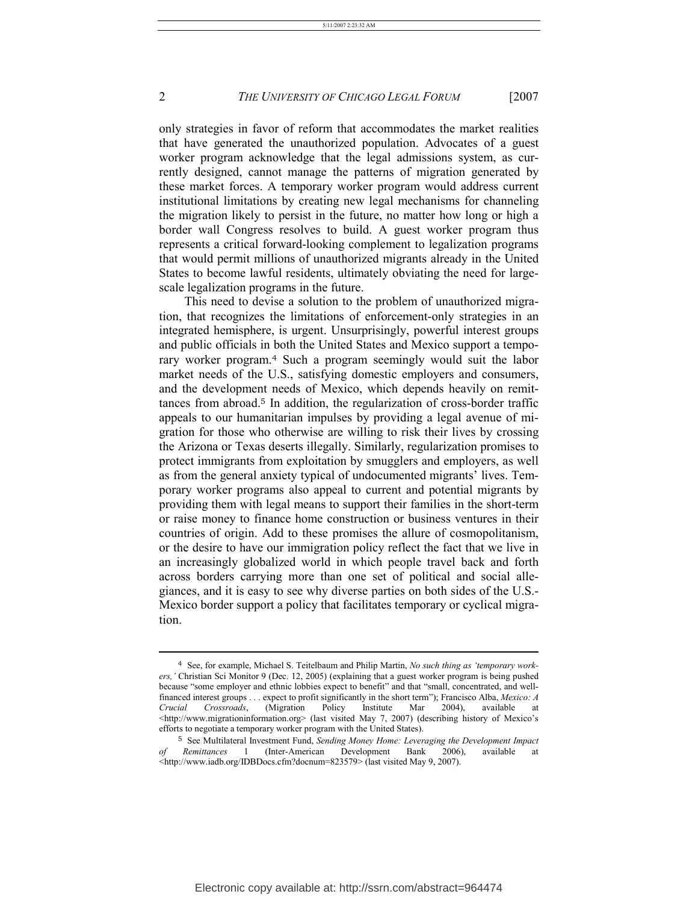only strategies in favor of reform that accommodates the market realities that have generated the unauthorized population. Advocates of a guest worker program acknowledge that the legal admissions system, as currently designed, cannot manage the patterns of migration generated by these market forces. A temporary worker program would address current institutional limitations by creating new legal mechanisms for channeling the migration likely to persist in the future, no matter how long or high a border wall Congress resolves to build. A guest worker program thus represents a critical forward-looking complement to legalization programs that would permit millions of unauthorized migrants already in the United States to become lawful residents, ultimately obviating the need for large-scale legalization programs in the future.

This need to devise a solution to the problem of unauthorized migration, that recognizes the limitations of enforcement-only strategies in an integrated hemisphere, is urgent. Unsurprisingly, powerful interest groups and public officials in both the United States and Mexico support a temporary worker program.[4] Such a program seemingly would suit the labor market needs of the U.S., satisfying domestic employers and consumers, and the development needs of Mexico, which depends heavily on remittances from abroad.[5] In addition, the regularization of cross-border traffic appeals to our humanitarian impulses by providing a legal avenue of migration for those who otherwise are willing to risk their lives by crossing the Arizona or Texas deserts illegally. Similarly, regularization promises to protect immigrants from exploitation by smugglers and employers, as well as from the general anxiety typical of undocumented migrants' lives. Temporary worker programs also appeal to current and potential migrants by providing them with legal means to support their families in the short-term or raise money to finance home construction or business ventures in their countries of origin. Add to these promises the allure of cosmopolitanism, or the desire to have our immigration policy reflect the fact that we live in an increasingly globalized world in which people travel back and forth across borders carrying more than one set of political and social allegiances, and it is easy to see why diverse parties on both sides of the U.S.-Mexico border support a policy that facilitates temporary or cyclical migration.

---

[4] See, for example, Michael S. Teitelbaum and Philip Martin, *No such thing as 'temporary workers,'* Christian Sci Monitor 9 (Dec. 12, 2005) (explaining that a guest worker program is being pushed because "some employer and ethnic lobbies expect to benefit" and that "small, concentrated, and well-financed interest groups . . . expect to profit significantly in the short term"); Francisco Alba, *Mexico: A Crucial Crossroads*, (Migration Policy Institute Mar 2004), available at <http://www.migrationinformation.org> (last visited May 7, 2007) (describing history of Mexico's efforts to negotiate a temporary worker program with the United States).

[5] See Multilateral Investment Fund, *Sending Money Home: Leveraging the Development Impact of Remittances* 1 (Inter-American Development Bank 2006), available at <http://www.iadb.org/IDBDocs.cfm?docnum=823579> (last visited May 9, 2007).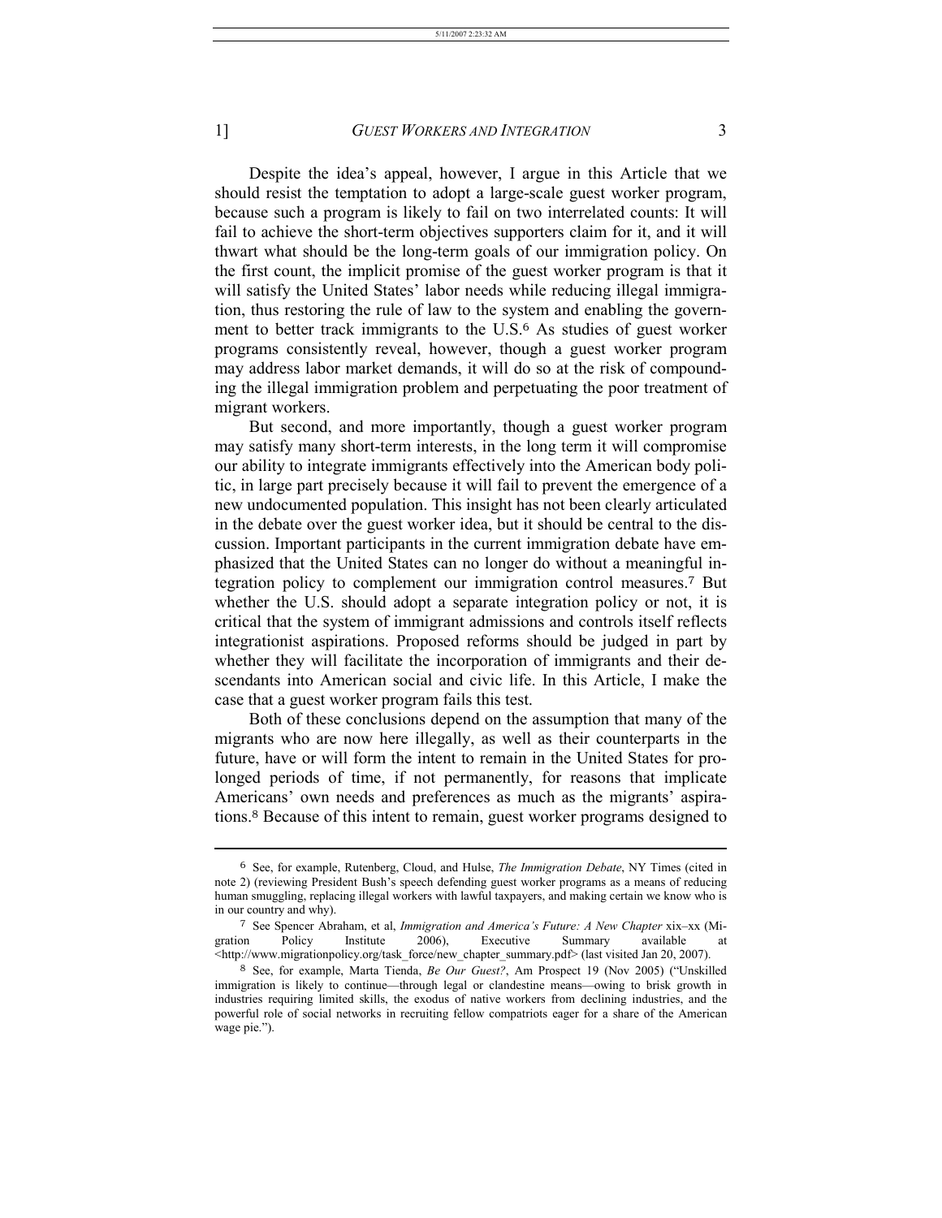Despite the idea's appeal, however, I argue in this Article that we should resist the temptation to adopt a large-scale guest worker program, because such a program is likely to fail on two interrelated counts: It will fail to achieve the short-term objectives supporters claim for it, and it will thwart what should be the long-term goals of our immigration policy. On the first count, the implicit promise of the guest worker program is that it will satisfy the United States' labor needs while reducing illegal immigration, thus restoring the rule of law to the system and enabling the government to better track immigrants to the U.S.[6] As studies of guest worker programs consistently reveal, however, though a guest worker program may address labor market demands, it will do so at the risk of compounding the illegal immigration problem and perpetuating the poor treatment of migrant workers.

But second, and more importantly, though a guest worker program may satisfy many short-term interests, in the long term it will compromise our ability to integrate immigrants effectively into the American body politic, in large part precisely because it will fail to prevent the emergence of a new undocumented population. This insight has not been clearly articulated in the debate over the guest worker idea, but it should be central to the discussion. Important participants in the current immigration debate have emphasized that the United States can no longer do without a meaningful integration policy to complement our immigration control measures.[7] But whether the U.S. should adopt a separate integration policy or not, it is critical that the system of immigrant admissions and controls itself reflects integrationist aspirations. Proposed reforms should be judged in part by whether they will facilitate the incorporation of immigrants and their descendants into American social and civic life. In this Article, I make the case that a guest worker program fails this test.

Both of these conclusions depend on the assumption that many of the migrants who are now here illegally, as well as their counterparts in the future, have or will form the intent to remain in the United States for prolonged periods of time, if not permanently, for reasons that implicate Americans' own needs and preferences as much as the migrants' aspirations.[8] Because of this intent to remain, guest worker programs designed to

---

[6] See, for example, Rutenberg, Cloud, and Hulse, *The Immigration Debate*, NY Times (cited in note 2) (reviewing President Bush's speech defending guest worker programs as a means of reducing human smuggling, replacing illegal workers with lawful taxpayers, and making certain we know who is in our country and why).

[7] See Spencer Abraham, et al, *Immigration and America's Future: A New Chapter* xix–xx (Migration Policy Institute 2006), Executive Summary available at <http://www.migrationpolicy.org/task_force/new_chapter_summary.pdf> (last visited Jan 20, 2007).

[8] See, for example, Marta Tienda, *Be Our Guest?*, Am Prospect 19 (Nov 2005) ("Unskilled immigration is likely to continue—through legal or clandestine means—owing to brisk growth in industries requiring limited skills, the exodus of native workers from declining industries, and the powerful role of social networks in recruiting fellow compatriots eager for a share of the American wage pie.").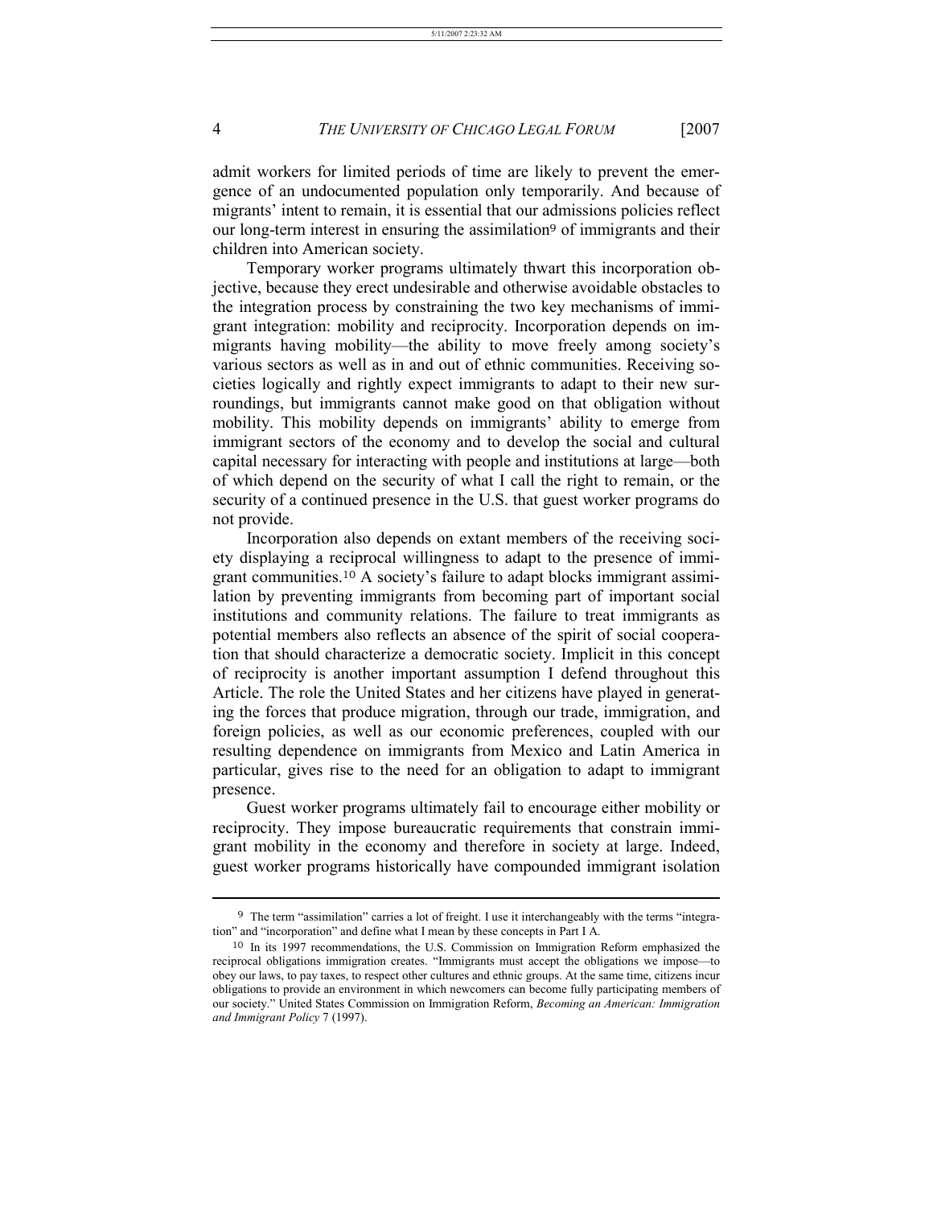admit workers for limited periods of time are likely to prevent the emergence of an undocumented population only temporarily. And because of migrants' intent to remain, it is essential that our admissions policies reflect our long-term interest in ensuring the assimilation[9] of immigrants and their children into American society.

Temporary worker programs ultimately thwart this incorporation objective, because they erect undesirable and otherwise avoidable obstacles to the integration process by constraining the two key mechanisms of immigrant integration: mobility and reciprocity. Incorporation depends on immigrants having mobility—the ability to move freely among society's various sectors as well as in and out of ethnic communities. Receiving societies logically and rightly expect immigrants to adapt to their new surroundings, but immigrants cannot make good on that obligation without mobility. This mobility depends on immigrants' ability to emerge from immigrant sectors of the economy and to develop the social and cultural capital necessary for interacting with people and institutions at large—both of which depend on the security of what I call the right to remain, or the security of a continued presence in the U.S. that guest worker programs do not provide.

Incorporation also depends on extant members of the receiving society displaying a reciprocal willingness to adapt to the presence of immigrant communities.[10] A society's failure to adapt blocks immigrant assimilation by preventing immigrants from becoming part of important social institutions and community relations. The failure to treat immigrants as potential members also reflects an absence of the spirit of social cooperation that should characterize a democratic society. Implicit in this concept of reciprocity is another important assumption I defend throughout this Article. The role the United States and her citizens have played in generating the forces that produce migration, through our trade, immigration, and foreign policies, as well as our economic preferences, coupled with our resulting dependence on immigrants from Mexico and Latin America in particular, gives rise to the need for an obligation to adapt to immigrant presence.

Guest worker programs ultimately fail to encourage either mobility or reciprocity. They impose bureaucratic requirements that constrain immigrant mobility in the economy and therefore in society at large. Indeed, guest worker programs historically have compounded immigrant isolation

---

[9] The term "assimilation" carries a lot of freight. I use it interchangeably with the terms "integration" and "incorporation" and define what I mean by these concepts in Part I A.

[10] In its 1997 recommendations, the U.S. Commission on Immigration Reform emphasized the reciprocal obligations immigration creates. "Immigrants must accept the obligations we impose—to obey our laws, to pay taxes, to respect other cultures and ethnic groups. At the same time, citizens incur obligations to provide an environment in which newcomers can become fully participating members of our society." United States Commission on Immigration Reform, *Becoming an American: Immigration and Immigrant Policy* 7 (1997).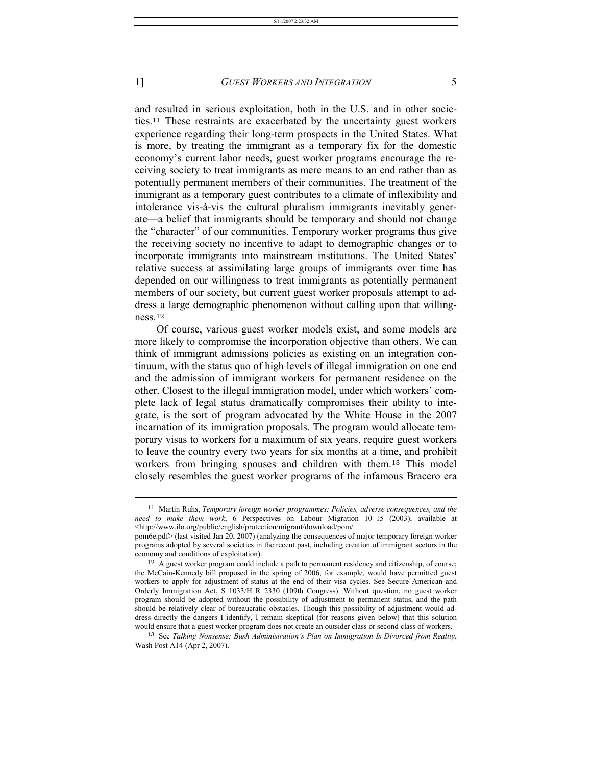and resulted in serious exploitation, both in the U.S. and in other societies.[11] These restraints are exacerbated by the uncertainty guest workers experience regarding their long-term prospects in the United States. What is more, by treating the immigrant as a temporary fix for the domestic economy's current labor needs, guest worker programs encourage the receiving society to treat immigrants as mere means to an end rather than as potentially permanent members of their communities. The treatment of the immigrant as a temporary guest contributes to a climate of inflexibility and intolerance vis-à-vis the cultural pluralism immigrants inevitably generate—a belief that immigrants should be temporary and should not change the "character" of our communities. Temporary worker programs thus give the receiving society no incentive to adapt to demographic changes or to incorporate immigrants into mainstream institutions. The United States' relative success at assimilating large groups of immigrants over time has depended on our willingness to treat immigrants as potentially permanent members of our society, but current guest worker proposals attempt to address a large demographic phenomenon without calling upon that willingness.[12]

Of course, various guest worker models exist, and some models are more likely to compromise the incorporation objective than others. We can think of immigrant admissions policies as existing on an integration continuum, with the status quo of high levels of illegal immigration on one end and the admission of immigrant workers for permanent residence on the other. Closest to the illegal immigration model, under which workers' complete lack of legal status dramatically compromises their ability to integrate, is the sort of program advocated by the White House in the 2007 incarnation of its immigration proposals. The program would allocate temporary visas to workers for a maximum of six years, require guest workers to leave the country every two years for six months at a time, and prohibit workers from bringing spouses and children with them.[13] This model closely resembles the guest worker programs of the infamous Bracero era

---

[11] Martin Ruhs, *Temporary foreign worker programmes: Policies, adverse consequences, and the need to make them work*, 6 Perspectives on Labour Migration 10–15 (2003), available at <http://www.ilo.org/public/english/protection/migrant/download/pom/pom6e.pdf> (last visited Jan 20, 2007) (analyzing the consequences of major temporary foreign worker programs adopted by several societies in the recent past, including creation of immigrant sectors in the economy and conditions of exploitation).

[12] A guest worker program could include a path to permanent residency and citizenship, of course; the McCain-Kennedy bill proposed in the spring of 2006, for example, would have permitted guest workers to apply for adjustment of status at the end of their visa cycles. See Secure American and Orderly Immigration Act, S 1033/H R 2330 (109th Congress). Without question, no guest worker program should be adopted without the possibility of adjustment to permanent status, and the path should be relatively clear of bureaucratic obstacles. Though this possibility of adjustment would address directly the dangers I identify, I remain skeptical (for reasons given below) that this solution would ensure that a guest worker program does not create an outsider class or second class of workers.

[13] See *Talking Nonsense: Bush Administration's Plan on Immigration Is Divorced from Reality*, Wash Post A14 (Apr 2, 2007).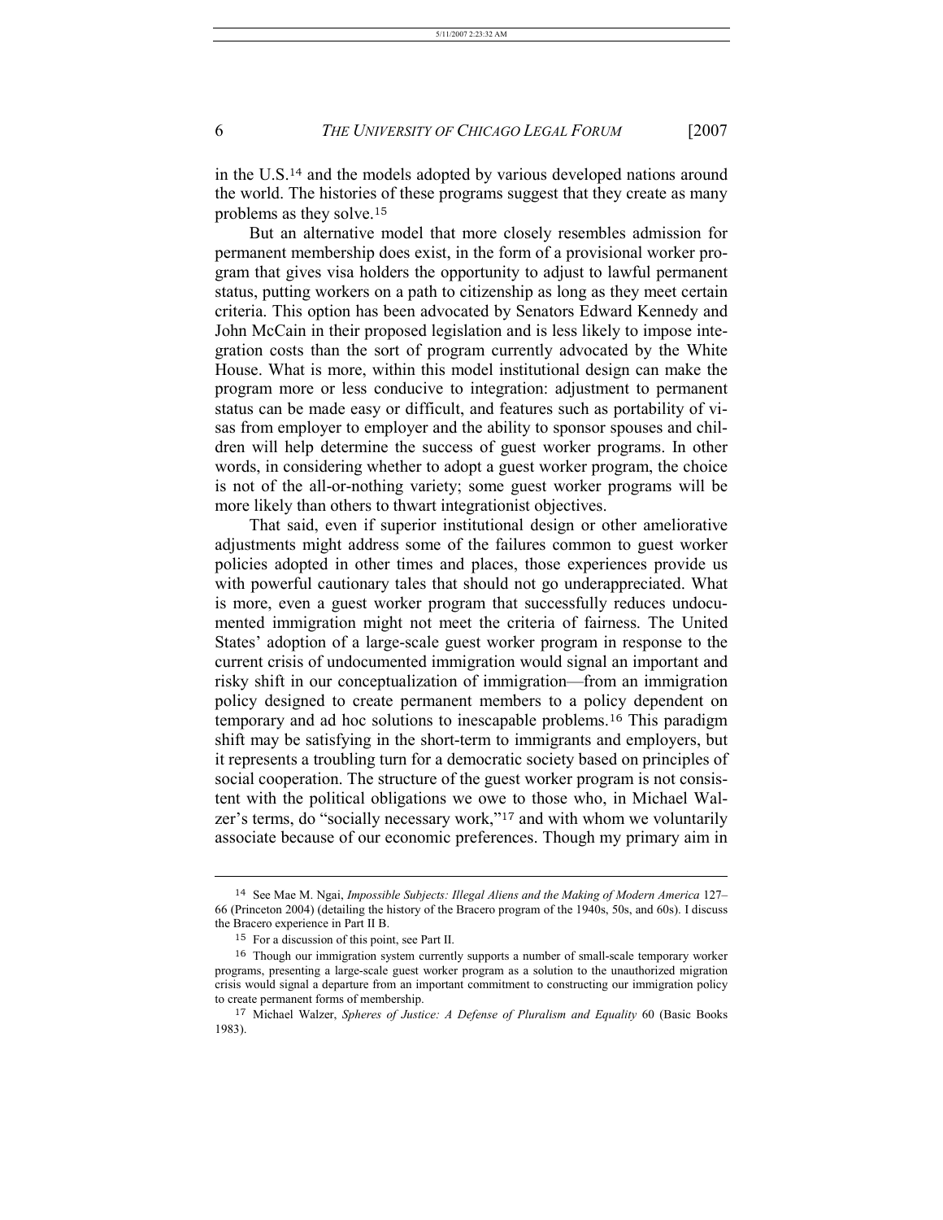in the U.S.[14] and the models adopted by various developed nations around the world. The histories of these programs suggest that they create as many problems as they solve.[15]

But an alternative model that more closely resembles admission for permanent membership does exist, in the form of a provisional worker program that gives visa holders the opportunity to adjust to lawful permanent status, putting workers on a path to citizenship as long as they meet certain criteria. This option has been advocated by Senators Edward Kennedy and John McCain in their proposed legislation and is less likely to impose integration costs than the sort of program currently advocated by the White House. What is more, within this model institutional design can make the program more or less conducive to integration: adjustment to permanent status can be made easy or difficult, and features such as portability of visas from employer to employer and the ability to sponsor spouses and children will help determine the success of guest worker programs. In other words, in considering whether to adopt a guest worker program, the choice is not of the all-or-nothing variety; some guest worker programs will be more likely than others to thwart integrationist objectives.

That said, even if superior institutional design or other ameliorative adjustments might address some of the failures common to guest worker policies adopted in other times and places, those experiences provide us with powerful cautionary tales that should not go underappreciated. What is more, even a guest worker program that successfully reduces undocumented immigration might not meet the criteria of fairness. The United States' adoption of a large-scale guest worker program in response to the current crisis of undocumented immigration would signal an important and risky shift in our conceptualization of immigration—from an immigration policy designed to create permanent members to a policy dependent on temporary and ad hoc solutions to inescapable problems.[16] This paradigm shift may be satisfying in the short-term to immigrants and employers, but it represents a troubling turn for a democratic society based on principles of social cooperation. The structure of the guest worker program is not consistent with the political obligations we owe to those who, in Michael Walzer's terms, do "socially necessary work,"[17] and with whom we voluntarily associate because of our economic preferences. Though my primary aim in

---

[14] See Mae M. Ngai, *Impossible Subjects: Illegal Aliens and the Making of Modern America* 127–66 (Princeton 2004) (detailing the history of the Bracero program of the 1940s, 50s, and 60s). I discuss the Bracero experience in Part II B.

[15] For a discussion of this point, see Part II.

[16] Though our immigration system currently supports a number of small-scale temporary worker programs, presenting a large-scale guest worker program as a solution to the unauthorized migration crisis would signal a departure from an important commitment to constructing our immigration policy to create permanent forms of membership.

[17] Michael Walzer, *Spheres of Justice: A Defense of Pluralism and Equality* 60 (Basic Books 1983).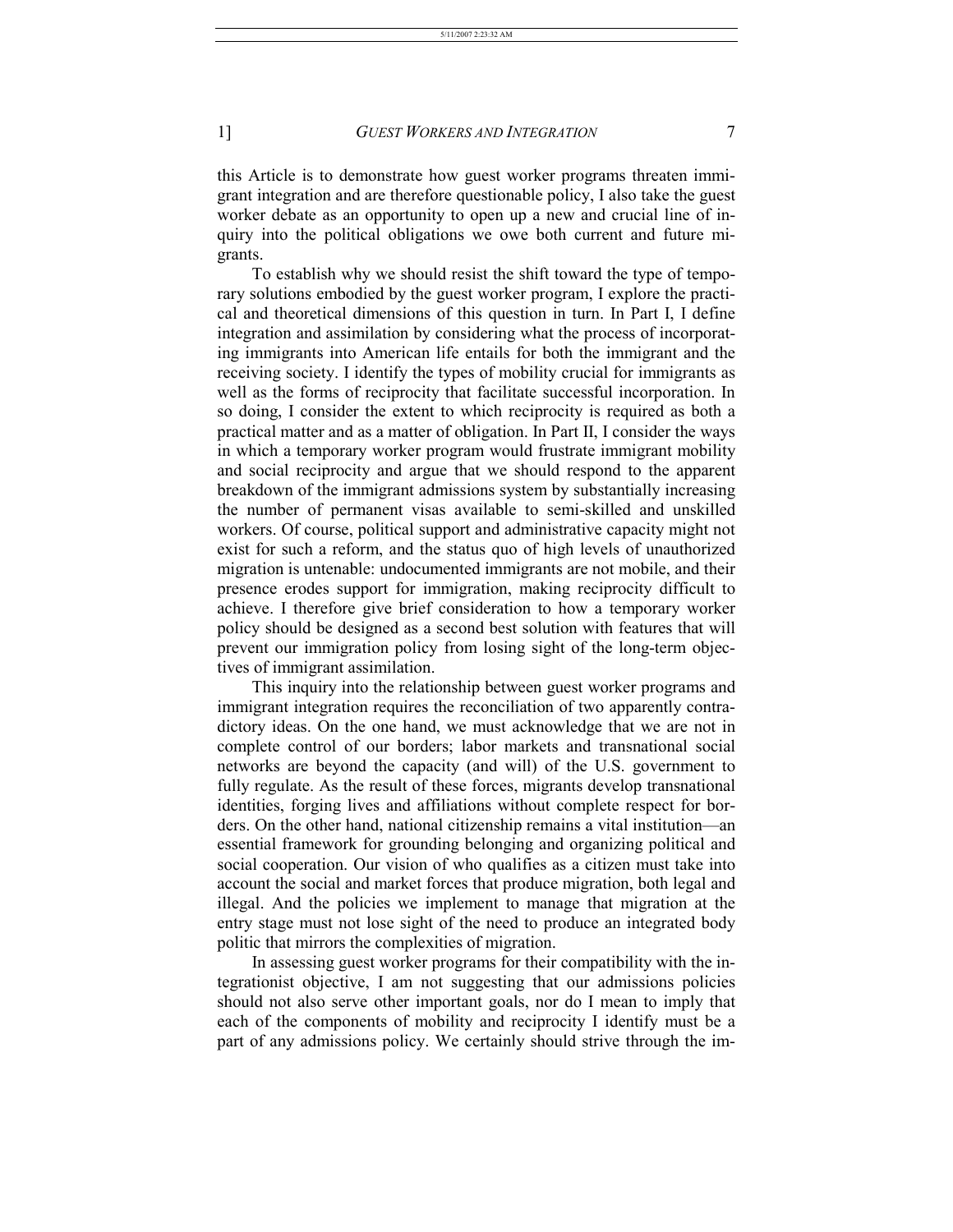this Article is to demonstrate how guest worker programs threaten immigrant integration and are therefore questionable policy, I also take the guest worker debate as an opportunity to open up a new and crucial line of inquiry into the political obligations we owe both current and future migrants.

To establish why we should resist the shift toward the type of temporary solutions embodied by the guest worker program, I explore the practical and theoretical dimensions of this question in turn. In Part I, I define integration and assimilation by considering what the process of incorporating immigrants into American life entails for both the immigrant and the receiving society. I identify the types of mobility crucial for immigrants as well as the forms of reciprocity that facilitate successful incorporation. In so doing, I consider the extent to which reciprocity is required as both a practical matter and as a matter of obligation. In Part II, I consider the ways in which a temporary worker program would frustrate immigrant mobility and social reciprocity and argue that we should respond to the apparent breakdown of the immigrant admissions system by substantially increasing the number of permanent visas available to semi-skilled and unskilled workers. Of course, political support and administrative capacity might not exist for such a reform, and the status quo of high levels of unauthorized migration is untenable: undocumented immigrants are not mobile, and their presence erodes support for immigration, making reciprocity difficult to achieve. I therefore give brief consideration to how a temporary worker policy should be designed as a second best solution with features that will prevent our immigration policy from losing sight of the long-term objectives of immigrant assimilation.

This inquiry into the relationship between guest worker programs and immigrant integration requires the reconciliation of two apparently contradictory ideas. On the one hand, we must acknowledge that we are not in complete control of our borders; labor markets and transnational social networks are beyond the capacity (and will) of the U.S. government to fully regulate. As the result of these forces, migrants develop transnational identities, forging lives and affiliations without complete respect for borders. On the other hand, national citizenship remains a vital institution—an essential framework for grounding belonging and organizing political and social cooperation. Our vision of who qualifies as a citizen must take into account the social and market forces that produce migration, both legal and illegal. And the policies we implement to manage that migration at the entry stage must not lose sight of the need to produce an integrated body politic that mirrors the complexities of migration.

In assessing guest worker programs for their compatibility with the integrationist objective, I am not suggesting that our admissions policies should not also serve other important goals, nor do I mean to imply that each of the components of mobility and reciprocity I identify must be a part of any admissions policy. We certainly should strive through the im-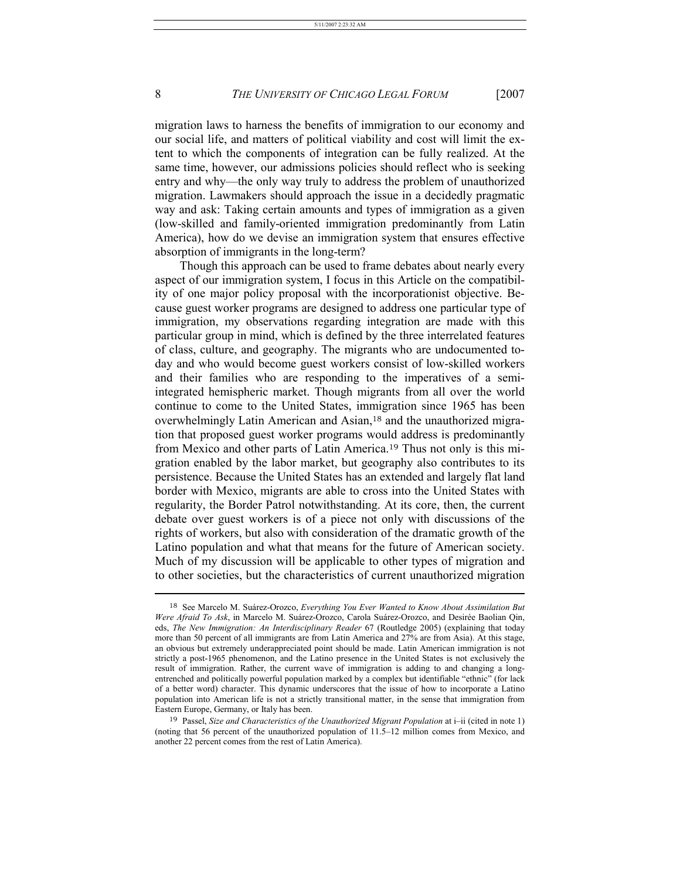migration laws to harness the benefits of immigration to our economy and our social life, and matters of political viability and cost will limit the extent to which the components of integration can be fully realized. At the same time, however, our admissions policies should reflect who is seeking entry and why—the only way truly to address the problem of unauthorized migration. Lawmakers should approach the issue in a decidedly pragmatic way and ask: Taking certain amounts and types of immigration as a given (low-skilled and family-oriented immigration predominantly from Latin America), how do we devise an immigration system that ensures effective absorption of immigrants in the long-term?

Though this approach can be used to frame debates about nearly every aspect of our immigration system, I focus in this Article on the compatibility of one major policy proposal with the incorporationist objective. Because guest worker programs are designed to address one particular type of immigration, my observations regarding integration are made with this particular group in mind, which is defined by the three interrelated features of class, culture, and geography. The migrants who are undocumented today and who would become guest workers consist of low-skilled workers and their families who are responding to the imperatives of a semi-integrated hemispheric market. Though migrants from all over the world continue to come to the United States, immigration since 1965 has been overwhelmingly Latin American and Asian,[18] and the unauthorized migration that proposed guest worker programs would address is predominantly from Mexico and other parts of Latin America.[19] Thus not only is this migration enabled by the labor market, but geography also contributes to its persistence. Because the United States has an extended and largely flat land border with Mexico, migrants are able to cross into the United States with regularity, the Border Patrol notwithstanding. At its core, then, the current debate over guest workers is of a piece not only with discussions of the rights of workers, but also with consideration of the dramatic growth of the Latino population and what that means for the future of American society. Much of my discussion will be applicable to other types of migration and to other societies, but the characteristics of current unauthorized migration

---

[18] See Marcelo M. Suárez-Orozco, *Everything You Ever Wanted to Know About Assimilation But Were Afraid To Ask*, in Marcelo M. Suárez-Orozco, Carola Suárez-Orozco, and Desirée Baolian Qin, eds, *The New Immigration: An Interdisciplinary Reader* 67 (Routledge 2005) (explaining that today more than 50 percent of all immigrants are from Latin America and 27% are from Asia). At this stage, an obvious but extremely underappreciated point should be made. Latin American immigration is not strictly a post-1965 phenomenon, and the Latino presence in the United States is not exclusively the result of immigration. Rather, the current wave of immigration is adding to and changing a long-entrenched and politically powerful population marked by a complex but identifiable "ethnic" (for lack of a better word) character. This dynamic underscores that the issue of how to incorporate a Latino population into American life is not a strictly transitional matter, in the sense that immigration from Eastern Europe, Germany, or Italy has been.

[19] Passel, *Size and Characteristics of the Unauthorized Migrant Population* at i–ii (cited in note 1) (noting that 56 percent of the unauthorized population of 11.5–12 million comes from Mexico, and another 22 percent comes from the rest of Latin America).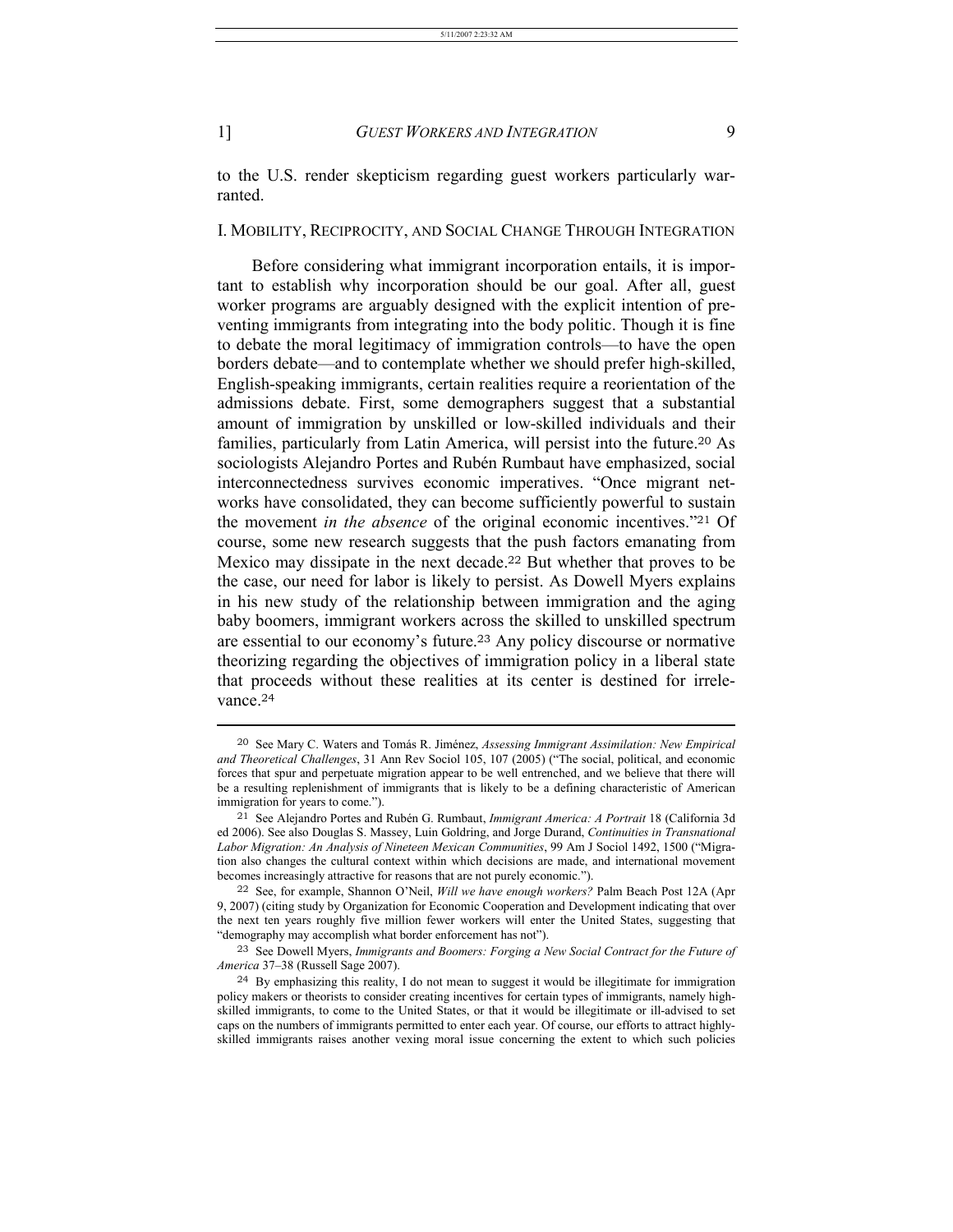to the U.S. render skepticism regarding guest workers particularly warranted.

## I. MOBILITY, RECIPROCITY, AND SOCIAL CHANGE THROUGH INTEGRATION

Before considering what immigrant incorporation entails, it is important to establish why incorporation should be our goal. After all, guest worker programs are arguably designed with the explicit intention of preventing immigrants from integrating into the body politic. Though it is fine to debate the moral legitimacy of immigration controls—to have the open borders debate—and to contemplate whether we should prefer high-skilled, English-speaking immigrants, certain realities require a reorientation of the admissions debate. First, some demographers suggest that a substantial amount of immigration by unskilled or low-skilled individuals and their families, particularly from Latin America, will persist into the future.[20] As sociologists Alejandro Portes and Rubén Rumbaut have emphasized, social interconnectedness survives economic imperatives. "Once migrant networks have consolidated, they can become sufficiently powerful to sustain the movement *in the absence* of the original economic incentives."[21] Of course, some new research suggests that the push factors emanating from Mexico may dissipate in the next decade.[22] But whether that proves to be the case, our need for labor is likely to persist. As Dowell Myers explains in his new study of the relationship between immigration and the aging baby boomers, immigrant workers across the skilled to unskilled spectrum are essential to our economy's future.[23] Any policy discourse or normative theorizing regarding the objectives of immigration policy in a liberal state that proceeds without these realities at its center is destined for irrelevance.[24]

---

[20] See Mary C. Waters and Tomás R. Jiménez, *Assessing Immigrant Assimilation: New Empirical and Theoretical Challenges*, 31 Ann Rev Sociol 105, 107 (2005) ("The social, political, and economic forces that spur and perpetuate migration appear to be well entrenched, and we believe that there will be a resulting replenishment of immigrants that is likely to be a defining characteristic of American immigration for years to come.").

[21] See Alejandro Portes and Rubén G. Rumbaut, *Immigrant America: A Portrait* 18 (California 3d ed 2006). See also Douglas S. Massey, Luin Goldring, and Jorge Durand, *Continuities in Transnational Labor Migration: An Analysis of Nineteen Mexican Communities*, 99 Am J Sociol 1492, 1500 ("Migration also changes the cultural context within which decisions are made, and international movement becomes increasingly attractive for reasons that are not purely economic.").

[22] See, for example, Shannon O'Neil, *Will we have enough workers?* Palm Beach Post 12A (Apr 9, 2007) (citing study by Organization for Economic Cooperation and Development indicating that over the next ten years roughly five million fewer workers will enter the United States, suggesting that "demography may accomplish what border enforcement has not").

[23] See Dowell Myers, *Immigrants and Boomers: Forging a New Social Contract for the Future of America* 37–38 (Russell Sage 2007).

[24] By emphasizing this reality, I do not mean to suggest it would be illegitimate for immigration policy makers or theorists to consider creating incentives for certain types of immigrants, namely high-skilled immigrants, to come to the United States, or that it would be illegitimate or ill-advised to set caps on the numbers of immigrants permitted to enter each year. Of course, our efforts to attract highly-skilled immigrants raises another vexing moral issue concerning the extent to which such policies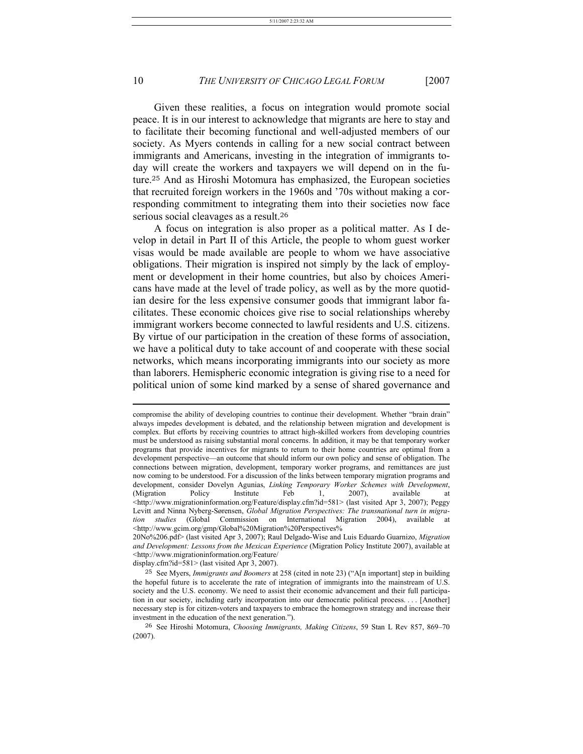Given these realities, a focus on integration would promote social peace. It is in our interest to acknowledge that migrants are here to stay and to facilitate their becoming functional and well-adjusted members of our society. As Myers contends in calling for a new social contract between immigrants and Americans, investing in the integration of immigrants today will create the workers and taxpayers we will depend on in the future.[25] And as Hiroshi Motomura has emphasized, the European societies that recruited foreign workers in the 1960s and '70s without making a corresponding commitment to integrating them into their societies now face serious social cleavages as a result.[26]

A focus on integration is also proper as a political matter. As I develop in detail in Part II of this Article, the people to whom guest worker visas would be made available are people to whom we have associative obligations. Their migration is inspired not simply by the lack of employment or development in their home countries, but also by choices Americans have made at the level of trade policy, as well as by the more quotidian desire for the less expensive consumer goods that immigrant labor facilitates. These economic choices give rise to social relationships whereby immigrant workers become connected to lawful residents and U.S. citizens. By virtue of our participation in the creation of these forms of association, we have a political duty to take account of and cooperate with these social networks, which means incorporating immigrants into our society as more than laborers. Hemispheric economic integration is giving rise to a need for political union of some kind marked by a sense of shared governance and

---

compromise the ability of developing countries to continue their development. Whether "brain drain" always impedes development is debated, and the relationship between migration and development is complex. But efforts by receiving countries to attract high-skilled workers from developing countries must be understood as raising substantial moral concerns. In addition, it may be that temporary worker programs that provide incentives for migrants to return to their home countries are optimal from a development perspective—an outcome that should inform our own policy and sense of obligation. The connections between migration, development, temporary worker programs, and remittances are just now coming to be understood. For a discussion of the links between temporary migration programs and development, consider Dovelyn Agunias, *Linking Temporary Worker Schemes with Development*, (Migration Policy Institute Feb 1, 2007), available at <http://www.migrationinformation.org/Feature/display.cfm?id=581> (last visited Apr 3, 2007); Peggy Levitt and Ninna Nyberg-Sørensen, *Global Migration Perspectives: The transnational turn in migration studies* (Global Commission on International Migration 2004), available at <http://www.gcim.org/gmp/Global%20Migration%20Perspectives%20No%206.pdf> (last visited Apr 3, 2007); Raul Delgado-Wise and Luis Eduardo Guarnizo, *Migration and Development: Lessons from the Mexican Experience* (Migration Policy Institute 2007), available at <http://www.migrationinformation.org/Feature/display.cfm?id=581> (last visited Apr 3, 2007).

[25] See Myers, *Immigrants and Boomers* at 258 (cited in note 23) ("A[n important] step in building the hopeful future is to accelerate the rate of integration of immigrants into the mainstream of U.S. society and the U.S. economy. We need to assist their economic advancement and their full participation in our society, including early incorporation into our democratic political process. . . . [Another] necessary step is for citizen-voters and taxpayers to embrace the homegrown strategy and increase their investment in the education of the next generation.").

[26] See Hiroshi Motomura, *Choosing Immigrants, Making Citizens*, 59 Stan L Rev 857, 869–70 (2007).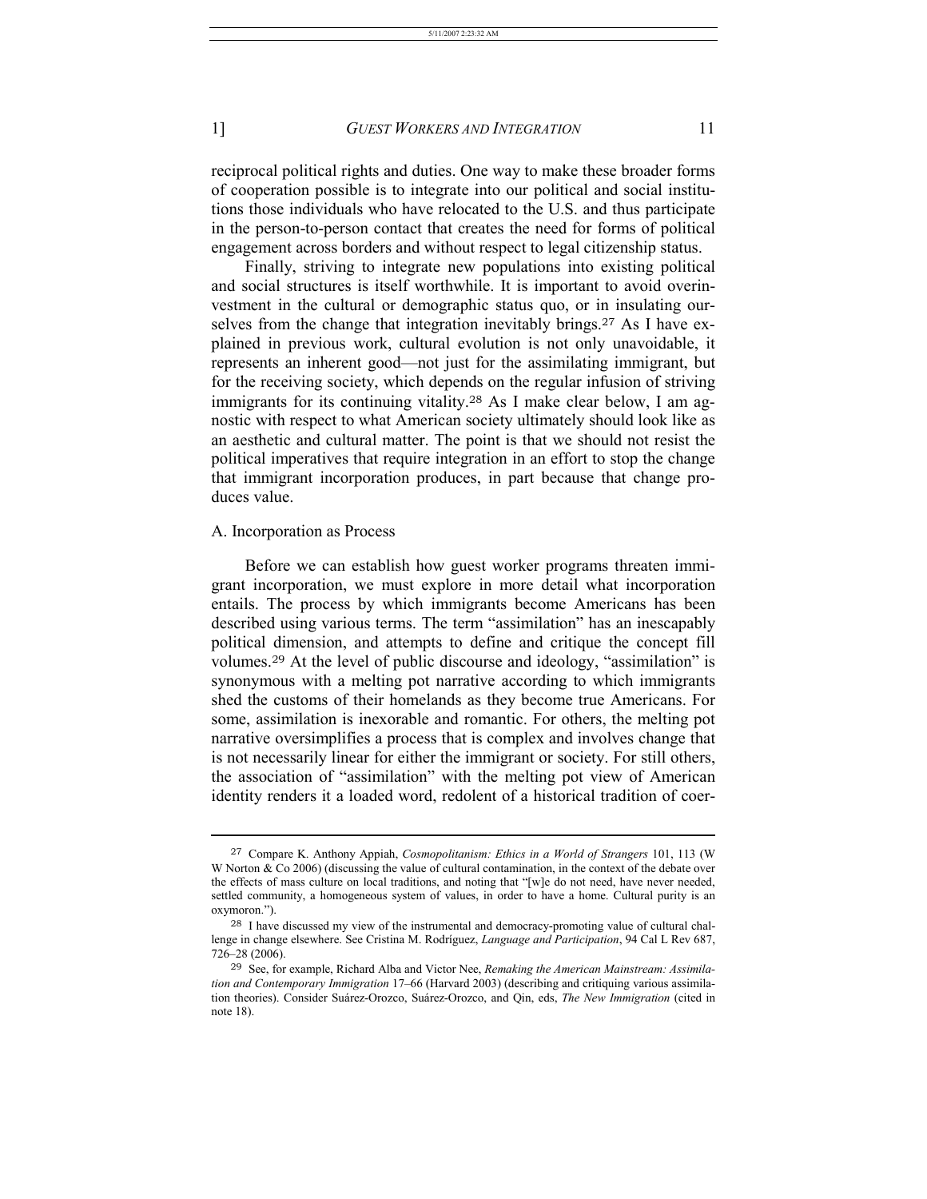reciprocal political rights and duties. One way to make these broader forms of cooperation possible is to integrate into our political and social institutions those individuals who have relocated to the U.S. and thus participate in the person-to-person contact that creates the need for forms of political engagement across borders and without respect to legal citizenship status.

Finally, striving to integrate new populations into existing political and social structures is itself worthwhile. It is important to avoid overinvestment in the cultural or demographic status quo, or in insulating ourselves from the change that integration inevitably brings.[27] As I have explained in previous work, cultural evolution is not only unavoidable, it represents an inherent good—not just for the assimilating immigrant, but for the receiving society, which depends on the regular infusion of striving immigrants for its continuing vitality.[28] As I make clear below, I am agnostic with respect to what American society ultimately should look like as an aesthetic and cultural matter. The point is that we should not resist the political imperatives that require integration in an effort to stop the change that immigrant incorporation produces, in part because that change produces value.

## A. Incorporation as Process

Before we can establish how guest worker programs threaten immigrant incorporation, we must explore in more detail what incorporation entails. The process by which immigrants become Americans has been described using various terms. The term "assimilation" has an inescapably political dimension, and attempts to define and critique the concept fill volumes.[29] At the level of public discourse and ideology, "assimilation" is synonymous with a melting pot narrative according to which immigrants shed the customs of their homelands as they become true Americans. For some, assimilation is inexorable and romantic. For others, the melting pot narrative oversimplifies a process that is complex and involves change that is not necessarily linear for either the immigrant or society. For still others, the association of "assimilation" with the melting pot view of American identity renders it a loaded word, redolent of a historical tradition of coer-

---

[27] Compare K. Anthony Appiah, *Cosmopolitanism: Ethics in a World of Strangers* 101, 113 (W W Norton & Co 2006) (discussing the value of cultural contamination, in the context of the debate over the effects of mass culture on local traditions, and noting that "[w]e do not need, have never needed, settled community, a homogeneous system of values, in order to have a home. Cultural purity is an oxymoron.").

[28] I have discussed my view of the instrumental and democracy-promoting value of cultural challenge in change elsewhere. See Cristina M. Rodríguez, *Language and Participation*, 94 Cal L Rev 687, 726–28 (2006).

[29] See, for example, Richard Alba and Victor Nee, *Remaking the American Mainstream: Assimilation and Contemporary Immigration* 17–66 (Harvard 2003) (describing and critiquing various assimilation theories). Consider Suárez-Orozco, Suárez-Orozco, and Qin, eds, *The New Immigration* (cited in note 18).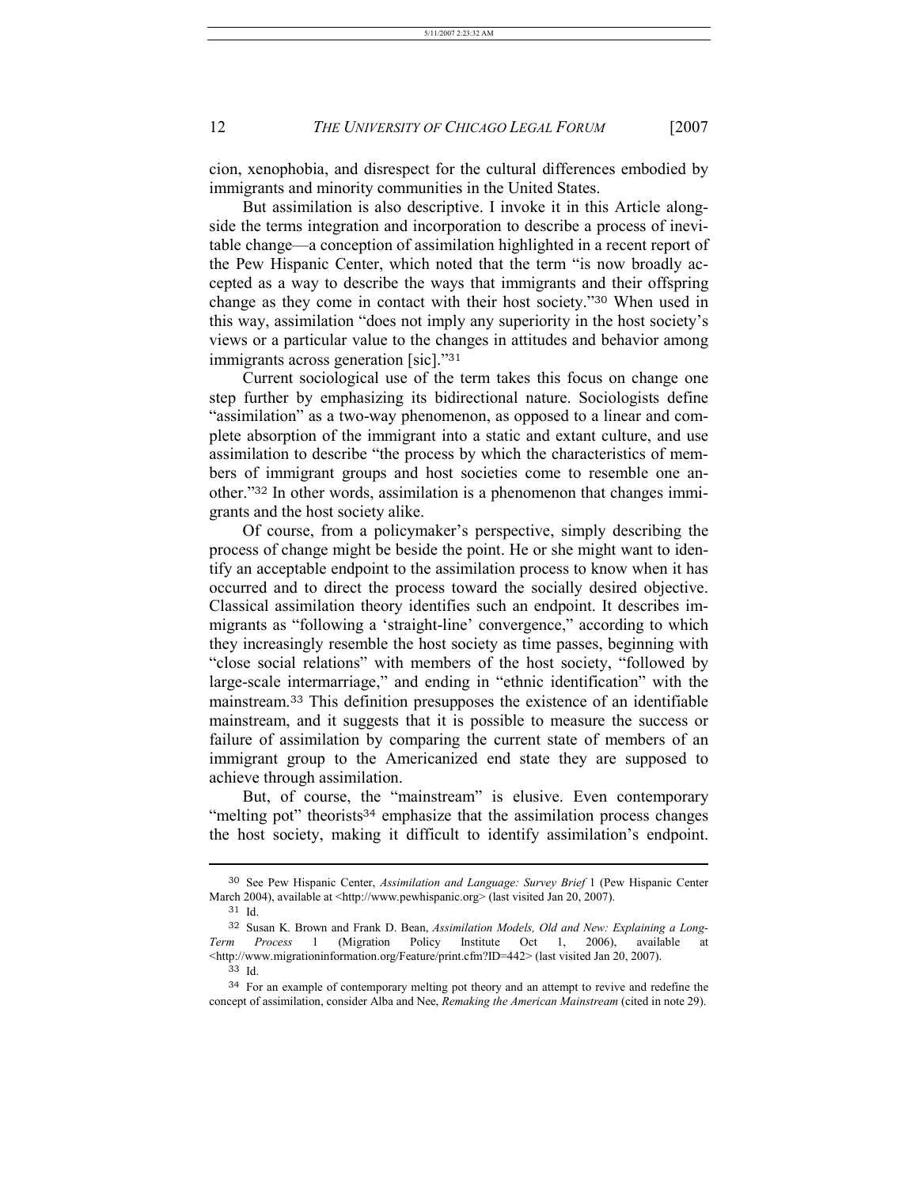cion, xenophobia, and disrespect for the cultural differences embodied by immigrants and minority communities in the United States.

But assimilation is also descriptive. I invoke it in this Article alongside the terms integration and incorporation to describe a process of inevitable change—a conception of assimilation highlighted in a recent report of the Pew Hispanic Center, which noted that the term "is now broadly accepted as a way to describe the ways that immigrants and their offspring change as they come in contact with their host society."[30] When used in this way, assimilation "does not imply any superiority in the host society's views or a particular value to the changes in attitudes and behavior among immigrants across generation [sic]."[31]

Current sociological use of the term takes this focus on change one step further by emphasizing its bidirectional nature. Sociologists define "assimilation" as a two-way phenomenon, as opposed to a linear and complete absorption of the immigrant into a static and extant culture, and use assimilation to describe "the process by which the characteristics of members of immigrant groups and host societies come to resemble one another."[32] In other words, assimilation is a phenomenon that changes immigrants and the host society alike.

Of course, from a policymaker's perspective, simply describing the process of change might be beside the point. He or she might want to identify an acceptable endpoint to the assimilation process to know when it has occurred and to direct the process toward the socially desired objective. Classical assimilation theory identifies such an endpoint. It describes immigrants as "following a 'straight-line' convergence," according to which they increasingly resemble the host society as time passes, beginning with "close social relations" with members of the host society, "followed by large-scale intermarriage," and ending in "ethnic identification" with the mainstream.[33] This definition presupposes the existence of an identifiable mainstream, and it suggests that it is possible to measure the success or failure of assimilation by comparing the current state of members of an immigrant group to the Americanized end state they are supposed to achieve through assimilation.

But, of course, the "mainstream" is elusive. Even contemporary "melting pot" theorists[34] emphasize that the assimilation process changes the host society, making it difficult to identify assimilation's endpoint.

---

[30] See Pew Hispanic Center, *Assimilation and Language: Survey Brief* 1 (Pew Hispanic Center March 2004), available at <http://www.pewhispanic.org> (last visited Jan 20, 2007).

[31] Id.

[32] Susan K. Brown and Frank D. Bean, *Assimilation Models, Old and New: Explaining a Long-Term Process* 1 (Migration Policy Institute Oct 1, 2006), available at <http://www.migrationinformation.org/Feature/print.cfm?ID=442> (last visited Jan 20, 2007).

[33] Id.

[34] For an example of contemporary melting pot theory and an attempt to revive and redefine the concept of assimilation, consider Alba and Nee, *Remaking the American Mainstream* (cited in note 29).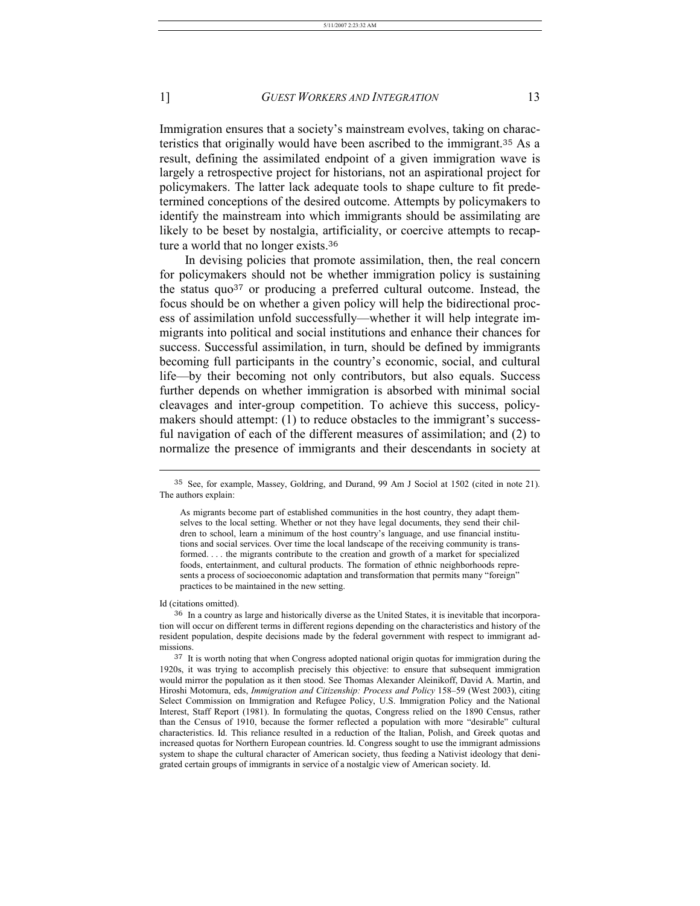Immigration ensures that a society's mainstream evolves, taking on characteristics that originally would have been ascribed to the immigrant.[35] As a result, defining the assimilated endpoint of a given immigration wave is largely a retrospective project for historians, not an aspirational project for policymakers. The latter lack adequate tools to shape culture to fit predetermined conceptions of the desired outcome. Attempts by policymakers to identify the mainstream into which immigrants should be assimilating are likely to be beset by nostalgia, artificiality, or coercive attempts to recapture a world that no longer exists.[36]

In devising policies that promote assimilation, then, the real concern for policymakers should not be whether immigration policy is sustaining the status quo[37] or producing a preferred cultural outcome. Instead, the focus should be on whether a given policy will help the bidirectional process of assimilation unfold successfully—whether it will help integrate immigrants into political and social institutions and enhance their chances for success. Successful assimilation, in turn, should be defined by immigrants becoming full participants in the country's economic, social, and cultural life—by their becoming not only contributors, but also equals. Success further depends on whether immigration is absorbed with minimal social cleavages and inter-group competition. To achieve this success, policymakers should attempt: (1) to reduce obstacles to the immigrant's successful navigation of each of the different measures of assimilation; and (2) to normalize the presence of immigrants and their descendants in society at

---

[35] See, for example, Massey, Goldring, and Durand, 99 Am J Sociol at 1502 (cited in note 21). The authors explain:

> As migrants become part of established communities in the host country, they adapt themselves to the local setting. Whether or not they have legal documents, they send their children to school, learn a minimum of the host country's language, and use financial institutions and social services. Over time the local landscape of the receiving community is transformed. . . . the migrants contribute to the creation and growth of a market for specialized foods, entertainment, and cultural products. The formation of ethnic neighborhoods represents a process of socioeconomic adaptation and transformation that permits many "foreign" practices to be maintained in the new setting.

Id (citations omitted).

[36] In a country as large and historically diverse as the United States, it is inevitable that incorporation will occur on different terms in different regions depending on the characteristics and history of the resident population, despite decisions made by the federal government with respect to immigrant admissions.

[37] It is worth noting that when Congress adopted national origin quotas for immigration during the 1920s, it was trying to accomplish precisely this objective: to ensure that subsequent immigration would mirror the population as it then stood. See Thomas Alexander Aleinikoff, David A. Martin, and Hiroshi Motomura, eds, *Immigration and Citizenship: Process and Policy* 158–59 (West 2003), citing Select Commission on Immigration and Refugee Policy, U.S. Immigration Policy and the National Interest, Staff Report (1981). In formulating the quotas, Congress relied on the 1890 Census, rather than the Census of 1910, because the former reflected a population with more "desirable" cultural characteristics. Id. This reliance resulted in a reduction of the Italian, Polish, and Greek quotas and increased quotas for Northern European countries. Id. Congress sought to use the immigrant admissions system to shape the cultural character of American society, thus feeding a Nativist ideology that denigrated certain groups of immigrants in service of a nostalgic view of American society. Id.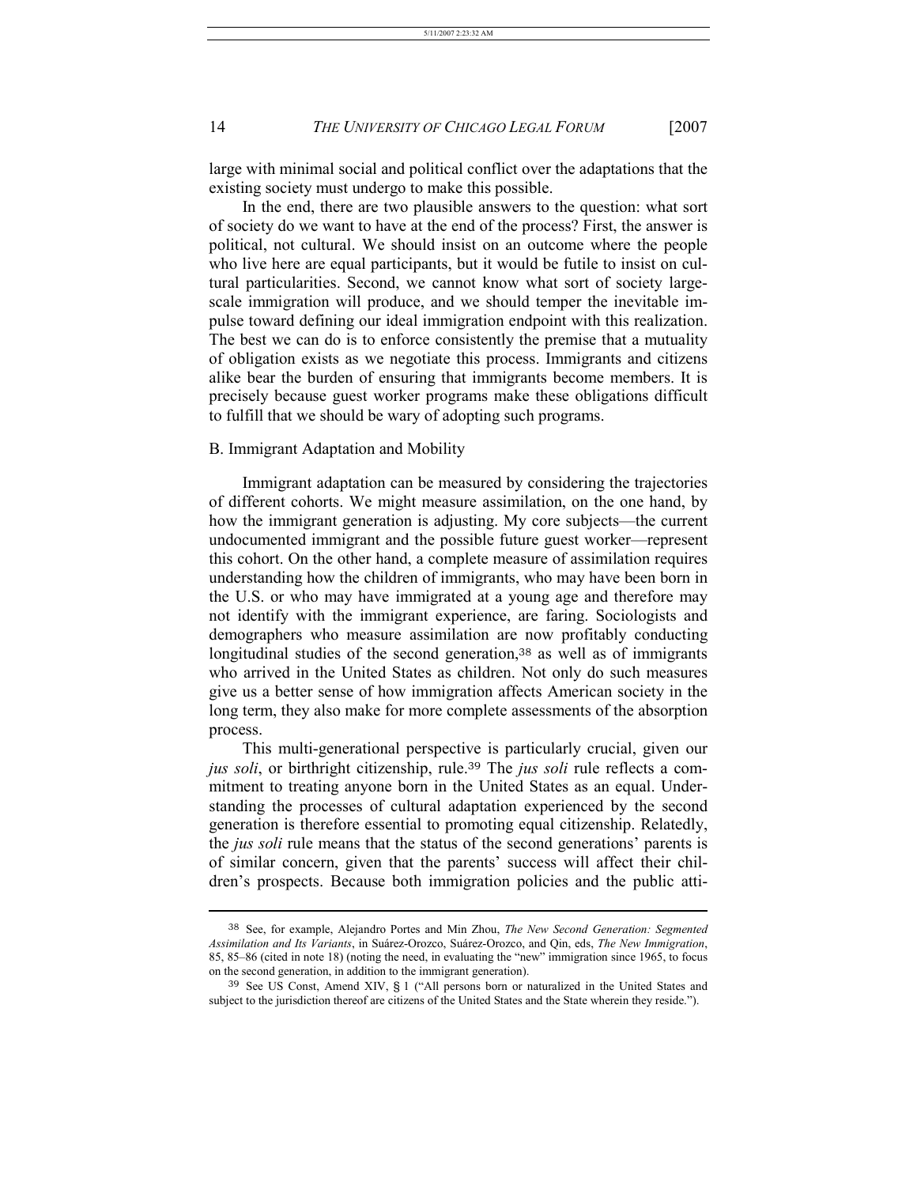large with minimal social and political conflict over the adaptations that the existing society must undergo to make this possible.

In the end, there are two plausible answers to the question: what sort of society do we want to have at the end of the process? First, the answer is political, not cultural. We should insist on an outcome where the people who live here are equal participants, but it would be futile to insist on cultural particularities. Second, we cannot know what sort of society large-scale immigration will produce, and we should temper the inevitable impulse toward defining our ideal immigration endpoint with this realization. The best we can do is to enforce consistently the premise that a mutuality of obligation exists as we negotiate this process. Immigrants and citizens alike bear the burden of ensuring that immigrants become members. It is precisely because guest worker programs make these obligations difficult to fulfill that we should be wary of adopting such programs.

### B. Immigrant Adaptation and Mobility

Immigrant adaptation can be measured by considering the trajectories of different cohorts. We might measure assimilation, on the one hand, by how the immigrant generation is adjusting. My core subjects—the current undocumented immigrant and the possible future guest worker—represent this cohort. On the other hand, a complete measure of assimilation requires understanding how the children of immigrants, who may have been born in the U.S. or who may have immigrated at a young age and therefore may not identify with the immigrant experience, are faring. Sociologists and demographers who measure assimilation are now profitably conducting longitudinal studies of the second generation,[38] as well as of immigrants who arrived in the United States as children. Not only do such measures give us a better sense of how immigration affects American society in the long term, they also make for more complete assessments of the absorption process.

This multi-generational perspective is particularly crucial, given our *jus soli*, or birthright citizenship, rule.[39] The *jus soli* rule reflects a commitment to treating anyone born in the United States as an equal. Understanding the processes of cultural adaptation experienced by the second generation is therefore essential to promoting equal citizenship. Relatedly, the *jus soli* rule means that the status of the second generations' parents is of similar concern, given that the parents' success will affect their children's prospects. Because both immigration policies and the public atti-

---

[38] See, for example, Alejandro Portes and Min Zhou, *The New Second Generation: Segmented Assimilation and Its Variants*, in Suárez-Orozco, Suárez-Orozco, and Qin, eds, *The New Immigration*, 85, 85–86 (cited in note 18) (noting the need, in evaluating the "new" immigration since 1965, to focus on the second generation, in addition to the immigrant generation).

[39] See US Const, Amend XIV, § 1 ("All persons born or naturalized in the United States and subject to the jurisdiction thereof are citizens of the United States and the State wherein they reside.").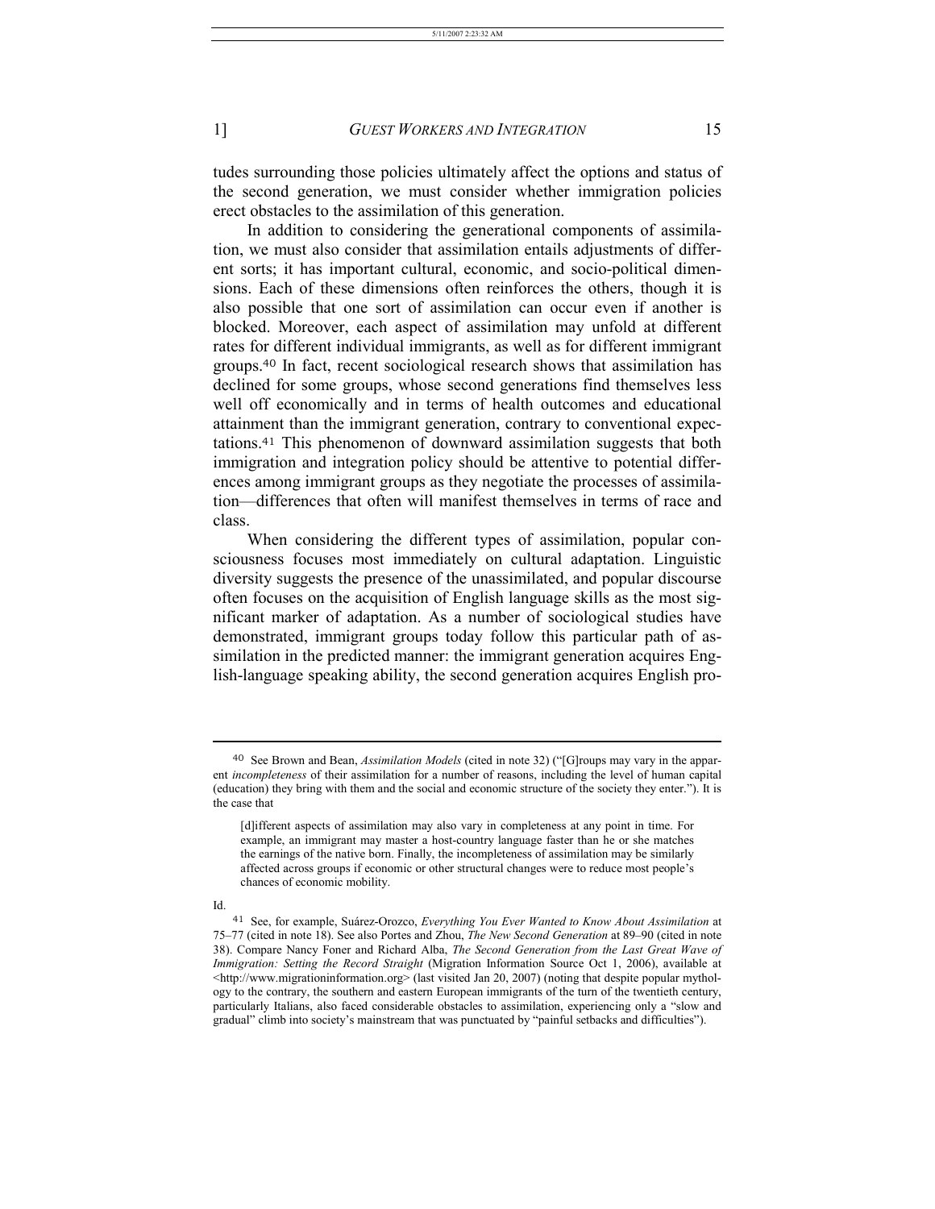tudes surrounding those policies ultimately affect the options and status of the second generation, we must consider whether immigration policies erect obstacles to the assimilation of this generation.

In addition to considering the generational components of assimilation, we must also consider that assimilation entails adjustments of different sorts; it has important cultural, economic, and socio-political dimensions. Each of these dimensions often reinforces the others, though it is also possible that one sort of assimilation can occur even if another is blocked. Moreover, each aspect of assimilation may unfold at different rates for different individual immigrants, as well as for different immigrant groups.[40] In fact, recent sociological research shows that assimilation has declined for some groups, whose second generations find themselves less well off economically and in terms of health outcomes and educational attainment than the immigrant generation, contrary to conventional expectations.[41] This phenomenon of downward assimilation suggests that both immigration and integration policy should be attentive to potential differences among immigrant groups as they negotiate the processes of assimilation—differences that often will manifest themselves in terms of race and class.

When considering the different types of assimilation, popular consciousness focuses most immediately on cultural adaptation. Linguistic diversity suggests the presence of the unassimilated, and popular discourse often focuses on the acquisition of English language skills as the most significant marker of adaptation. As a number of sociological studies have demonstrated, immigrant groups today follow this particular path of assimilation in the predicted manner: the immigrant generation acquires English-language speaking ability, the second generation acquires English pro-

---

[40] See Brown and Bean, *Assimilation Models* (cited in note 32) ("[G]roups may vary in the apparent *incompleteness* of their assimilation for a number of reasons, including the level of human capital (education) they bring with them and the social and economic structure of the society they enter."). It is the case that

> [d]ifferent aspects of assimilation may also vary in completeness at any point in time. For example, an immigrant may master a host-country language faster than he or she matches the earnings of the native born. Finally, the incompleteness of assimilation may be similarly affected across groups if economic or other structural changes were to reduce most people's chances of economic mobility.

Id.

[41] See, for example, Suárez-Orozco, *Everything You Ever Wanted to Know About Assimilation* at 75–77 (cited in note 18). See also Portes and Zhou, *The New Second Generation* at 89–90 (cited in note 38). Compare Nancy Foner and Richard Alba, *The Second Generation from the Last Great Wave of Immigration: Setting the Record Straight* (Migration Information Source Oct 1, 2006), available at <http://www.migrationinformation.org> (last visited Jan 20, 2007) (noting that despite popular mythology to the contrary, the southern and eastern European immigrants of the turn of the twentieth century, particularly Italians, also faced considerable obstacles to assimilation, experiencing only a "slow and gradual" climb into society's mainstream that was punctuated by "painful setbacks and difficulties").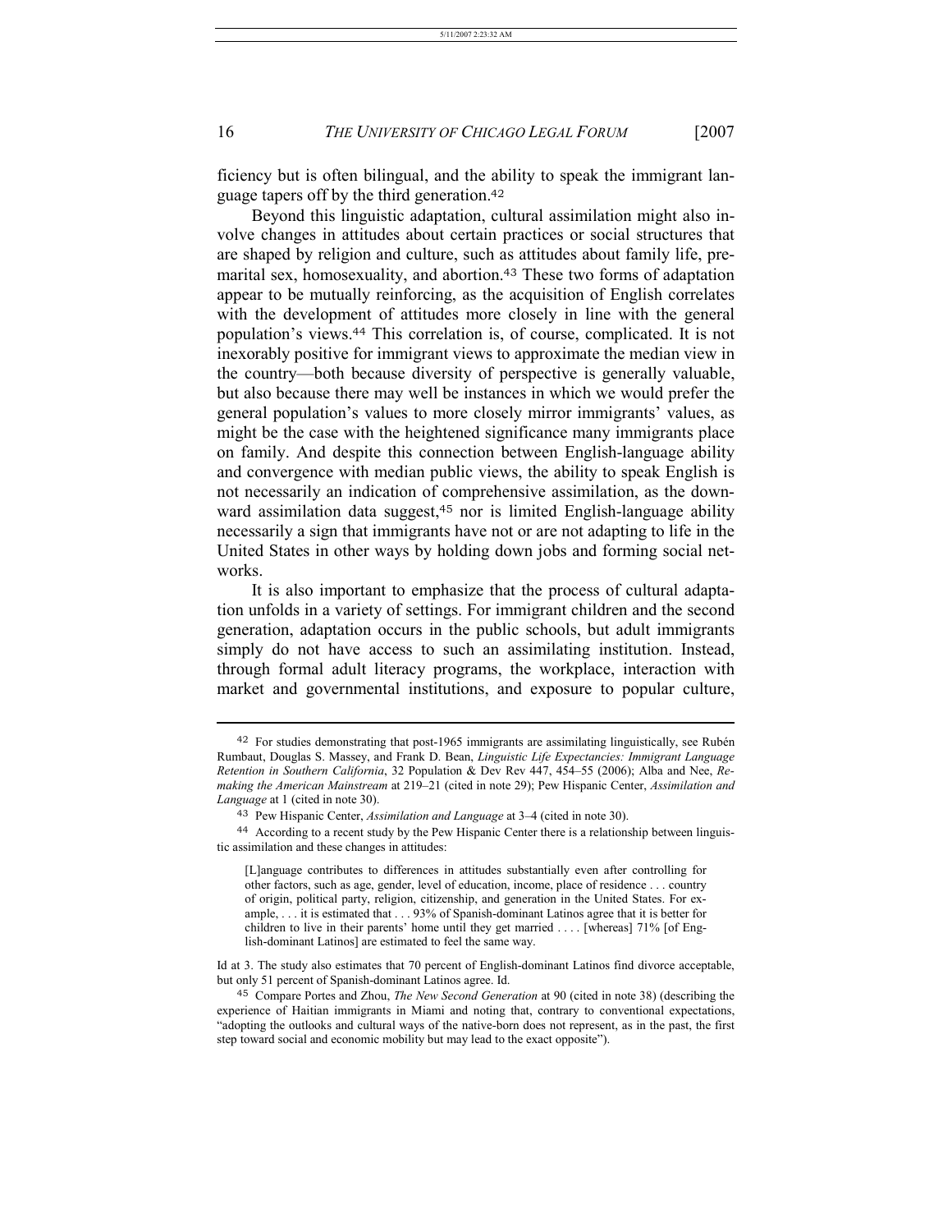ficiency but is often bilingual, and the ability to speak the immigrant language tapers off by the third generation.[42]

Beyond this linguistic adaptation, cultural assimilation might also involve changes in attitudes about certain practices or social structures that are shaped by religion and culture, such as attitudes about family life, premarital sex, homosexuality, and abortion.[43] These two forms of adaptation appear to be mutually reinforcing, as the acquisition of English correlates with the development of attitudes more closely in line with the general population's views.[44] This correlation is, of course, complicated. It is not inexorably positive for immigrant views to approximate the median view in the country—both because diversity of perspective is generally valuable, but also because there may well be instances in which we would prefer the general population's values to more closely mirror immigrants' values, as might be the case with the heightened significance many immigrants place on family. And despite this connection between English-language ability and convergence with median public views, the ability to speak English is not necessarily an indication of comprehensive assimilation, as the downward assimilation data suggest,[45] nor is limited English-language ability necessarily a sign that immigrants have not or are not adapting to life in the United States in other ways by holding down jobs and forming social networks.

It is also important to emphasize that the process of cultural adaptation unfolds in a variety of settings. For immigrant children and the second generation, adaptation occurs in the public schools, but adult immigrants simply do not have access to such an assimilating institution. Instead, through formal adult literacy programs, the workplace, interaction with market and governmental institutions, and exposure to popular culture,

---

[42] For studies demonstrating that post-1965 immigrants are assimilating linguistically, see Rubén Rumbaut, Douglas S. Massey, and Frank D. Bean, *Linguistic Life Expectancies: Immigrant Language Retention in Southern California*, 32 Population & Dev Rev 447, 454–55 (2006); Alba and Nee, *Remaking the American Mainstream* at 219–21 (cited in note 29); Pew Hispanic Center, *Assimilation and Language* at 1 (cited in note 30).

[43] Pew Hispanic Center, *Assimilation and Language* at 3–4 (cited in note 30).

[44] According to a recent study by the Pew Hispanic Center there is a relationship between linguistic assimilation and these changes in attitudes:

> [L]anguage contributes to differences in attitudes substantially even after controlling for other factors, such as age, gender, level of education, income, place of residence . . . country of origin, political party, religion, citizenship, and generation in the United States. For example, . . . it is estimated that . . . 93% of Spanish-dominant Latinos agree that it is better for children to live in their parents' home until they get married . . . . [whereas] 71% [of English-dominant Latinos] are estimated to feel the same way.

Id at 3. The study also estimates that 70 percent of English-dominant Latinos find divorce acceptable, but only 51 percent of Spanish-dominant Latinos agree. Id.

[45] Compare Portes and Zhou, *The New Second Generation* at 90 (cited in note 38) (describing the experience of Haitian immigrants in Miami and noting that, contrary to conventional expectations, "adopting the outlooks and cultural ways of the native-born does not represent, as in the past, the first step toward social and economic mobility but may lead to the exact opposite").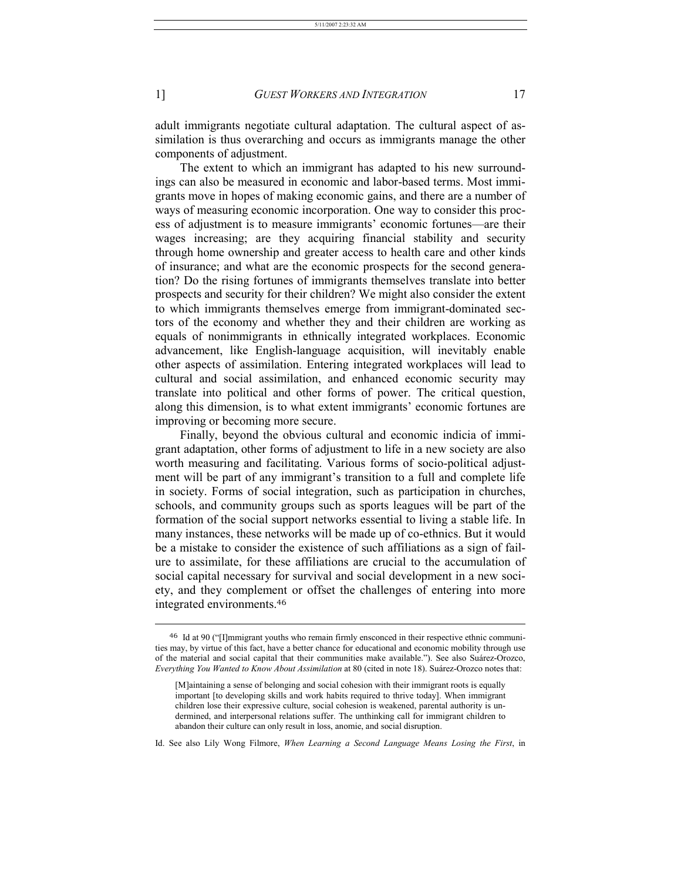adult immigrants negotiate cultural adaptation. The cultural aspect of assimilation is thus overarching and occurs as immigrants manage the other components of adjustment.

The extent to which an immigrant has adapted to his new surroundings can also be measured in economic and labor-based terms. Most immigrants move in hopes of making economic gains, and there are a number of ways of measuring economic incorporation. One way to consider this process of adjustment is to measure immigrants' economic fortunes—are their wages increasing; are they acquiring financial stability and security through home ownership and greater access to health care and other kinds of insurance; and what are the economic prospects for the second generation? Do the rising fortunes of immigrants themselves translate into better prospects and security for their children? We might also consider the extent to which immigrants themselves emerge from immigrant-dominated sectors of the economy and whether they and their children are working as equals of nonimmigrants in ethnically integrated workplaces. Economic advancement, like English-language acquisition, will inevitably enable other aspects of assimilation. Entering integrated workplaces will lead to cultural and social assimilation, and enhanced economic security may translate into political and other forms of power. The critical question, along this dimension, is to what extent immigrants' economic fortunes are improving or becoming more secure.

Finally, beyond the obvious cultural and economic indicia of immigrant adaptation, other forms of adjustment to life in a new society are also worth measuring and facilitating. Various forms of socio-political adjustment will be part of any immigrant's transition to a full and complete life in society. Forms of social integration, such as participation in churches, schools, and community groups such as sports leagues will be part of the formation of the social support networks essential to living a stable life. In many instances, these networks will be made up of co-ethnics. But it would be a mistake to consider the existence of such affiliations as a sign of failure to assimilate, for these affiliations are crucial to the accumulation of social capital necessary for survival and social development in a new society, and they complement or offset the challenges of entering into more integrated environments.[46]

---

[46] Id at 90 ("[I]mmigrant youths who remain firmly ensconced in their respective ethnic communities may, by virtue of this fact, have a better chance for educational and economic mobility through use of the material and social capital that their communities make available."). See also Suárez-Orozco, *Everything You Wanted to Know About Assimilation* at 80 (cited in note 18). Suárez-Orozco notes that:

> [M]aintaining a sense of belonging and social cohesion with their immigrant roots is equally important [to developing skills and work habits required to thrive today]. When immigrant children lose their expressive culture, social cohesion is weakened, parental authority is undermined, and interpersonal relations suffer. The unthinking call for immigrant children to abandon their culture can only result in loss, anomie, and social disruption.

Id. See also Lily Wong Filmore, *When Learning a Second Language Means Losing the First*, in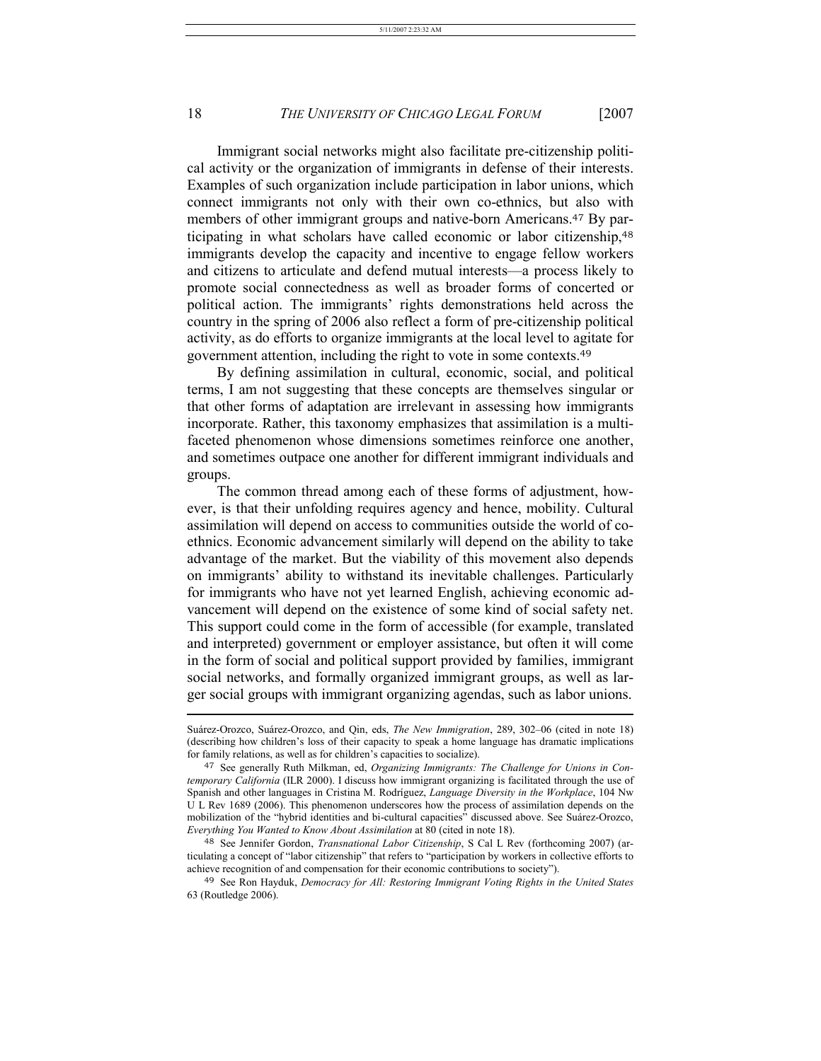Immigrant social networks might also facilitate pre-citizenship political activity or the organization of immigrants in defense of their interests. Examples of such organization include participation in labor unions, which connect immigrants not only with their own co-ethnics, but also with members of other immigrant groups and native-born Americans.[47] By participating in what scholars have called economic or labor citizenship,[48] immigrants develop the capacity and incentive to engage fellow workers and citizens to articulate and defend mutual interests—a process likely to promote social connectedness as well as broader forms of concerted or political action. The immigrants' rights demonstrations held across the country in the spring of 2006 also reflect a form of pre-citizenship political activity, as do efforts to organize immigrants at the local level to agitate for government attention, including the right to vote in some contexts.[49]

By defining assimilation in cultural, economic, social, and political terms, I am not suggesting that these concepts are themselves singular or that other forms of adaptation are irrelevant in assessing how immigrants incorporate. Rather, this taxonomy emphasizes that assimilation is a multifaceted phenomenon whose dimensions sometimes reinforce one another, and sometimes outpace one another for different immigrant individuals and groups.

The common thread among each of these forms of adjustment, however, is that their unfolding requires agency and hence, mobility. Cultural assimilation will depend on access to communities outside the world of co-ethnics. Economic advancement similarly will depend on the ability to take advantage of the market. But the viability of this movement also depends on immigrants' ability to withstand its inevitable challenges. Particularly for immigrants who have not yet learned English, achieving economic advancement will depend on the existence of some kind of social safety net. This support could come in the form of accessible (for example, translated and interpreted) government or employer assistance, but often it will come in the form of social and political support provided by families, immigrant social networks, and formally organized immigrant groups, as well as larger social groups with immigrant organizing agendas, such as labor unions.

---

Suárez-Orozco, Suárez-Orozco, and Qin, eds, *The New Immigration*, 289, 302–06 (cited in note 18) (describing how children's loss of their capacity to speak a home language has dramatic implications for family relations, as well as for children's capacities to socialize).

[47] See generally Ruth Milkman, ed, *Organizing Immigrants: The Challenge for Unions in Contemporary California* (ILR 2000). I discuss how immigrant organizing is facilitated through the use of Spanish and other languages in Cristina M. Rodríguez, *Language Diversity in the Workplace*, 104 Nw U L Rev 1689 (2006). This phenomenon underscores how the process of assimilation depends on the mobilization of the "hybrid identities and bi-cultural capacities" discussed above. See Suárez-Orozco, *Everything You Wanted to Know About Assimilation* at 80 (cited in note 18).

[48] See Jennifer Gordon, *Transnational Labor Citizenship*, S Cal L Rev (forthcoming 2007) (articulating a concept of "labor citizenship" that refers to "participation by workers in collective efforts to achieve recognition of and compensation for their economic contributions to society").

[49] See Ron Hayduk, *Democracy for All: Restoring Immigrant Voting Rights in the United States* 63 (Routledge 2006).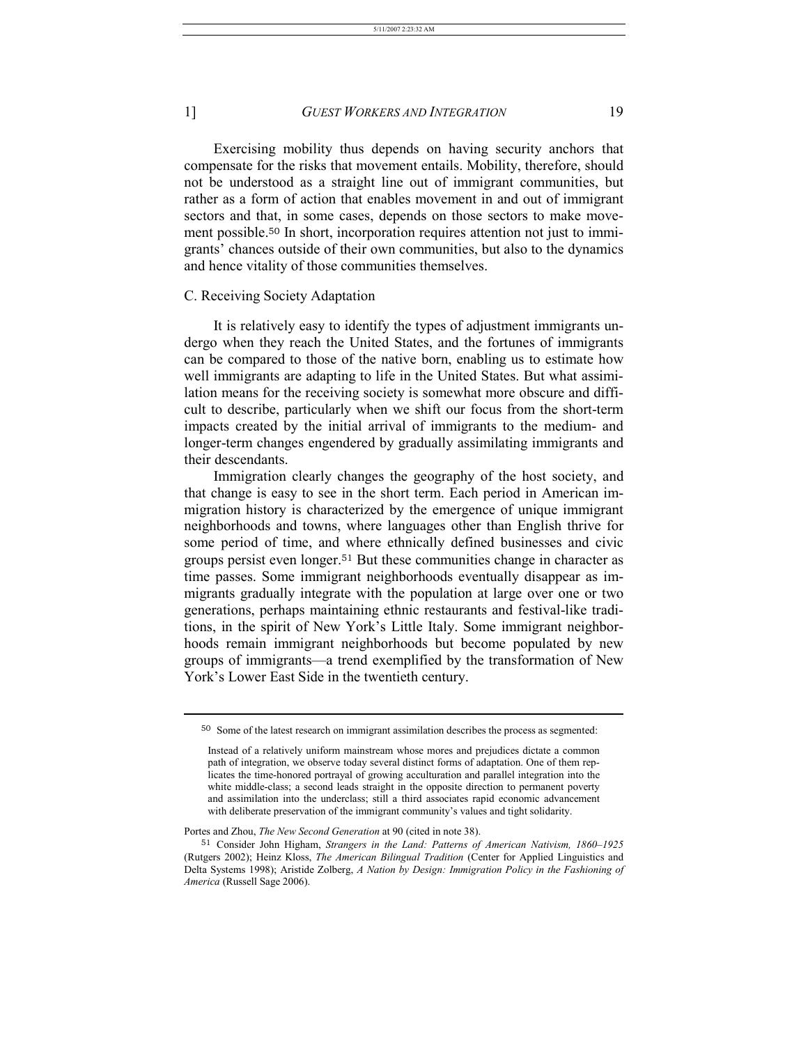Exercising mobility thus depends on having security anchors that compensate for the risks that movement entails. Mobility, therefore, should not be understood as a straight line out of immigrant communities, but rather as a form of action that enables movement in and out of immigrant sectors and that, in some cases, depends on those sectors to make movement possible.[50] In short, incorporation requires attention not just to immigrants' chances outside of their own communities, but also to the dynamics and hence vitality of those communities themselves.

### C. Receiving Society Adaptation

It is relatively easy to identify the types of adjustment immigrants undergo when they reach the United States, and the fortunes of immigrants can be compared to those of the native born, enabling us to estimate how well immigrants are adapting to life in the United States. But what assimilation means for the receiving society is somewhat more obscure and difficult to describe, particularly when we shift our focus from the short-term impacts created by the initial arrival of immigrants to the medium- and longer-term changes engendered by gradually assimilating immigrants and their descendants.

Immigration clearly changes the geography of the host society, and that change is easy to see in the short term. Each period in American immigration history is characterized by the emergence of unique immigrant neighborhoods and towns, where languages other than English thrive for some period of time, and where ethnically defined businesses and civic groups persist even longer.[51] But these communities change in character as time passes. Some immigrant neighborhoods eventually disappear as immigrants gradually integrate with the population at large over one or two generations, perhaps maintaining ethnic restaurants and festival-like traditions, in the spirit of New York's Little Italy. Some immigrant neighborhoods remain immigrant neighborhoods but become populated by new groups of immigrants—a trend exemplified by the transformation of New York's Lower East Side in the twentieth century.

---

[50] Some of the latest research on immigrant assimilation describes the process as segmented:

> Instead of a relatively uniform mainstream whose mores and prejudices dictate a common path of integration, we observe today several distinct forms of adaptation. One of them replicates the time-honored portrayal of growing acculturation and parallel integration into the white middle-class; a second leads straight in the opposite direction to permanent poverty and assimilation into the underclass; still a third associates rapid economic advancement with deliberate preservation of the immigrant community's values and tight solidarity.

Portes and Zhou, *The New Second Generation* at 90 (cited in note 38).

[51] Consider John Higham, *Strangers in the Land: Patterns of American Nativism, 1860–1925* (Rutgers 2002); Heinz Kloss, *The American Bilingual Tradition* (Center for Applied Linguistics and Delta Systems 1998); Aristide Zolberg, *A Nation by Design: Immigration Policy in the Fashioning of America* (Russell Sage 2006).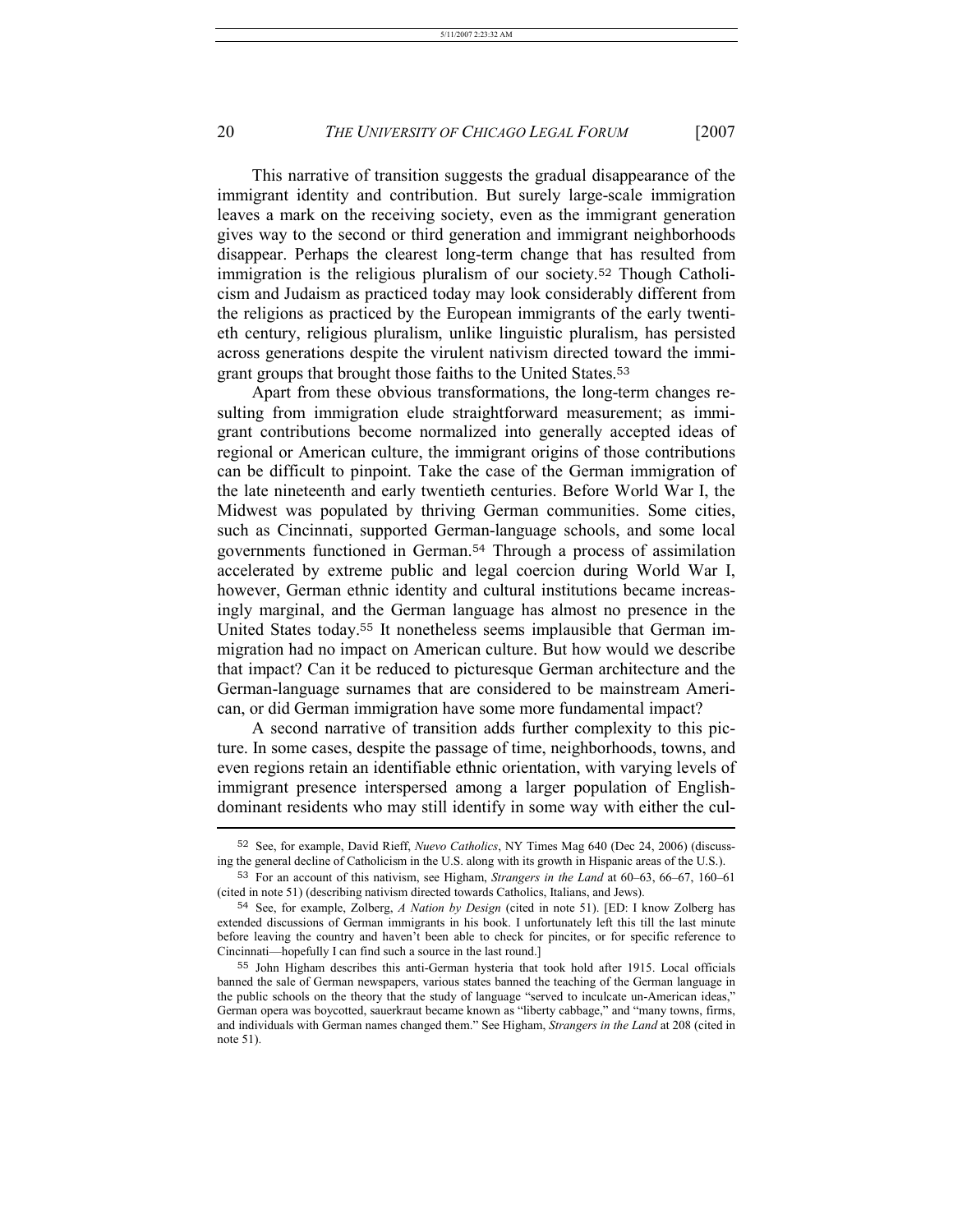This narrative of transition suggests the gradual disappearance of the immigrant identity and contribution. But surely large-scale immigration leaves a mark on the receiving society, even as the immigrant generation gives way to the second or third generation and immigrant neighborhoods disappear. Perhaps the clearest long-term change that has resulted from immigration is the religious pluralism of our society.[52] Though Catholicism and Judaism as practiced today may look considerably different from the religions as practiced by the European immigrants of the early twentieth century, religious pluralism, unlike linguistic pluralism, has persisted across generations despite the virulent nativism directed toward the immigrant groups that brought those faiths to the United States.[53]

Apart from these obvious transformations, the long-term changes resulting from immigration elude straightforward measurement; as immigrant contributions become normalized into generally accepted ideas of regional or American culture, the immigrant origins of those contributions can be difficult to pinpoint. Take the case of the German immigration of the late nineteenth and early twentieth centuries. Before World War I, the Midwest was populated by thriving German communities. Some cities, such as Cincinnati, supported German-language schools, and some local governments functioned in German.[54] Through a process of assimilation accelerated by extreme public and legal coercion during World War I, however, German ethnic identity and cultural institutions became increasingly marginal, and the German language has almost no presence in the United States today.[55] It nonetheless seems implausible that German immigration had no impact on American culture. But how would we describe that impact? Can it be reduced to picturesque German architecture and the German-language surnames that are considered to be mainstream American, or did German immigration have some more fundamental impact?

A second narrative of transition adds further complexity to this picture. In some cases, despite the passage of time, neighborhoods, towns, and even regions retain an identifiable ethnic orientation, with varying levels of immigrant presence interspersed among a larger population of English-dominant residents who may still identify in some way with either the cul-

---

[52] See, for example, David Rieff, *Nuevo Catholics*, NY Times Mag 640 (Dec 24, 2006) (discussing the general decline of Catholicism in the U.S. along with its growth in Hispanic areas of the U.S.).

[53] For an account of this nativism, see Higham, *Strangers in the Land* at 60–63, 66–67, 160–61 (cited in note 51) (describing nativism directed towards Catholics, Italians, and Jews).

[54] See, for example, Zolberg, *A Nation by Design* (cited in note 51). [ED: I know Zolberg has extended discussions of German immigrants in his book. I unfortunately left this till the last minute before leaving the country and haven't been able to check for pincites, or for specific reference to Cincinnati—hopefully I can find such a source in the last round.]

[55] John Higham describes this anti-German hysteria that took hold after 1915. Local officials banned the sale of German newspapers, various states banned the teaching of the German language in the public schools on the theory that the study of language "served to inculcate un-American ideas," German opera was boycotted, sauerkraut became known as "liberty cabbage," and "many towns, firms, and individuals with German names changed them." See Higham, *Strangers in the Land* at 208 (cited in note 51).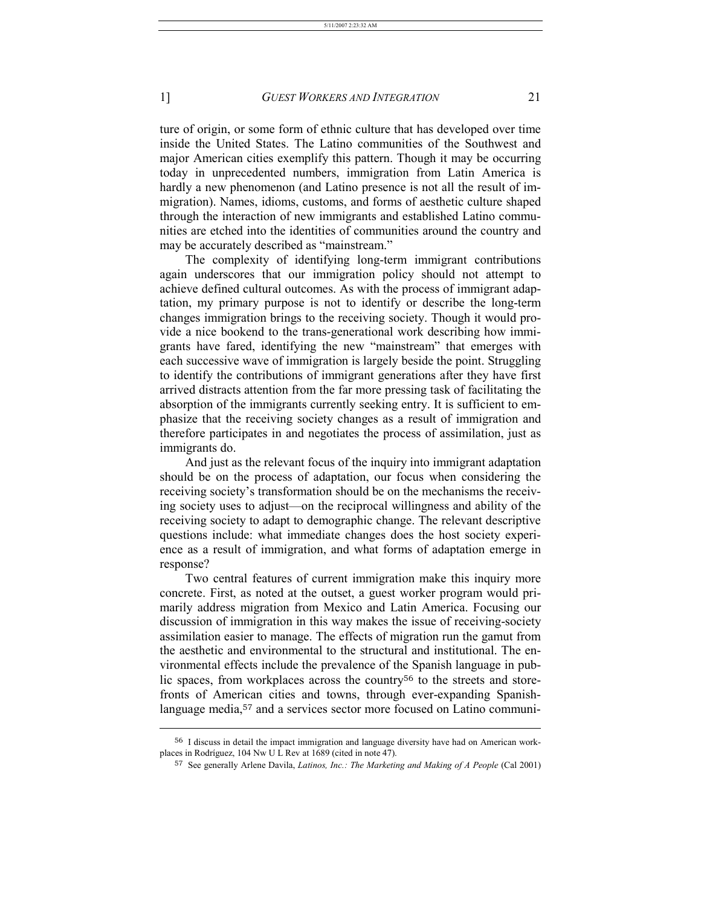ture of origin, or some form of ethnic culture that has developed over time inside the United States. The Latino communities of the Southwest and major American cities exemplify this pattern. Though it may be occurring today in unprecedented numbers, immigration from Latin America is hardly a new phenomenon (and Latino presence is not all the result of immigration). Names, idioms, customs, and forms of aesthetic culture shaped through the interaction of new immigrants and established Latino communities are etched into the identities of communities around the country and may be accurately described as "mainstream."

The complexity of identifying long-term immigrant contributions again underscores that our immigration policy should not attempt to achieve defined cultural outcomes. As with the process of immigrant adaptation, my primary purpose is not to identify or describe the long-term changes immigration brings to the receiving society. Though it would provide a nice bookend to the trans-generational work describing how immigrants have fared, identifying the new "mainstream" that emerges with each successive wave of immigration is largely beside the point. Struggling to identify the contributions of immigrant generations after they have first arrived distracts attention from the far more pressing task of facilitating the absorption of the immigrants currently seeking entry. It is sufficient to emphasize that the receiving society changes as a result of immigration and therefore participates in and negotiates the process of assimilation, just as immigrants do.

And just as the relevant focus of the inquiry into immigrant adaptation should be on the process of adaptation, our focus when considering the receiving society's transformation should be on the mechanisms the receiving society uses to adjust—on the reciprocal willingness and ability of the receiving society to adapt to demographic change. The relevant descriptive questions include: what immediate changes does the host society experience as a result of immigration, and what forms of adaptation emerge in response?

Two central features of current immigration make this inquiry more concrete. First, as noted at the outset, a guest worker program would primarily address migration from Mexico and Latin America. Focusing our discussion of immigration in this way makes the issue of receiving-society assimilation easier to manage. The effects of migration run the gamut from the aesthetic and environmental to the structural and institutional. The environmental effects include the prevalence of the Spanish language in public spaces, from workplaces across the country[56] to the streets and storefronts of American cities and towns, through ever-expanding Spanish-language media,[57] and a services sector more focused on Latino communi-

---

[56] I discuss in detail the impact immigration and language diversity have had on American workplaces in Rodríguez, 104 Nw U L Rev at 1689 (cited in note 47).

[57] See generally Arlene Davila, *Latinos, Inc.: The Marketing and Making of A People* (Cal 2001)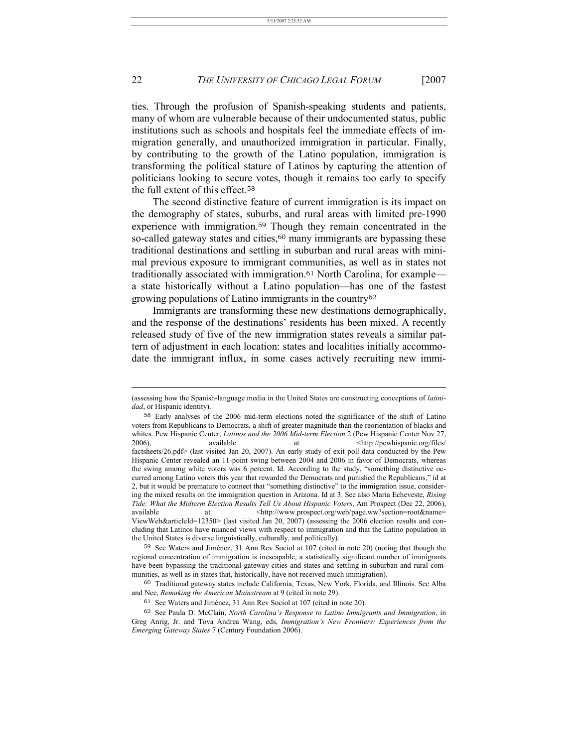ties. Through the profusion of Spanish-speaking students and patients, many of whom are vulnerable because of their undocumented status, public institutions such as schools and hospitals feel the immediate effects of immigration generally, and unauthorized immigration in particular. Finally, by contributing to the growth of the Latino population, immigration is transforming the political stature of Latinos by capturing the attention of politicians looking to secure votes, though it remains too early to specify the full extent of this effect.[58]

The second distinctive feature of current immigration is its impact on the demography of states, suburbs, and rural areas with limited pre-1990 experience with immigration.[59] Though they remain concentrated in the so-called gateway states and cities,[60] many immigrants are bypassing these traditional destinations and settling in suburban and rural areas with minimal previous exposure to immigrant communities, as well as in states not traditionally associated with immigration.[61] North Carolina, for example—a state historically without a Latino population—has one of the fastest growing populations of Latino immigrants in the country[62]

Immigrants are transforming these new destinations demographically, and the response of the destinations' residents has been mixed. A recently released study of five of the new immigration states reveals a similar pattern of adjustment in each location: states and localities initially accommodate the immigrant influx, in some cases actively recruiting new immi-

---

(assessing how the Spanish-language media in the United States are constructing conceptions of *latinidad*, or Hispanic identity).

[58] Early analyses of the 2006 mid-term elections noted the significance of the shift of Latino voters from Republicans to Democrats, a shift of greater magnitude than the reorientation of blacks and whites. Pew Hispanic Center, *Latinos and the 2006 Mid-term Election* 2 (Pew Hispanic Center Nov 27, 2006), available at <http://pewhispanic.org/files/factsheets/26.pdf> (last visited Jan 20, 2007). An early study of exit poll data conducted by the Pew Hispanic Center revealed an 11-point swing between 2004 and 2006 in favor of Democrats, whereas the swing among white voters was 6 percent. Id. According to the study, "something distinctive occurred among Latino voters this year that rewarded the Democrats and punished the Republicans," id at 2, but it would be premature to connect that "something distinctive" to the immigration issue, considering the mixed results on the immigration question in Arizona. Id at 3. See also Maria Echeveste, *Rising Tide: What the Midterm Election Results Tell Us About Hispanic Voters*, Am Prospect (Dec 22, 2006), available at <http://www.prospect.org/web/page.ww?section=root&name=ViewWeb&articleId=12350> (last visited Jan 20, 2007) (assessing the 2006 election results and concluding that Latinos have nuanced views with respect to immigration and that the Latino population in the United States is diverse linguistically, culturally, and politically).

[59] See Waters and Jiménez, 31 Ann Rev Sociol at 107 (cited in note 20) (noting that though the regional concentration of immigration is inescapable, a statistically significant number of immigrants have been bypassing the traditional gateway cities and states and settling in suburban and rural communities, as well as in states that, historically, have not received much immigration).

[60] Traditional gateway states include California, Texas, New York, Florida, and Illinois. See Alba and Nee, *Remaking the American Mainstream* at 9 (cited in note 29).

[61] See Waters and Jiménez, 31 Ann Rev Sociol at 107 (cited in note 20).

[62] See Paula D. McClain, *North Carolina's Response to Latino Immigrants and Immigration*, in Greg Anrig, Jr. and Tova Andrea Wang, eds, *Immigration's New Frontiers: Experiences from the Emerging Gateway States* 7 (Century Foundation 2006).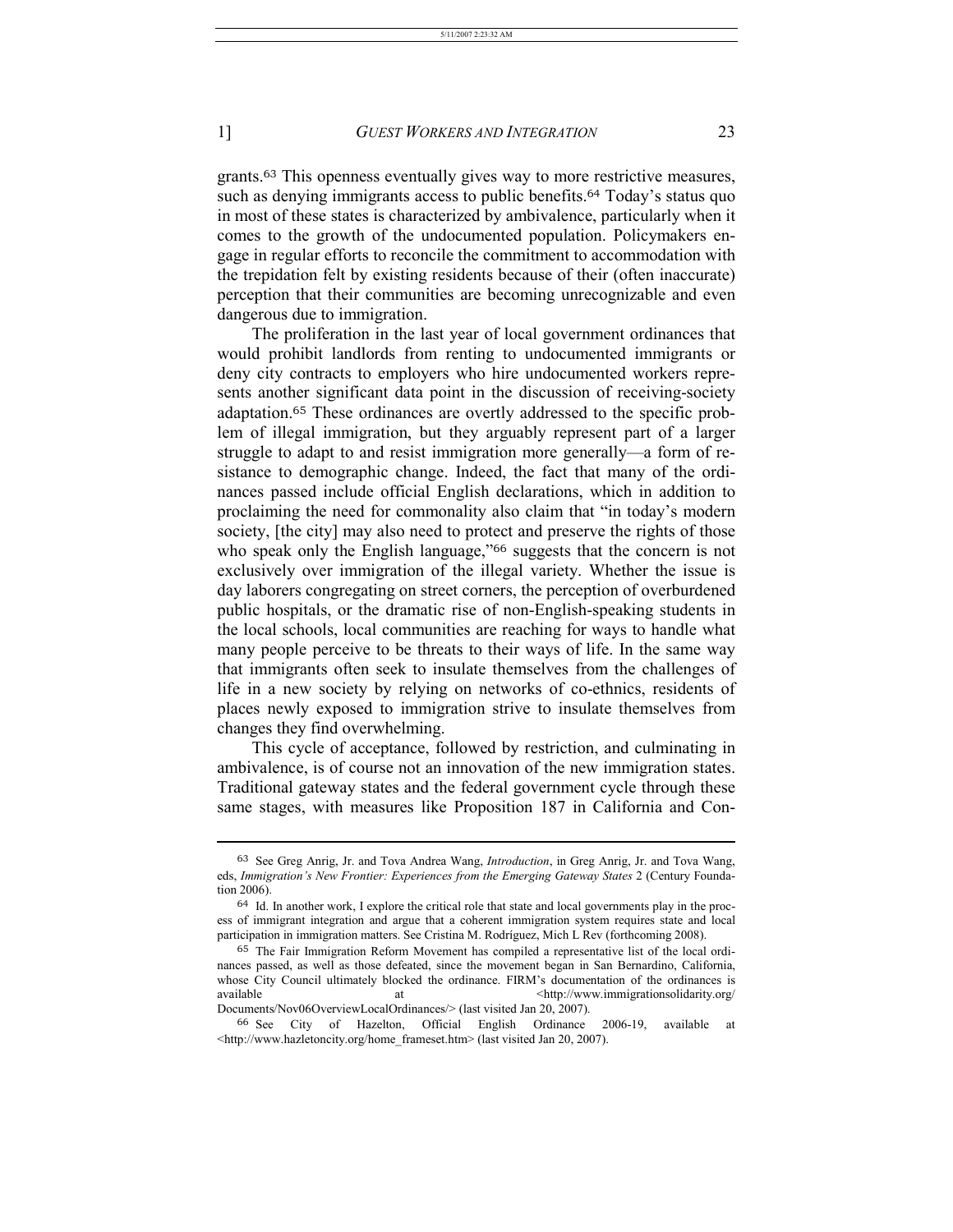grants.[63] This openness eventually gives way to more restrictive measures, such as denying immigrants access to public benefits.[64] Today's status quo in most of these states is characterized by ambivalence, particularly when it comes to the growth of the undocumented population. Policymakers engage in regular efforts to reconcile the commitment to accommodation with the trepidation felt by existing residents because of their (often inaccurate) perception that their communities are becoming unrecognizable and even dangerous due to immigration.

The proliferation in the last year of local government ordinances that would prohibit landlords from renting to undocumented immigrants or deny city contracts to employers who hire undocumented workers represents another significant data point in the discussion of receiving-society adaptation.[65] These ordinances are overtly addressed to the specific problem of illegal immigration, but they arguably represent part of a larger struggle to adapt to and resist immigration more generally—a form of resistance to demographic change. Indeed, the fact that many of the ordinances passed include official English declarations, which in addition to proclaiming the need for commonality also claim that "in today's modern society, [the city] may also need to protect and preserve the rights of those who speak only the English language,"[66] suggests that the concern is not exclusively over immigration of the illegal variety. Whether the issue is day laborers congregating on street corners, the perception of overburdened public hospitals, or the dramatic rise of non-English-speaking students in the local schools, local communities are reaching for ways to handle what many people perceive to be threats to their ways of life. In the same way that immigrants often seek to insulate themselves from the challenges of life in a new society by relying on networks of co-ethnics, residents of places newly exposed to immigration strive to insulate themselves from changes they find overwhelming.

This cycle of acceptance, followed by restriction, and culminating in ambivalence, is of course not an innovation of the new immigration states. Traditional gateway states and the federal government cycle through these same stages, with measures like Proposition 187 in California and Con-

---

[63] See Greg Anrig, Jr. and Tova Andrea Wang, *Introduction*, in Greg Anrig, Jr. and Tova Wang, eds, *Immigration's New Frontier: Experiences from the Emerging Gateway States* 2 (Century Foundation 2006).

[64] Id. In another work, I explore the critical role that state and local governments play in the process of immigrant integration and argue that a coherent immigration system requires state and local participation in immigration matters. See Cristina M. Rodríguez, Mich L Rev (forthcoming 2008).

[65] The Fair Immigration Reform Movement has compiled a representative list of the local ordinances passed, as well as those defeated, since the movement began in San Bernardino, California, whose City Council ultimately blocked the ordinance. FIRM's documentation of the ordinances is available at <http://www.immigrationsolidarity.org/Documents/Nov06OverviewLocalOrdinances/> (last visited Jan 20, 2007).

[66] See City of Hazelton, Official English Ordinance 2006-19, available at <http://www.hazletoncity.org/home_frameset.htm> (last visited Jan 20, 2007).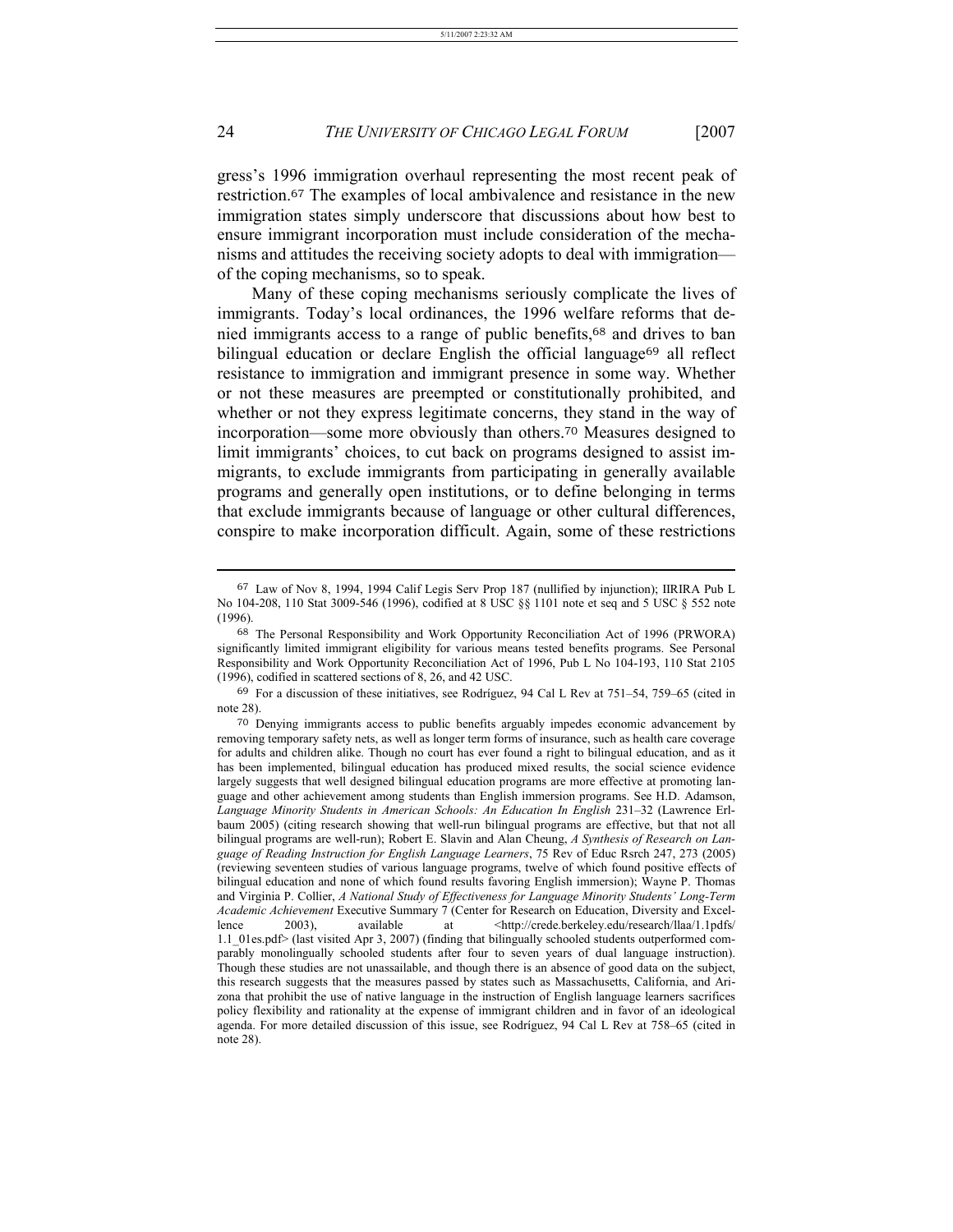gress's 1996 immigration overhaul representing the most recent peak of restriction.[67] The examples of local ambivalence and resistance in the new immigration states simply underscore that discussions about how best to ensure immigrant incorporation must include consideration of the mechanisms and attitudes the receiving society adopts to deal with immigration—of the coping mechanisms, so to speak.

Many of these coping mechanisms seriously complicate the lives of immigrants. Today's local ordinances, the 1996 welfare reforms that denied immigrants access to a range of public benefits,[68] and drives to ban bilingual education or declare English the official language[69] all reflect resistance to immigration and immigrant presence in some way. Whether or not these measures are preempted or constitutionally prohibited, and whether or not they express legitimate concerns, they stand in the way of incorporation—some more obviously than others.[70] Measures designed to limit immigrants' choices, to cut back on programs designed to assist immigrants, to exclude immigrants from participating in generally available programs and generally open institutions, or to define belonging in terms that exclude immigrants because of language or other cultural differences, conspire to make incorporation difficult. Again, some of these restrictions

---

[67] Law of Nov 8, 1994, 1994 Calif Legis Serv Prop 187 (nullified by injunction); IIRIRA Pub L No 104-208, 110 Stat 3009-546 (1996), codified at 8 USC §§ 1101 note et seq and 5 USC § 552 note (1996).

[68] The Personal Responsibility and Work Opportunity Reconciliation Act of 1996 (PRWORA) significantly limited immigrant eligibility for various means tested benefits programs. See Personal Responsibility and Work Opportunity Reconciliation Act of 1996, Pub L No 104-193, 110 Stat 2105 (1996), codified in scattered sections of 8, 26, and 42 USC.

[69] For a discussion of these initiatives, see Rodríguez, 94 Cal L Rev at 751–54, 759–65 (cited in note 28).

[70] Denying immigrants access to public benefits arguably impedes economic advancement by removing temporary safety nets, as well as longer term forms of insurance, such as health care coverage for adults and children alike. Though no court has ever found a right to bilingual education, and as it has been implemented, bilingual education has produced mixed results, the social science evidence largely suggests that well designed bilingual education programs are more effective at promoting language and other achievement among students than English immersion programs. See H.D. Adamson, *Language Minority Students in American Schools: An Education In English* 231–32 (Lawrence Erlbaum 2005) (citing research showing that well-run bilingual programs are effective, but that not all bilingual programs are well-run); Robert E. Slavin and Alan Cheung, *A Synthesis of Research on Language of Reading Instruction for English Language Learners*, 75 Rev of Educ Rsrch 247, 273 (2005) (reviewing seventeen studies of various language programs, twelve of which found positive effects of bilingual education and none of which found results favoring English immersion); Wayne P. Thomas and Virginia P. Collier, *A National Study of Effectiveness for Language Minority Students' Long-Term Academic Achievement* Executive Summary 7 (Center for Research on Education, Diversity and Excellence 2003), available at <http://crede.berkeley.edu/research/llaa/1.1pdfs/1.1_01es.pdf> (last visited Apr 3, 2007) (finding that bilingually schooled students outperformed comparably monolingually schooled students after four to seven years of dual language instruction). Though these studies are not unassailable, and though there is an absence of good data on the subject, this research suggests that the measures passed by states such as Massachusetts, California, and Arizona that prohibit the use of native language in the instruction of English language learners sacrifices policy flexibility and rationality at the expense of immigrant children and in favor of an ideological agenda. For more detailed discussion of this issue, see Rodríguez, 94 Cal L Rev at 758–65 (cited in note 28).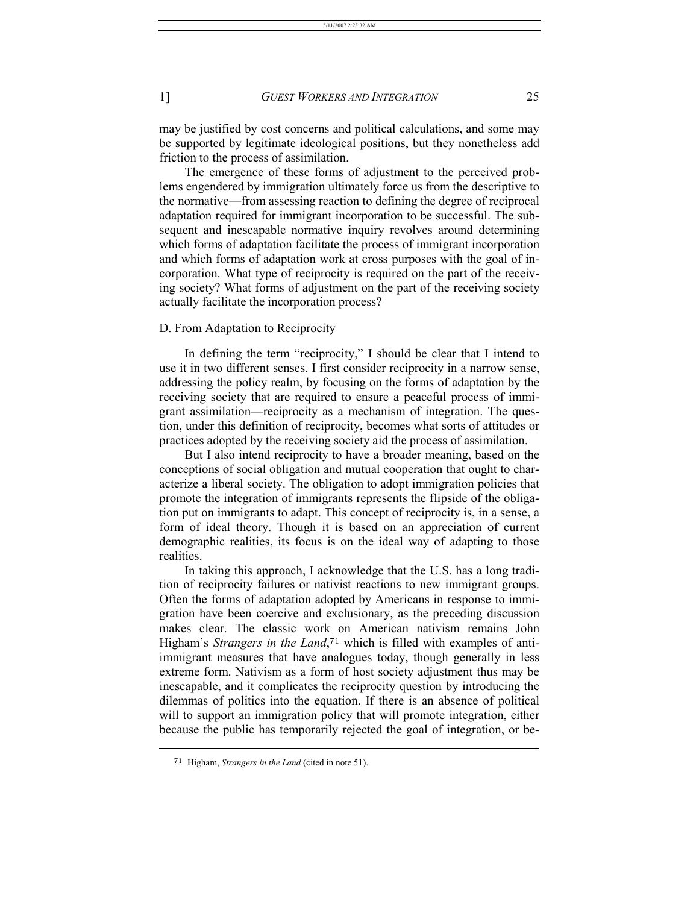may be justified by cost concerns and political calculations, and some may be supported by legitimate ideological positions, but they nonetheless add friction to the process of assimilation.

The emergence of these forms of adjustment to the perceived problems engendered by immigration ultimately force us from the descriptive to the normative—from assessing reaction to defining the degree of reciprocal adaptation required for immigrant incorporation to be successful. The subsequent and inescapable normative inquiry revolves around determining which forms of adaptation facilitate the process of immigrant incorporation and which forms of adaptation work at cross purposes with the goal of incorporation. What type of reciprocity is required on the part of the receiving society? What forms of adjustment on the part of the receiving society actually facilitate the incorporation process?

### D. From Adaptation to Reciprocity

In defining the term "reciprocity," I should be clear that I intend to use it in two different senses. I first consider reciprocity in a narrow sense, addressing the policy realm, by focusing on the forms of adaptation by the receiving society that are required to ensure a peaceful process of immigrant assimilation—reciprocity as a mechanism of integration. The question, under this definition of reciprocity, becomes what sorts of attitudes or practices adopted by the receiving society aid the process of assimilation.

But I also intend reciprocity to have a broader meaning, based on the conceptions of social obligation and mutual cooperation that ought to characterize a liberal society. The obligation to adopt immigration policies that promote the integration of immigrants represents the flipside of the obligation put on immigrants to adapt. This concept of reciprocity is, in a sense, a form of ideal theory. Though it is based on an appreciation of current demographic realities, its focus is on the ideal way of adapting to those realities.

In taking this approach, I acknowledge that the U.S. has a long tradition of reciprocity failures or nativist reactions to new immigrant groups. Often the forms of adaptation adopted by Americans in response to immigration have been coercive and exclusionary, as the preceding discussion makes clear. The classic work on American nativism remains John Higham's *Strangers in the Land*,[71] which is filled with examples of anti-immigrant measures that have analogues today, though generally in less extreme form. Nativism as a form of host society adjustment thus may be inescapable, and it complicates the reciprocity question by introducing the dilemmas of politics into the equation. If there is an absence of political will to support an immigration policy that will promote integration, either because the public has temporarily rejected the goal of integration, or be-

[71] Higham, *Strangers in the Land* (cited in note 51).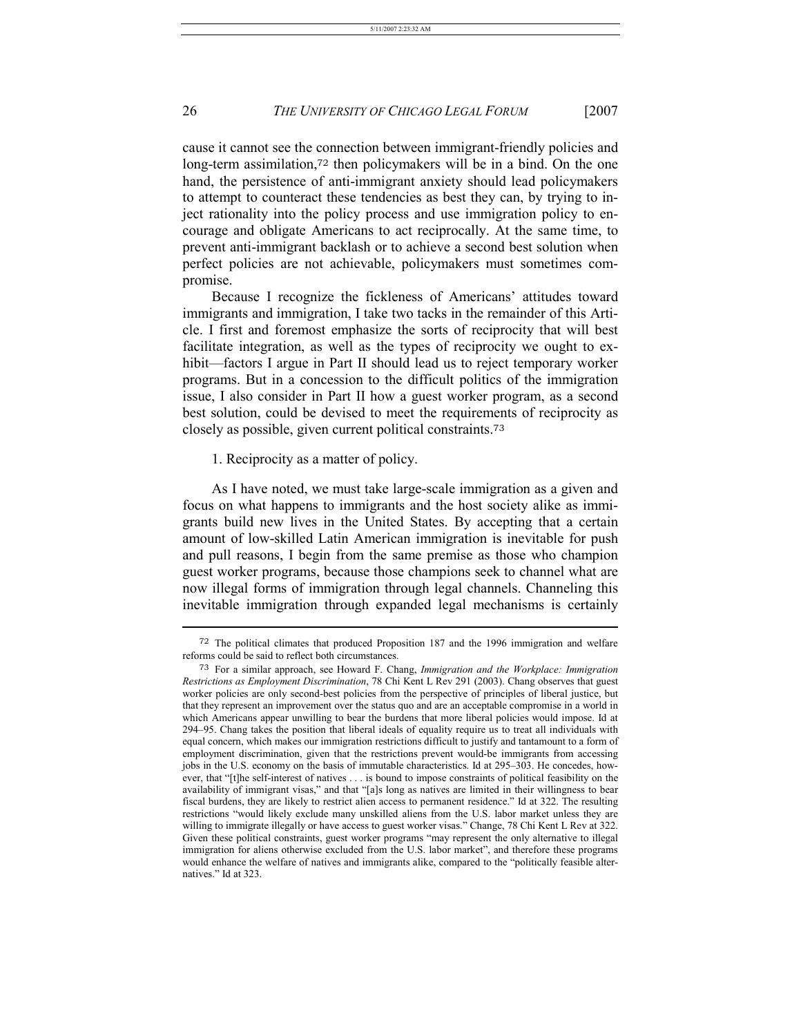cause it cannot see the connection between immigrant-friendly policies and long-term assimilation,[72] then policymakers will be in a bind. On the one hand, the persistence of anti-immigrant anxiety should lead policymakers to attempt to counteract these tendencies as best they can, by trying to inject rationality into the policy process and use immigration policy to encourage and obligate Americans to act reciprocally. At the same time, to prevent anti-immigrant backlash or to achieve a second best solution when perfect policies are not achievable, policymakers must sometimes compromise.

Because I recognize the fickleness of Americans' attitudes toward immigrants and immigration, I take two tacks in the remainder of this Article. I first and foremost emphasize the sorts of reciprocity that will best facilitate integration, as well as the types of reciprocity we ought to exhibit—factors I argue in Part II should lead us to reject temporary worker programs. But in a concession to the difficult politics of the immigration issue, I also consider in Part II how a guest worker program, as a second best solution, could be devised to meet the requirements of reciprocity as closely as possible, given current political constraints.[73]

1. Reciprocity as a matter of policy.

As I have noted, we must take large-scale immigration as a given and focus on what happens to immigrants and the host society alike as immigrants build new lives in the United States. By accepting that a certain amount of low-skilled Latin American immigration is inevitable for push and pull reasons, I begin from the same premise as those who champion guest worker programs, because those champions seek to channel what are now illegal forms of immigration through legal channels. Channeling this inevitable immigration through expanded legal mechanisms is certainly

---

[72] The political climates that produced Proposition 187 and the 1996 immigration and welfare reforms could be said to reflect both circumstances.

[73] For a similar approach, see Howard F. Chang, *Immigration and the Workplace: Immigration Restrictions as Employment Discrimination*, 78 Chi Kent L Rev 291 (2003). Chang observes that guest worker policies are only second-best policies from the perspective of principles of liberal justice, but that they represent an improvement over the status quo and are an acceptable compromise in a world in which Americans appear unwilling to bear the burdens that more liberal policies would impose. Id at 294–95. Chang takes the position that liberal ideals of equality require us to treat all individuals with equal concern, which makes our immigration restrictions difficult to justify and tantamount to a form of employment discrimination, given that the restrictions prevent would-be immigrants from accessing jobs in the U.S. economy on the basis of immutable characteristics. Id at 295–303. He concedes, however, that "[t]he self-interest of natives . . . is bound to impose constraints of political feasibility on the availability of immigrant visas," and that "[a]s long as natives are limited in their willingness to bear fiscal burdens, they are likely to restrict alien access to permanent residence." Id at 322. The resulting restrictions "would likely exclude many unskilled aliens from the U.S. labor market unless they are willing to immigrate illegally or have access to guest worker visas." Change, 78 Chi Kent L Rev at 322. Given these political constraints, guest worker programs "may represent the only alternative to illegal immigration for aliens otherwise excluded from the U.S. labor market", and therefore these programs would enhance the welfare of natives and immigrants alike, compared to the "politically feasible alternatives." Id at 323.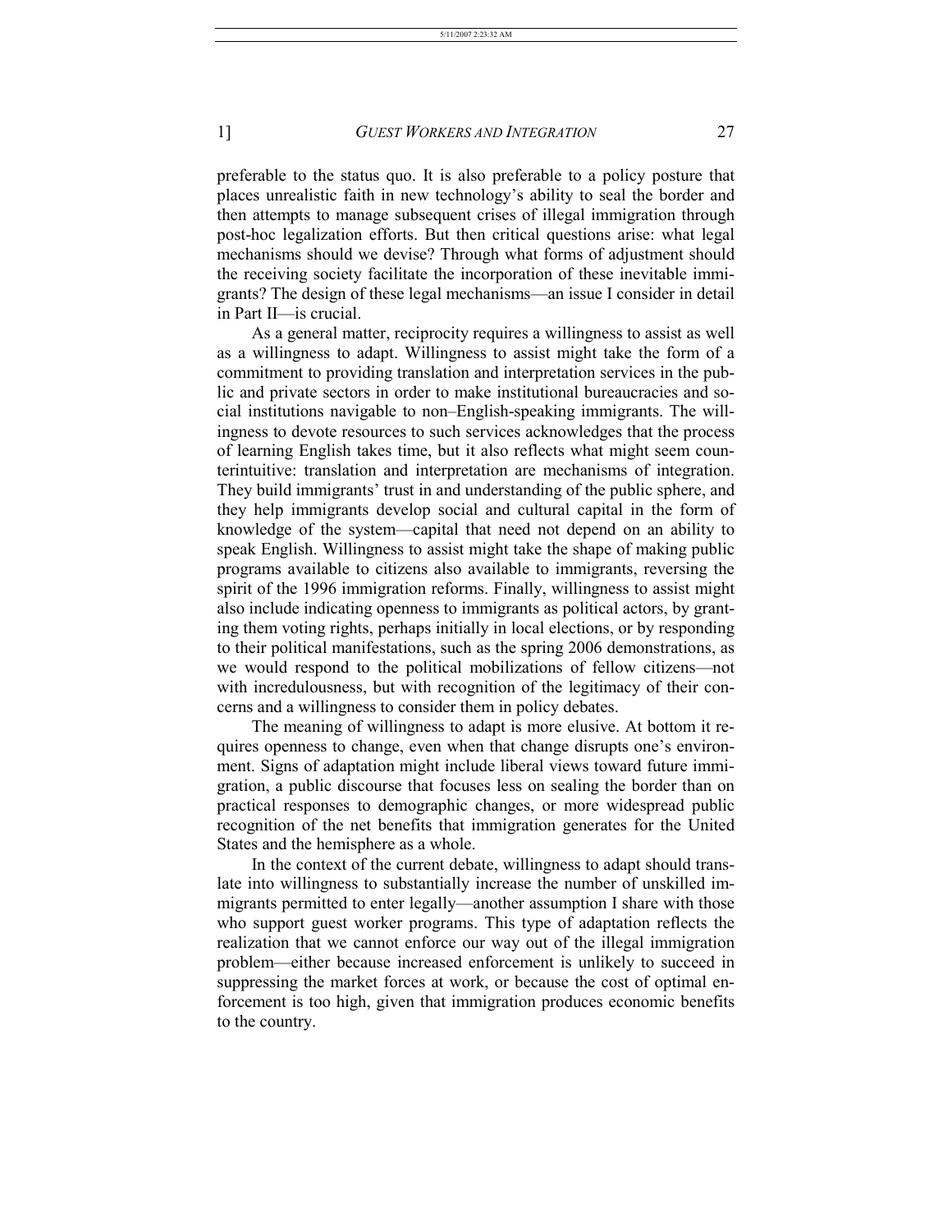preferable to the status quo. It is also preferable to a policy posture that places unrealistic faith in new technology's ability to seal the border and then attempts to manage subsequent crises of illegal immigration through post-hoc legalization efforts. But then critical questions arise: what legal mechanisms should we devise? Through what forms of adjustment should the receiving society facilitate the incorporation of these inevitable immigrants? The design of these legal mechanisms—an issue I consider in detail in Part II—is crucial.

As a general matter, reciprocity requires a willingness to assist as well as a willingness to adapt. Willingness to assist might take the form of a commitment to providing translation and interpretation services in the public and private sectors in order to make institutional bureaucracies and social institutions navigable to non–English-speaking immigrants. The willingness to devote resources to such services acknowledges that the process of learning English takes time, but it also reflects what might seem counterintuitive: translation and interpretation are mechanisms of integration. They build immigrants' trust in and understanding of the public sphere, and they help immigrants develop social and cultural capital in the form of knowledge of the system—capital that need not depend on an ability to speak English. Willingness to assist might take the shape of making public programs available to citizens also available to immigrants, reversing the spirit of the 1996 immigration reforms. Finally, willingness to assist might also include indicating openness to immigrants as political actors, by granting them voting rights, perhaps initially in local elections, or by responding to their political manifestations, such as the spring 2006 demonstrations, as we would respond to the political mobilizations of fellow citizens—not with incredulousness, but with recognition of the legitimacy of their concerns and a willingness to consider them in policy debates.

The meaning of willingness to adapt is more elusive. At bottom it requires openness to change, even when that change disrupts one's environment. Signs of adaptation might include liberal views toward future immigration, a public discourse that focuses less on sealing the border than on practical responses to demographic changes, or more widespread public recognition of the net benefits that immigration generates for the United States and the hemisphere as a whole.

In the context of the current debate, willingness to adapt should translate into willingness to substantially increase the number of unskilled immigrants permitted to enter legally—another assumption I share with those who support guest worker programs. This type of adaptation reflects the realization that we cannot enforce our way out of the illegal immigration problem—either because increased enforcement is unlikely to succeed in suppressing the market forces at work, or because the cost of optimal enforcement is too high, given that immigration produces economic benefits to the country.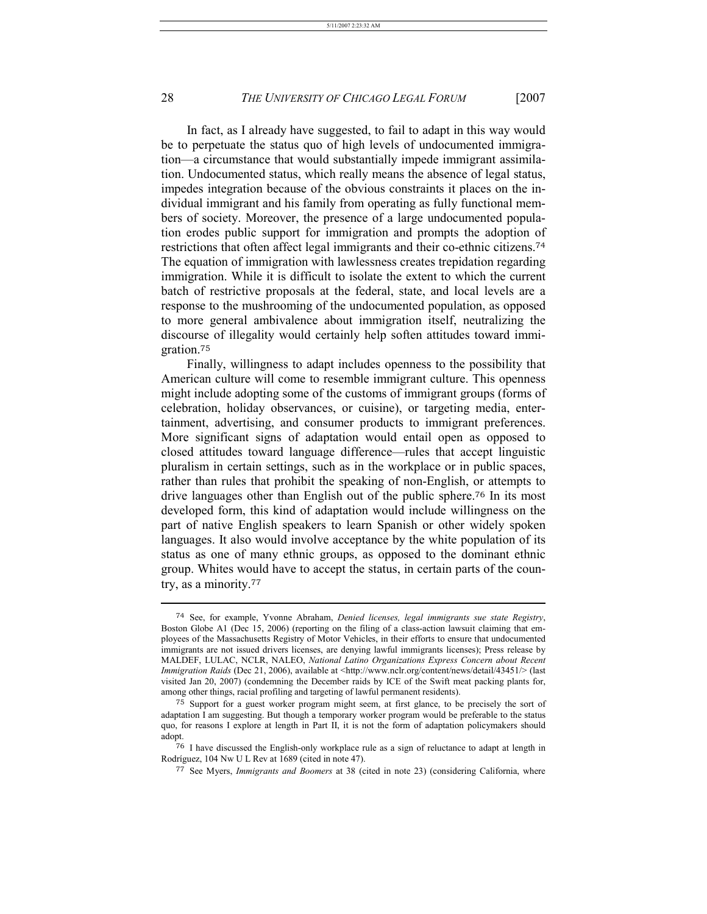In fact, as I already have suggested, to fail to adapt in this way would be to perpetuate the status quo of high levels of undocumented immigration—a circumstance that would substantially impede immigrant assimilation. Undocumented status, which really means the absence of legal status, impedes integration because of the obvious constraints it places on the individual immigrant and his family from operating as fully functional members of society. Moreover, the presence of a large undocumented population erodes public support for immigration and prompts the adoption of restrictions that often affect legal immigrants and their co-ethnic citizens.[74] The equation of immigration with lawlessness creates trepidation regarding immigration. While it is difficult to isolate the extent to which the current batch of restrictive proposals at the federal, state, and local levels are a response to the mushrooming of the undocumented population, as opposed to more general ambivalence about immigration itself, neutralizing the discourse of illegality would certainly help soften attitudes toward immigration.[75]

Finally, willingness to adapt includes openness to the possibility that American culture will come to resemble immigrant culture. This openness might include adopting some of the customs of immigrant groups (forms of celebration, holiday observances, or cuisine), or targeting media, entertainment, advertising, and consumer products to immigrant preferences. More significant signs of adaptation would entail open as opposed to closed attitudes toward language difference—rules that accept linguistic pluralism in certain settings, such as in the workplace or in public spaces, rather than rules that prohibit the speaking of non-English, or attempts to drive languages other than English out of the public sphere.[76] In its most developed form, this kind of adaptation would include willingness on the part of native English speakers to learn Spanish or other widely spoken languages. It also would involve acceptance by the white population of its status as one of many ethnic groups, as opposed to the dominant ethnic group. Whites would have to accept the status, in certain parts of the country, as a minority.[77]

---

[74] See, for example, Yvonne Abraham, *Denied licenses, legal immigrants sue state Registry*, Boston Globe A1 (Dec 15, 2006) (reporting on the filing of a class-action lawsuit claiming that employees of the Massachusetts Registry of Motor Vehicles, in their efforts to ensure that undocumented immigrants are not issued drivers licenses, are denying lawful immigrants licenses); Press release by MALDEF, LULAC, NCLR, NALEO, *National Latino Organizations Express Concern about Recent Immigration Raids* (Dec 21, 2006), available at <http://www.nclr.org/content/news/detail/43451/> (last visited Jan 20, 2007) (condemning the December raids by ICE of the Swift meat packing plants for, among other things, racial profiling and targeting of lawful permanent residents).

[75] Support for a guest worker program might seem, at first glance, to be precisely the sort of adaptation I am suggesting. But though a temporary worker program would be preferable to the status quo, for reasons I explore at length in Part II, it is not the form of adaptation policymakers should adopt.

[76] I have discussed the English-only workplace rule as a sign of reluctance to adapt at length in Rodríguez, 104 Nw U L Rev at 1689 (cited in note 47).

[77] See Myers, *Immigrants and Boomers* at 38 (cited in note 23) (considering California, where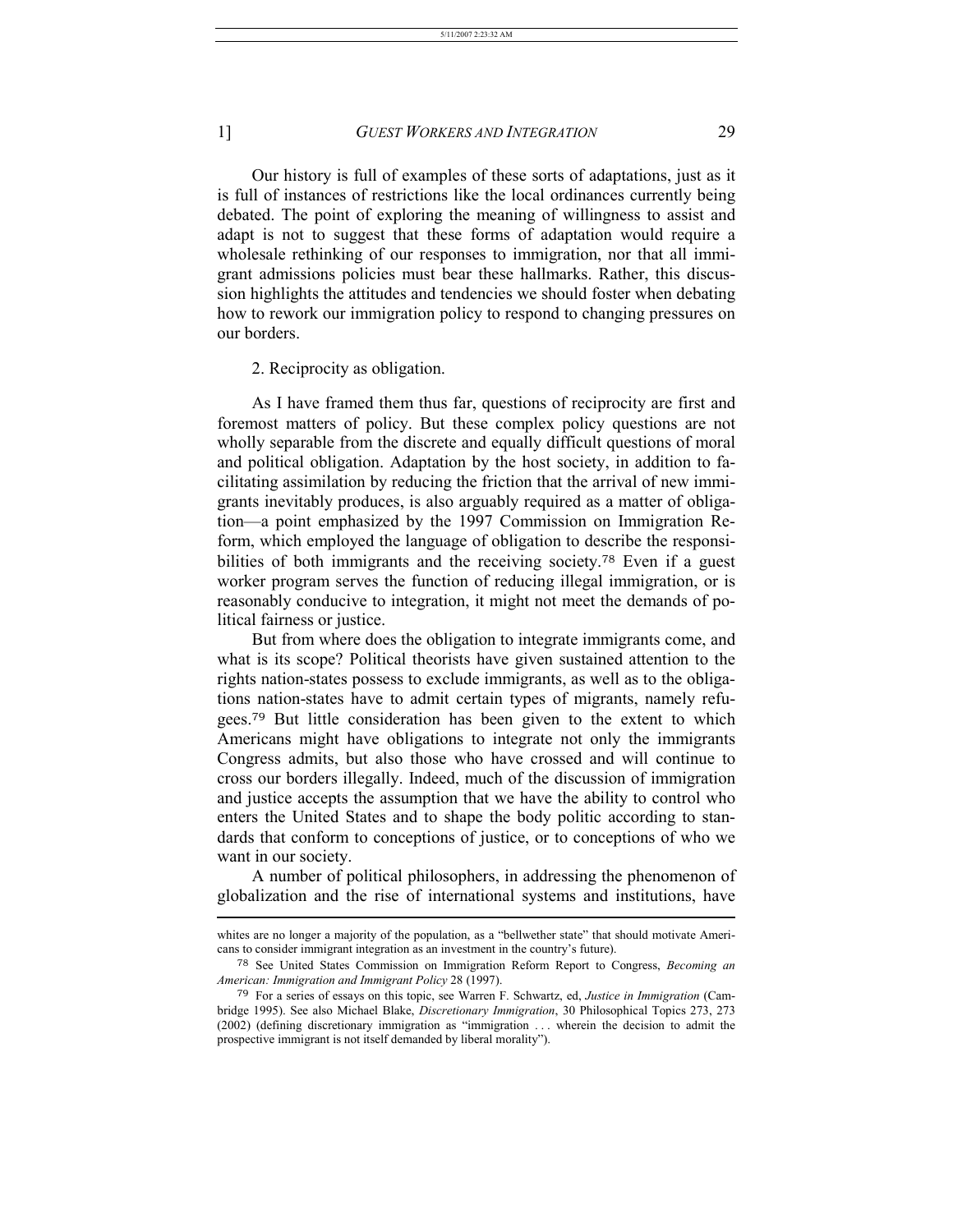Our history is full of examples of these sorts of adaptations, just as it is full of instances of restrictions like the local ordinances currently being debated. The point of exploring the meaning of willingness to assist and adapt is not to suggest that these forms of adaptation would require a wholesale rethinking of our responses to immigration, nor that all immigrant admissions policies must bear these hallmarks. Rather, this discussion highlights the attitudes and tendencies we should foster when debating how to rework our immigration policy to respond to changing pressures on our borders.

2. Reciprocity as obligation.

As I have framed them thus far, questions of reciprocity are first and foremost matters of policy. But these complex policy questions are not wholly separable from the discrete and equally difficult questions of moral and political obligation. Adaptation by the host society, in addition to facilitating assimilation by reducing the friction that the arrival of new immigrants inevitably produces, is also arguably required as a matter of obligation—a point emphasized by the 1997 Commission on Immigration Reform, which employed the language of obligation to describe the responsibilities of both immigrants and the receiving society.[78] Even if a guest worker program serves the function of reducing illegal immigration, or is reasonably conducive to integration, it might not meet the demands of political fairness or justice.

But from where does the obligation to integrate immigrants come, and what is its scope? Political theorists have given sustained attention to the rights nation-states possess to exclude immigrants, as well as to the obligations nation-states have to admit certain types of migrants, namely refugees.[79] But little consideration has been given to the extent to which Americans might have obligations to integrate not only the immigrants Congress admits, but also those who have crossed and will continue to cross our borders illegally. Indeed, much of the discussion of immigration and justice accepts the assumption that we have the ability to control who enters the United States and to shape the body politic according to standards that conform to conceptions of justice, or to conceptions of who we want in our society.

A number of political philosophers, in addressing the phenomenon of globalization and the rise of international systems and institutions, have

---

whites are no longer a majority of the population, as a "bellwether state" that should motivate Americans to consider immigrant integration as an investment in the country's future).

[78] See United States Commission on Immigration Reform Report to Congress, *Becoming an American: Immigration and Immigrant Policy* 28 (1997).

[79] For a series of essays on this topic, see Warren F. Schwartz, ed, *Justice in Immigration* (Cambridge 1995). See also Michael Blake, *Discretionary Immigration*, 30 Philosophical Topics 273, 273 (2002) (defining discretionary immigration as "immigration . . . wherein the decision to admit the prospective immigrant is not itself demanded by liberal morality").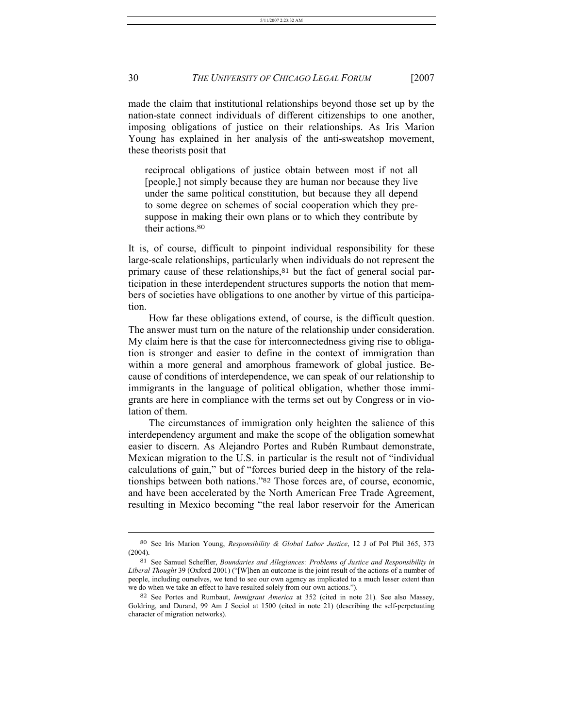made the claim that institutional relationships beyond those set up by the nation-state connect individuals of different citizenships to one another, imposing obligations of justice on their relationships. As Iris Marion Young has explained in her analysis of the anti-sweatshop movement, these theorists posit that

> reciprocal obligations of justice obtain between most if not all [people,] not simply because they are human nor because they live under the same political constitution, but because they all depend to some degree on schemes of social cooperation which they presuppose in making their own plans or to which they contribute by their actions.[80]

It is, of course, difficult to pinpoint individual responsibility for these large-scale relationships, particularly when individuals do not represent the primary cause of these relationships,[81] but the fact of general social participation in these interdependent structures supports the notion that members of societies have obligations to one another by virtue of this participation.

How far these obligations extend, of course, is the difficult question. The answer must turn on the nature of the relationship under consideration. My claim here is that the case for interconnectedness giving rise to obligation is stronger and easier to define in the context of immigration than within a more general and amorphous framework of global justice. Because of conditions of interdependence, we can speak of our relationship to immigrants in the language of political obligation, whether those immigrants are here in compliance with the terms set out by Congress or in violation of them.

The circumstances of immigration only heighten the salience of this interdependency argument and make the scope of the obligation somewhat easier to discern. As Alejandro Portes and Rubén Rumbaut demonstrate, Mexican migration to the U.S. in particular is the result not of "individual calculations of gain," but of "forces buried deep in the history of the relationships between both nations."[82] Those forces are, of course, economic, and have been accelerated by the North American Free Trade Agreement, resulting in Mexico becoming "the real labor reservoir for the American

---

[80] See Iris Marion Young, *Responsibility & Global Labor Justice*, 12 J of Pol Phil 365, 373 (2004).

[81] See Samuel Scheffler, *Boundaries and Allegiances: Problems of Justice and Responsibility in Liberal Thought* 39 (Oxford 2001) ("[W]hen an outcome is the joint result of the actions of a number of people, including ourselves, we tend to see our own agency as implicated to a much lesser extent than we do when we take an effect to have resulted solely from our own actions.").

[82] See Portes and Rumbaut, *Immigrant America* at 352 (cited in note 21). See also Massey, Goldring, and Durand, 99 Am J Sociol at 1500 (cited in note 21) (describing the self-perpetuating character of migration networks).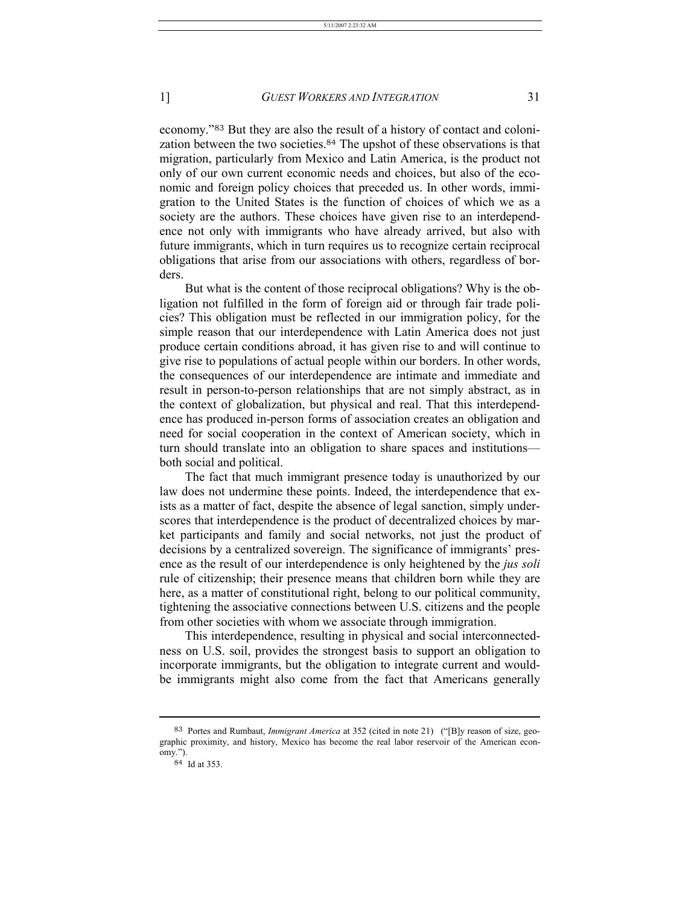economy."[83] But they are also the result of a history of contact and colonization between the two societies.[84] The upshot of these observations is that migration, particularly from Mexico and Latin America, is the product not only of our own current economic needs and choices, but also of the economic and foreign policy choices that preceded us. In other words, immigration to the United States is the function of choices of which we as a society are the authors. These choices have given rise to an interdependence not only with immigrants who have already arrived, but also with future immigrants, which in turn requires us to recognize certain reciprocal obligations that arise from our associations with others, regardless of borders.

But what is the content of those reciprocal obligations? Why is the obligation not fulfilled in the form of foreign aid or through fair trade policies? This obligation must be reflected in our immigration policy, for the simple reason that our interdependence with Latin America does not just produce certain conditions abroad, it has given rise to and will continue to give rise to populations of actual people within our borders. In other words, the consequences of our interdependence are intimate and immediate and result in person-to-person relationships that are not simply abstract, as in the context of globalization, but physical and real. That this interdependence has produced in-person forms of association creates an obligation and need for social cooperation in the context of American society, which in turn should translate into an obligation to share spaces and institutions—both social and political.

The fact that much immigrant presence today is unauthorized by our law does not undermine these points. Indeed, the interdependence that exists as a matter of fact, despite the absence of legal sanction, simply underscores that interdependence is the product of decentralized choices by market participants and family and social networks, not just the product of decisions by a centralized sovereign. The significance of immigrants' presence as the result of our interdependence is only heightened by the *jus soli* rule of citizenship; their presence means that children born while they are here, as a matter of constitutional right, belong to our political community, tightening the associative connections between U.S. citizens and the people from other societies with whom we associate through immigration.

This interdependence, resulting in physical and social interconnectedness on U.S. soil, provides the strongest basis to support an obligation to incorporate immigrants, but the obligation to integrate current and would-be immigrants might also come from the fact that Americans generally

---

[83] Portes and Rumbaut, *Immigrant America* at 352 (cited in note 21) ("[B]y reason of size, geographic proximity, and history, Mexico has become the real labor reservoir of the American economy.").

[84] Id at 353.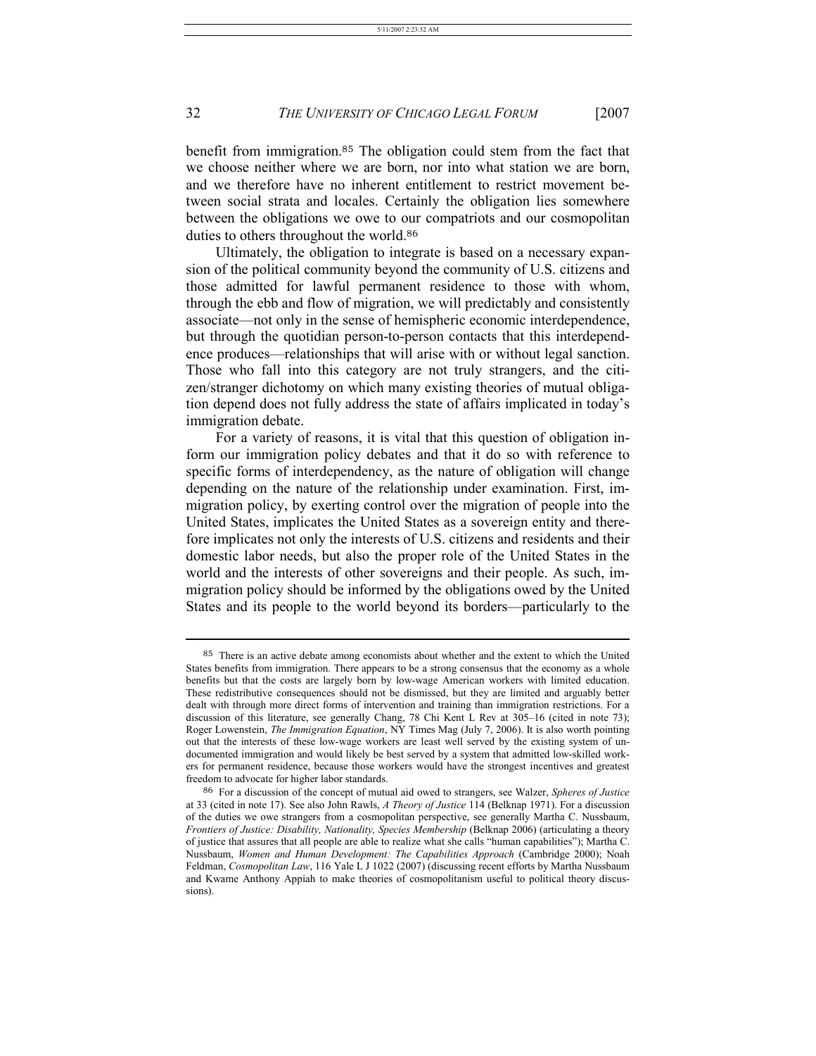benefit from immigration.[85] The obligation could stem from the fact that we choose neither where we are born, nor into what station we are born, and we therefore have no inherent entitlement to restrict movement between social strata and locales. Certainly the obligation lies somewhere between the obligations we owe to our compatriots and our cosmopolitan duties to others throughout the world.[86]

Ultimately, the obligation to integrate is based on a necessary expansion of the political community beyond the community of U.S. citizens and those admitted for lawful permanent residence to those with whom, through the ebb and flow of migration, we will predictably and consistently associate—not only in the sense of hemispheric economic interdependence, but through the quotidian person-to-person contacts that this interdependence produces—relationships that will arise with or without legal sanction. Those who fall into this category are not truly strangers, and the citizen/stranger dichotomy on which many existing theories of mutual obligation depend does not fully address the state of affairs implicated in today's immigration debate.

For a variety of reasons, it is vital that this question of obligation inform our immigration policy debates and that it do so with reference to specific forms of interdependency, as the nature of obligation will change depending on the nature of the relationship under examination. First, immigration policy, by exerting control over the migration of people into the United States, implicates the United States as a sovereign entity and therefore implicates not only the interests of U.S. citizens and residents and their domestic labor needs, but also the proper role of the United States in the world and the interests of other sovereigns and their people. As such, immigration policy should be informed by the obligations owed by the United States and its people to the world beyond its borders—particularly to the

---

[85] There is an active debate among economists about whether and the extent to which the United States benefits from immigration. There appears to be a strong consensus that the economy as a whole benefits but that the costs are largely born by low-wage American workers with limited education. These redistributive consequences should not be dismissed, but they are limited and arguably better dealt with through more direct forms of intervention and training than immigration restrictions. For a discussion of this literature, see generally Chang, 78 Chi Kent L Rev at 305–16 (cited in note 73); Roger Lowenstein, *The Immigration Equation*, NY Times Mag (July 7, 2006). It is also worth pointing out that the interests of these low-wage workers are least well served by the existing system of undocumented immigration and would likely be best served by a system that admitted low-skilled workers for permanent residence, because those workers would have the strongest incentives and greatest freedom to advocate for higher labor standards.

[86] For a discussion of the concept of mutual aid owed to strangers, see Walzer, *Spheres of Justice* at 33 (cited in note 17). See also John Rawls, *A Theory of Justice* 114 (Belknap 1971). For a discussion of the duties we owe strangers from a cosmopolitan perspective, see generally Martha C. Nussbaum, *Frontiers of Justice: Disability, Nationality, Species Membership* (Belknap 2006) (articulating a theory of justice that assures that all people are able to realize what she calls "human capabilities"); Martha C. Nussbaum, *Women and Human Development: The Capabilities Approach* (Cambridge 2000); Noah Feldman, *Cosmopolitan Law*, 116 Yale L J 1022 (2007) (discussing recent efforts by Martha Nussbaum and Kwame Anthony Appiah to make theories of cosmopolitanism useful to political theory discussions).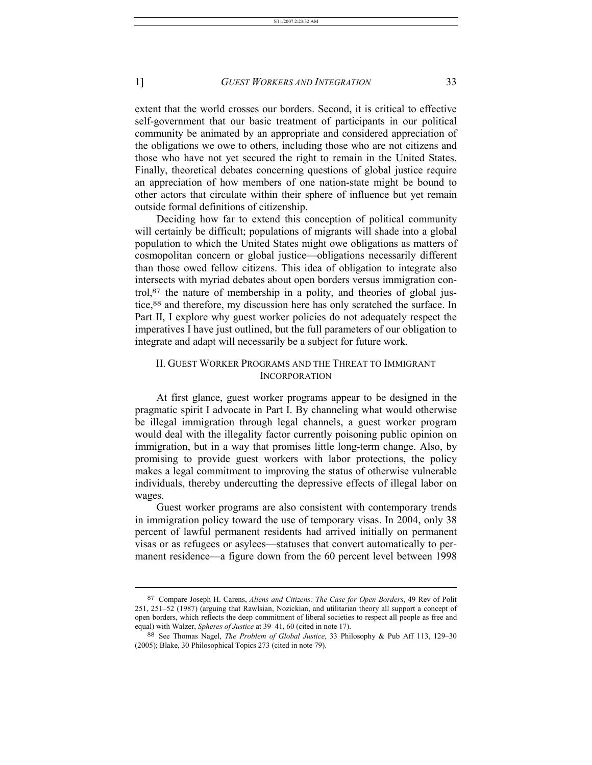extent that the world crosses our borders. Second, it is critical to effective self-government that our basic treatment of participants in our political community be animated by an appropriate and considered appreciation of the obligations we owe to others, including those who are not citizens and those who have not yet secured the right to remain in the United States. Finally, theoretical debates concerning questions of global justice require an appreciation of how members of one nation-state might be bound to other actors that circulate within their sphere of influence but yet remain outside formal definitions of citizenship.

Deciding how far to extend this conception of political community will certainly be difficult; populations of migrants will shade into a global population to which the United States might owe obligations as matters of cosmopolitan concern or global justice—obligations necessarily different than those owed fellow citizens. This idea of obligation to integrate also intersects with myriad debates about open borders versus immigration control,[87] the nature of membership in a polity, and theories of global justice,[88] and therefore, my discussion here has only scratched the surface. In Part II, I explore why guest worker policies do not adequately respect the imperatives I have just outlined, but the full parameters of our obligation to integrate and adapt will necessarily be a subject for future work.

## II. Guest Worker Programs and the Threat to Immigrant Incorporation

At first glance, guest worker programs appear to be designed in the pragmatic spirit I advocate in Part I. By channeling what would otherwise be illegal immigration through legal channels, a guest worker program would deal with the illegality factor currently poisoning public opinion on immigration, but in a way that promises little long-term change. Also, by promising to provide guest workers with labor protections, the policy makes a legal commitment to improving the status of otherwise vulnerable individuals, thereby undercutting the depressive effects of illegal labor on wages.

Guest worker programs are also consistent with contemporary trends in immigration policy toward the use of temporary visas. In 2004, only 38 percent of lawful permanent residents had arrived initially on permanent visas or as refugees or asylees—statuses that convert automatically to permanent residence—a figure down from the 60 percent level between 1998

---

87 Compare Joseph H. Carens, *Aliens and Citizens: The Case for Open Borders*, 49 Rev of Polit 251, 251–52 (1987) (arguing that Rawlsian, Nozickian, and utilitarian theory all support a concept of open borders, which reflects the deep commitment of liberal societies to respect all people as free and equal) with Walzer, *Spheres of Justice* at 39–41, 60 (cited in note 17).

88 See Thomas Nagel, *The Problem of Global Justice*, 33 Philosophy & Pub Aff 113, 129–30 (2005); Blake, 30 Philosophical Topics 273 (cited in note 79).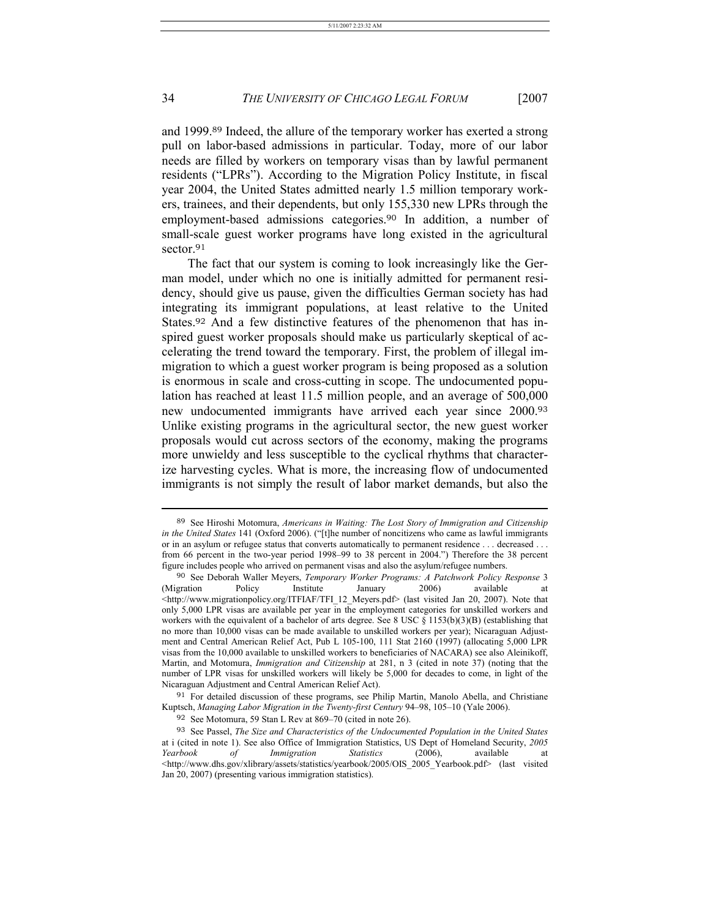and 1999.[89] Indeed, the allure of the temporary worker has exerted a strong pull on labor-based admissions in particular. Today, more of our labor needs are filled by workers on temporary visas than by lawful permanent residents ("LPRs"). According to the Migration Policy Institute, in fiscal year 2004, the United States admitted nearly 1.5 million temporary workers, trainees, and their dependents, but only 155,330 new LPRs through the employment-based admissions categories.[90] In addition, a number of small-scale guest worker programs have long existed in the agricultural sector.[91]

The fact that our system is coming to look increasingly like the German model, under which no one is initially admitted for permanent residency, should give us pause, given the difficulties German society has had integrating its immigrant populations, at least relative to the United States.[92] And a few distinctive features of the phenomenon that has inspired guest worker proposals should make us particularly skeptical of accelerating the trend toward the temporary. First, the problem of illegal immigration to which a guest worker program is being proposed as a solution is enormous in scale and cross-cutting in scope. The undocumented population has reached at least 11.5 million people, and an average of 500,000 new undocumented immigrants have arrived each year since 2000.[93] Unlike existing programs in the agricultural sector, the new guest worker proposals would cut across sectors of the economy, making the programs more unwieldy and less susceptible to the cyclical rhythms that characterize harvesting cycles. What is more, the increasing flow of undocumented immigrants is not simply the result of labor market demands, but also the

---

[89] See Hiroshi Motomura, *Americans in Waiting: The Lost Story of Immigration and Citizenship in the United States* 141 (Oxford 2006). ("[t]he number of noncitizens who came as lawful immigrants or in an asylum or refugee status that converts automatically to permanent residence . . . decreased . . . from 66 percent in the two-year period 1998–99 to 38 percent in 2004.") Therefore the 38 percent figure includes people who arrived on permanent visas and also the asylum/refugee numbers.

[90] See Deborah Waller Meyers, *Temporary Worker Programs: A Patchwork Policy Response* 3 (Migration Policy Institute January 2006) available at <http://www.migrationpolicy.org/ITFIAF/TFI_12_Meyers.pdf> (last visited Jan 20, 2007). Note that only 5,000 LPR visas are available per year in the employment categories for unskilled workers and workers with the equivalent of a bachelor of arts degree. See 8 USC § 1153(b)(3)(B) (establishing that no more than 10,000 visas can be made available to unskilled workers per year); Nicaraguan Adjustment and Central American Relief Act, Pub L 105-100, 111 Stat 2160 (1997) (allocating 5,000 LPR visas from the 10,000 available to unskilled workers to beneficiaries of NACARA) see also Aleinikoff, Martin, and Motomura, *Immigration and Citizenship* at 281, n 3 (cited in note 37) (noting that the number of LPR visas for unskilled workers will likely be 5,000 for decades to come, in light of the Nicaraguan Adjustment and Central American Relief Act).

[91] For detailed discussion of these programs, see Philip Martin, Manolo Abella, and Christiane Kuptsch, *Managing Labor Migration in the Twenty-first Century* 94–98, 105–10 (Yale 2006).

[92] See Motomura, 59 Stan L Rev at 869–70 (cited in note 26).

[93] See Passel, *The Size and Characteristics of the Undocumented Population in the United States* at i (cited in note 1). See also Office of Immigration Statistics, US Dept of Homeland Security, *2005 Yearbook of Immigration Statistics* (2006), available at <http://www.dhs.gov/xlibrary/assets/statistics/yearbook/2005/OIS_2005_Yearbook.pdf> (last visited Jan 20, 2007) (presenting various immigration statistics).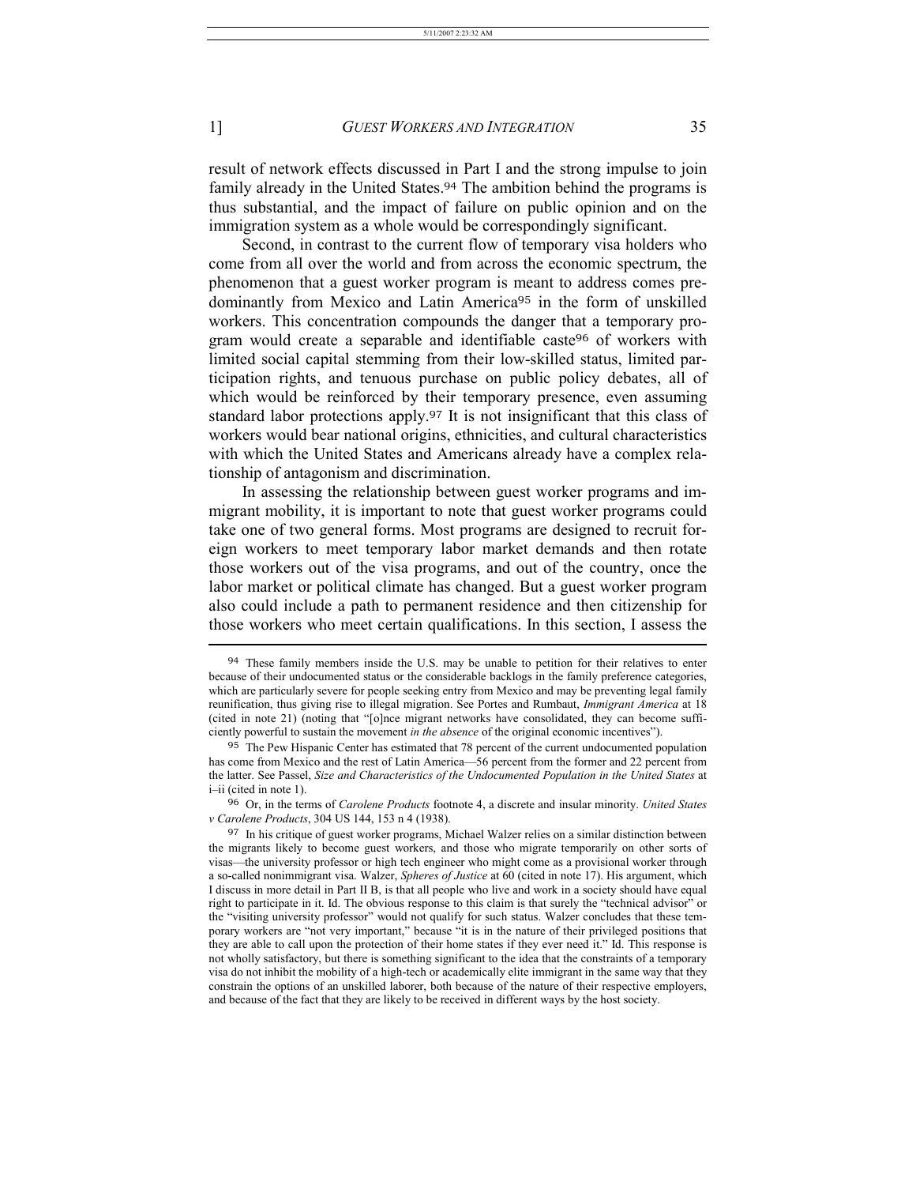result of network effects discussed in Part I and the strong impulse to join family already in the United States.[94] The ambition behind the programs is thus substantial, and the impact of failure on public opinion and on the immigration system as a whole would be correspondingly significant.

Second, in contrast to the current flow of temporary visa holders who come from all over the world and from across the economic spectrum, the phenomenon that a guest worker program is meant to address comes predominantly from Mexico and Latin America[95] in the form of unskilled workers. This concentration compounds the danger that a temporary program would create a separable and identifiable caste[96] of workers with limited social capital stemming from their low-skilled status, limited participation rights, and tenuous purchase on public policy debates, all of which would be reinforced by their temporary presence, even assuming standard labor protections apply.[97] It is not insignificant that this class of workers would bear national origins, ethnicities, and cultural characteristics with which the United States and Americans already have a complex relationship of antagonism and discrimination.

In assessing the relationship between guest worker programs and immigrant mobility, it is important to note that guest worker programs could take one of two general forms. Most programs are designed to recruit foreign workers to meet temporary labor market demands and then rotate those workers out of the visa programs, and out of the country, once the labor market or political climate has changed. But a guest worker program also could include a path to permanent residence and then citizenship for those workers who meet certain qualifications. In this section, I assess the

---

[94] These family members inside the U.S. may be unable to petition for their relatives to enter because of their undocumented status or the considerable backlogs in the family preference categories, which are particularly severe for people seeking entry from Mexico and may be preventing legal family reunification, thus giving rise to illegal migration. See Portes and Rumbaut, *Immigrant America* at 18 (cited in note 21) (noting that "[o]nce migrant networks have consolidated, they can become sufficiently powerful to sustain the movement *in the absence* of the original economic incentives").

[95] The Pew Hispanic Center has estimated that 78 percent of the current undocumented population has come from Mexico and the rest of Latin America—56 percent from the former and 22 percent from the latter. See Passel, *Size and Characteristics of the Undocumented Population in the United States* at i–ii (cited in note 1).

[96] Or, in the terms of *Carolene Products* footnote 4, a discrete and insular minority. *United States v Carolene Products*, 304 US 144, 153 n 4 (1938).

[97] In his critique of guest worker programs, Michael Walzer relies on a similar distinction between the migrants likely to become guest workers, and those who migrate temporarily on other sorts of visas—the university professor or high tech engineer who might come as a provisional worker through a so-called nonimmigrant visa. Walzer, *Spheres of Justice* at 60 (cited in note 17). His argument, which I discuss in more detail in Part II B, is that all people who live and work in a society should have equal right to participate in it. Id. The obvious response to this claim is that surely the "technical advisor" or the "visiting university professor" would not qualify for such status. Walzer concludes that these temporary workers are "not very important," because "it is in the nature of their privileged positions that they are able to call upon the protection of their home states if they ever need it." Id. This response is not wholly satisfactory, but there is something significant to the idea that the constraints of a temporary visa do not inhibit the mobility of a high-tech or academically elite immigrant in the same way that they constrain the options of an unskilled laborer, both because of the nature of their respective employers, and because of the fact that they are likely to be received in different ways by the host society.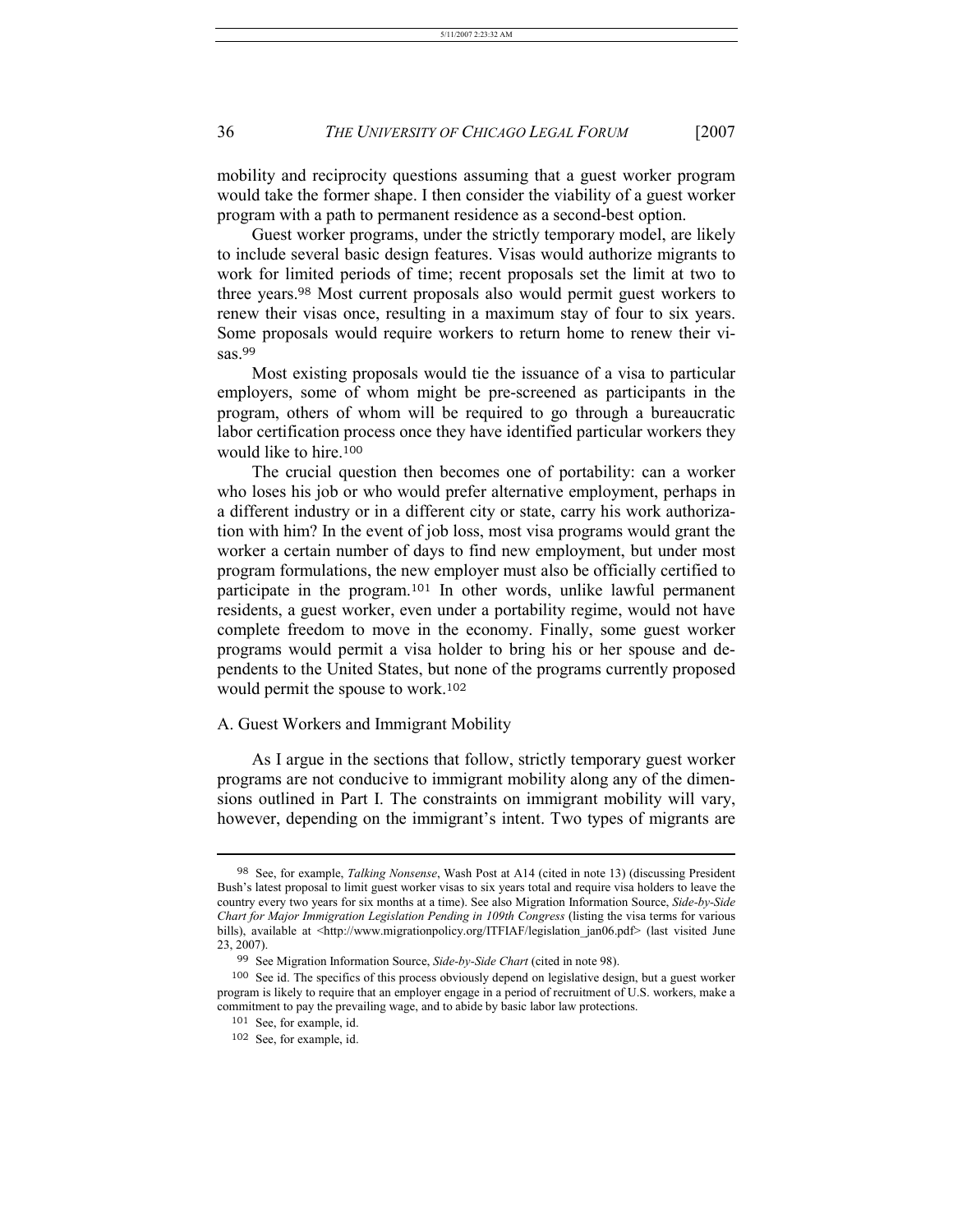mobility and reciprocity questions assuming that a guest worker program would take the former shape. I then consider the viability of a guest worker program with a path to permanent residence as a second-best option.

Guest worker programs, under the strictly temporary model, are likely to include several basic design features. Visas would authorize migrants to work for limited periods of time; recent proposals set the limit at two to three years.[98] Most current proposals also would permit guest workers to renew their visas once, resulting in a maximum stay of four to six years. Some proposals would require workers to return home to renew their visas.[99]

Most existing proposals would tie the issuance of a visa to particular employers, some of whom might be pre-screened as participants in the program, others of whom will be required to go through a bureaucratic labor certification process once they have identified particular workers they would like to hire.[100]

The crucial question then becomes one of portability: can a worker who loses his job or who would prefer alternative employment, perhaps in a different industry or in a different city or state, carry his work authorization with him? In the event of job loss, most visa programs would grant the worker a certain number of days to find new employment, but under most program formulations, the new employer must also be officially certified to participate in the program.[101] In other words, unlike lawful permanent residents, a guest worker, even under a portability regime, would not have complete freedom to move in the economy. Finally, some guest worker programs would permit a visa holder to bring his or her spouse and dependents to the United States, but none of the programs currently proposed would permit the spouse to work.[102]

## A. Guest Workers and Immigrant Mobility

As I argue in the sections that follow, strictly temporary guest worker programs are not conducive to immigrant mobility along any of the dimensions outlined in Part I. The constraints on immigrant mobility will vary, however, depending on the immigrant's intent. Two types of migrants are

---

[98] See, for example, *Talking Nonsense*, Wash Post at A14 (cited in note 13) (discussing President Bush's latest proposal to limit guest worker visas to six years total and require visa holders to leave the country every two years for six months at a time). See also Migration Information Source, *Side-by-Side Chart for Major Immigration Legislation Pending in 109th Congress* (listing the visa terms for various bills), available at <http://www.migrationpolicy.org/ITFIAF/legislation_jan06.pdf> (last visited June 23, 2007).

[99] See Migration Information Source, *Side-by-Side Chart* (cited in note 98).

[100] See id. The specifics of this process obviously depend on legislative design, but a guest worker program is likely to require that an employer engage in a period of recruitment of U.S. workers, make a commitment to pay the prevailing wage, and to abide by basic labor law protections.

[101] See, for example, id.

[102] See, for example, id.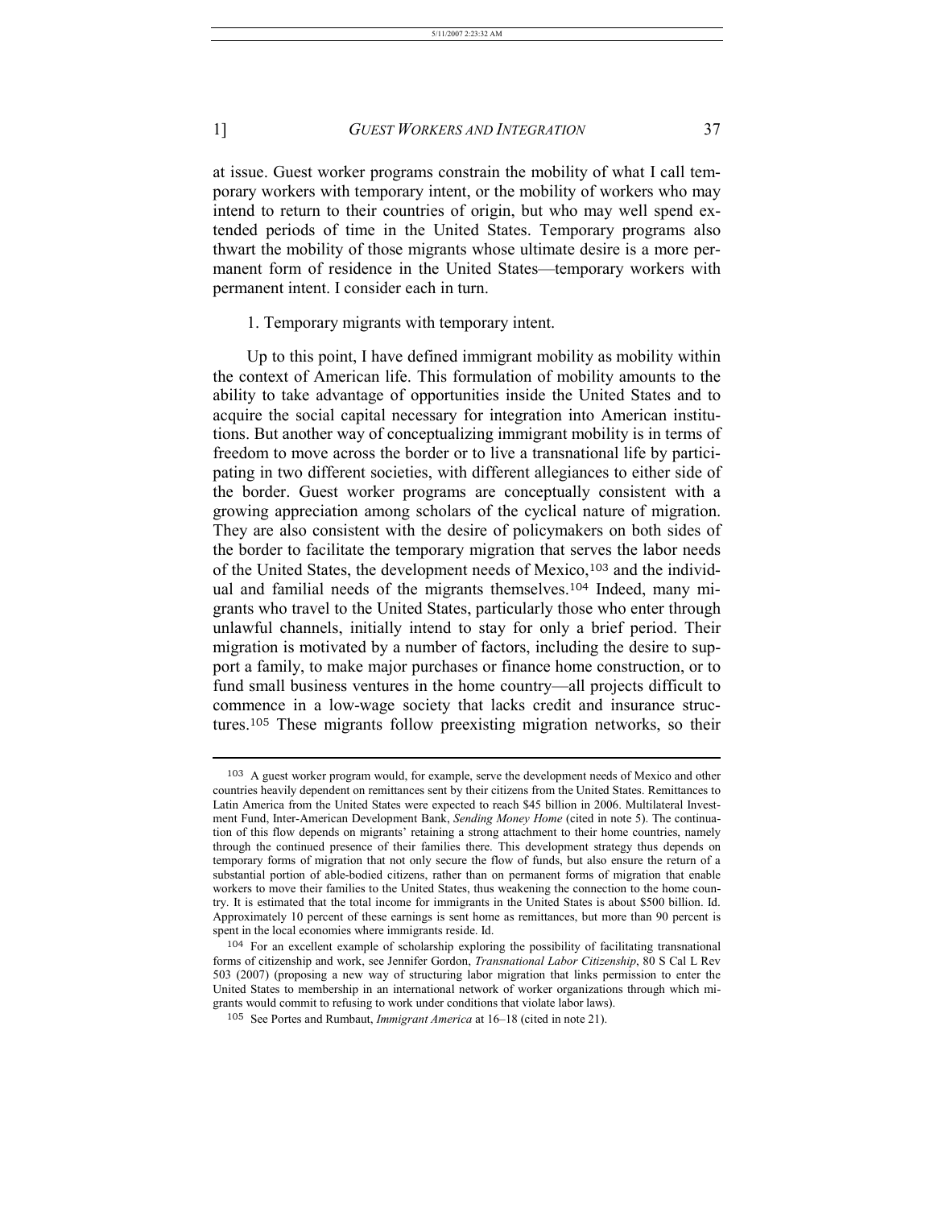at issue. Guest worker programs constrain the mobility of what I call temporary workers with temporary intent, or the mobility of workers who may intend to return to their countries of origin, but who may well spend extended periods of time in the United States. Temporary programs also thwart the mobility of those migrants whose ultimate desire is a more permanent form of residence in the United States—temporary workers with permanent intent. I consider each in turn.

1. Temporary migrants with temporary intent.

Up to this point, I have defined immigrant mobility as mobility within the context of American life. This formulation of mobility amounts to the ability to take advantage of opportunities inside the United States and to acquire the social capital necessary for integration into American institutions. But another way of conceptualizing immigrant mobility is in terms of freedom to move across the border or to live a transnational life by participating in two different societies, with different allegiances to either side of the border. Guest worker programs are conceptually consistent with a growing appreciation among scholars of the cyclical nature of migration. They are also consistent with the desire of policymakers on both sides of the border to facilitate the temporary migration that serves the labor needs of the United States, the development needs of Mexico,[103] and the individual and familial needs of the migrants themselves.[104] Indeed, many migrants who travel to the United States, particularly those who enter through unlawful channels, initially intend to stay for only a brief period. Their migration is motivated by a number of factors, including the desire to support a family, to make major purchases or finance home construction, or to fund small business ventures in the home country—all projects difficult to commence in a low-wage society that lacks credit and insurance structures.[105] These migrants follow preexisting migration networks, so their

---

[103] A guest worker program would, for example, serve the development needs of Mexico and other countries heavily dependent on remittances sent by their citizens from the United States. Remittances to Latin America from the United States were expected to reach $45 billion in 2006. Multilateral Investment Fund, Inter-American Development Bank, *Sending Money Home* (cited in note 5). The continuation of this flow depends on migrants' retaining a strong attachment to their home countries, namely through the continued presence of their families there. This development strategy thus depends on temporary forms of migration that not only secure the flow of funds, but also ensure the return of a substantial portion of able-bodied citizens, rather than on permanent forms of migration that enable workers to move their families to the United States, thus weakening the connection to the home country. It is estimated that the total income for immigrants in the United States is about $500 billion. Id. Approximately 10 percent of these earnings is sent home as remittances, but more than 90 percent is spent in the local economies where immigrants reside. Id.

[104] For an excellent example of scholarship exploring the possibility of facilitating transnational forms of citizenship and work, see Jennifer Gordon, *Transnational Labor Citizenship*, 80 S Cal L Rev 503 (2007) (proposing a new way of structuring labor migration that links permission to enter the United States to membership in an international network of worker organizations through which migrants would commit to refusing to work under conditions that violate labor laws).

[105] See Portes and Rumbaut, *Immigrant America* at 16–18 (cited in note 21).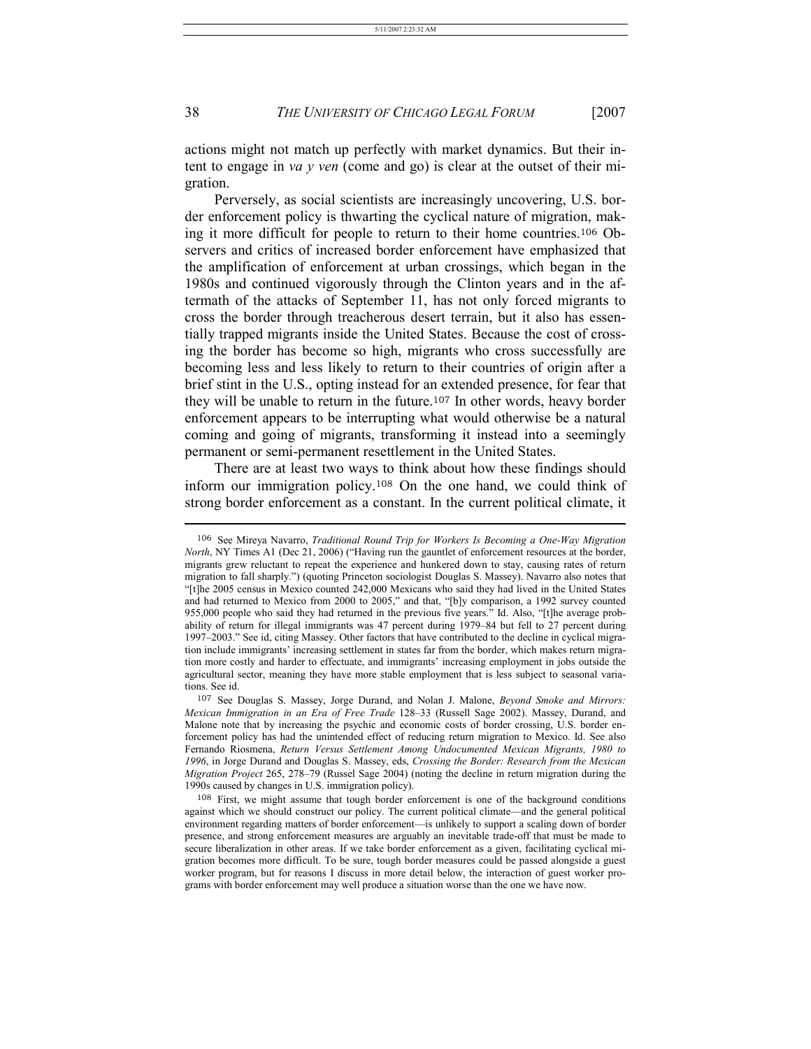actions might not match up perfectly with market dynamics. But their intent to engage in *va y ven* (come and go) is clear at the outset of their migration.

Perversely, as social scientists are increasingly uncovering, U.S. border enforcement policy is thwarting the cyclical nature of migration, making it more difficult for people to return to their home countries.[106] Observers and critics of increased border enforcement have emphasized that the amplification of enforcement at urban crossings, which began in the 1980s and continued vigorously through the Clinton years and in the aftermath of the attacks of September 11, has not only forced migrants to cross the border through treacherous desert terrain, but it also has essentially trapped migrants inside the United States. Because the cost of crossing the border has become so high, migrants who cross successfully are becoming less and less likely to return to their countries of origin after a brief stint in the U.S., opting instead for an extended presence, for fear that they will be unable to return in the future.[107] In other words, heavy border enforcement appears to be interrupting what would otherwise be a natural coming and going of migrants, transforming it instead into a seemingly permanent or semi-permanent resettlement in the United States.

There are at least two ways to think about how these findings should inform our immigration policy.[108] On the one hand, we could think of strong border enforcement as a constant. In the current political climate, it

---

[106] See Mireya Navarro, *Traditional Round Trip for Workers Is Becoming a One-Way Migration North*, NY Times A1 (Dec 21, 2006) ("Having run the gauntlet of enforcement resources at the border, migrants grew reluctant to repeat the experience and hunkered down to stay, causing rates of return migration to fall sharply.") (quoting Princeton sociologist Douglas S. Massey). Navarro also notes that "[t]he 2005 census in Mexico counted 242,000 Mexicans who said they had lived in the United States and had returned to Mexico from 2000 to 2005," and that, "[b]y comparison, a 1992 survey counted 955,000 people who said they had returned in the previous five years." Id. Also, "[t]he average probability of return for illegal immigrants was 47 percent during 1979–84 but fell to 27 percent during 1997–2003." See id, citing Massey. Other factors that have contributed to the decline in cyclical migration include immigrants' increasing settlement in states far from the border, which makes return migration more costly and harder to effectuate, and immigrants' increasing employment in jobs outside the agricultural sector, meaning they have more stable employment that is less subject to seasonal variations. See id.

[107] See Douglas S. Massey, Jorge Durand, and Nolan J. Malone, *Beyond Smoke and Mirrors: Mexican Immigration in an Era of Free Trade* 128–33 (Russell Sage 2002). Massey, Durand, and Malone note that by increasing the psychic and economic costs of border crossing, U.S. border enforcement policy has had the unintended effect of reducing return migration to Mexico. Id. See also Fernando Riosmena, *Return Versus Settlement Among Undocumented Mexican Migrants, 1980 to 1996*, in Jorge Durand and Douglas S. Massey, eds, *Crossing the Border: Research from the Mexican Migration Project* 265, 278–79 (Russel Sage 2004) (noting the decline in return migration during the 1990s caused by changes in U.S. immigration policy).

[108] First, we might assume that tough border enforcement is one of the background conditions against which we should construct our policy. The current political climate—and the general political environment regarding matters of border enforcement—is unlikely to support a scaling down of border presence, and strong enforcement measures are arguably an inevitable trade-off that must be made to secure liberalization in other areas. If we take border enforcement as a given, facilitating cyclical migration becomes more difficult. To be sure, tough border measures could be passed alongside a guest worker program, but for reasons I discuss in more detail below, the interaction of guest worker programs with border enforcement may well produce a situation worse than the one we have now.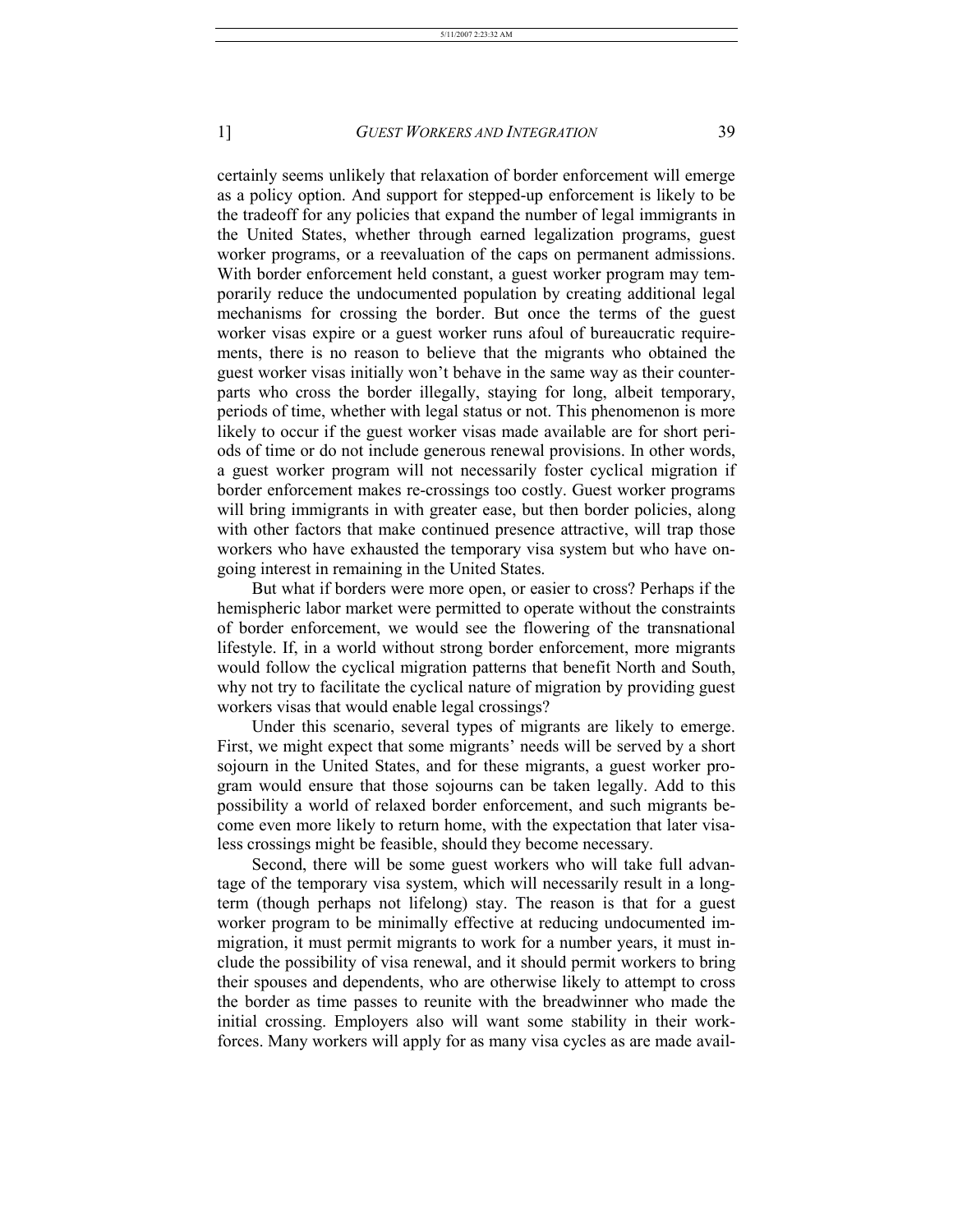certainly seems unlikely that relaxation of border enforcement will emerge as a policy option. And support for stepped-up enforcement is likely to be the tradeoff for any policies that expand the number of legal immigrants in the United States, whether through earned legalization programs, guest worker programs, or a reevaluation of the caps on permanent admissions. With border enforcement held constant, a guest worker program may temporarily reduce the undocumented population by creating additional legal mechanisms for crossing the border. But once the terms of the guest worker visas expire or a guest worker runs afoul of bureaucratic requirements, there is no reason to believe that the migrants who obtained the guest worker visas initially won't behave in the same way as their counterparts who cross the border illegally, staying for long, albeit temporary, periods of time, whether with legal status or not. This phenomenon is more likely to occur if the guest worker visas made available are for short periods of time or do not include generous renewal provisions. In other words, a guest worker program will not necessarily foster cyclical migration if border enforcement makes re-crossings too costly. Guest worker programs will bring immigrants in with greater ease, but then border policies, along with other factors that make continued presence attractive, will trap those workers who have exhausted the temporary visa system but who have ongoing interest in remaining in the United States.

But what if borders were more open, or easier to cross? Perhaps if the hemispheric labor market were permitted to operate without the constraints of border enforcement, we would see the flowering of the transnational lifestyle. If, in a world without strong border enforcement, more migrants would follow the cyclical migration patterns that benefit North and South, why not try to facilitate the cyclical nature of migration by providing guest workers visas that would enable legal crossings?

Under this scenario, several types of migrants are likely to emerge. First, we might expect that some migrants' needs will be served by a short sojourn in the United States, and for these migrants, a guest worker program would ensure that those sojourns can be taken legally. Add to this possibility a world of relaxed border enforcement, and such migrants become even more likely to return home, with the expectation that later visa-less crossings might be feasible, should they become necessary.

Second, there will be some guest workers who will take full advantage of the temporary visa system, which will necessarily result in a long-term (though perhaps not lifelong) stay. The reason is that for a guest worker program to be minimally effective at reducing undocumented immigration, it must permit migrants to work for a number years, it must include the possibility of visa renewal, and it should permit workers to bring their spouses and dependents, who are otherwise likely to attempt to cross the border as time passes to reunite with the breadwinner who made the initial crossing. Employers also will want some stability in their workforces. Many workers will apply for as many visa cycles as are made avail-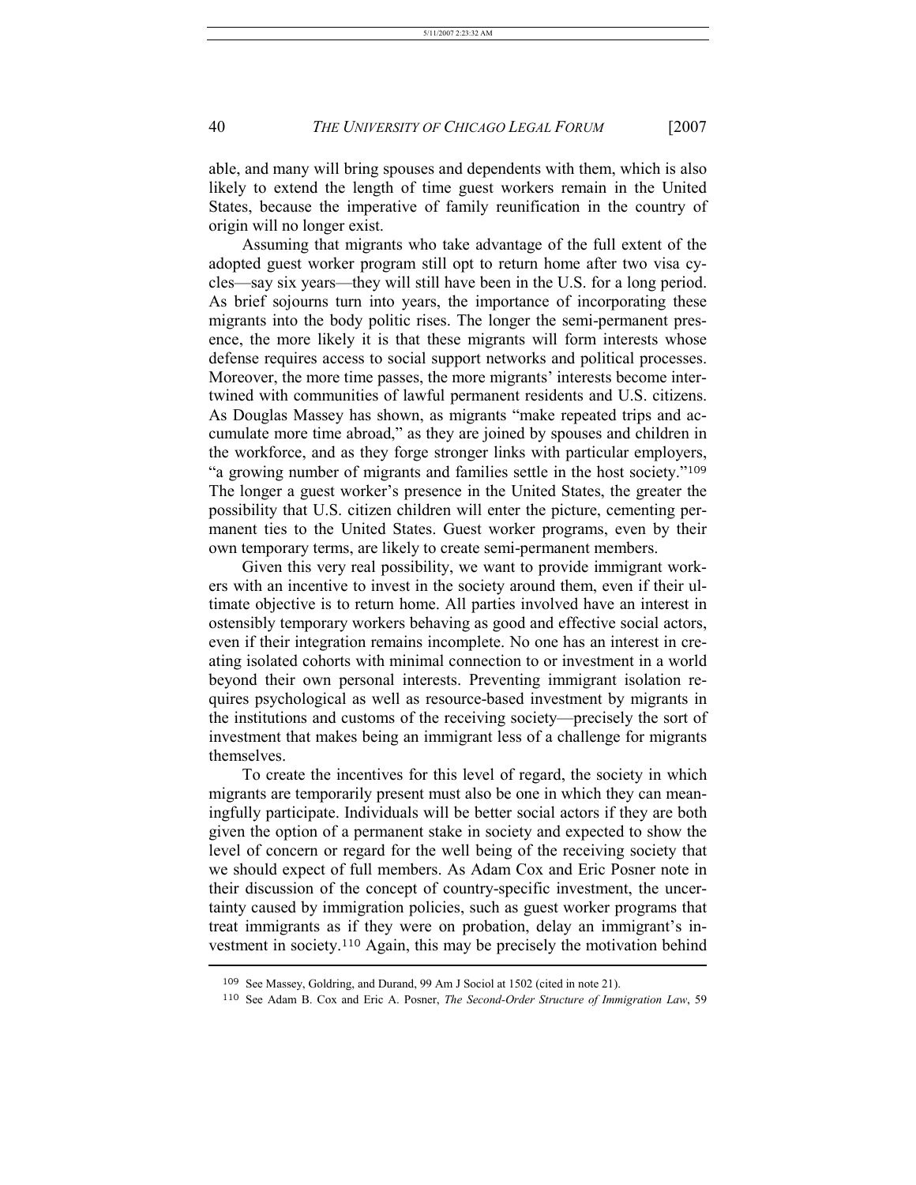able, and many will bring spouses and dependents with them, which is also likely to extend the length of time guest workers remain in the United States, because the imperative of family reunification in the country of origin will no longer exist.

Assuming that migrants who take advantage of the full extent of the adopted guest worker program still opt to return home after two visa cycles—say six years—they will still have been in the U.S. for a long period. As brief sojourns turn into years, the importance of incorporating these migrants into the body politic rises. The longer the semi-permanent presence, the more likely it is that these migrants will form interests whose defense requires access to social support networks and political processes. Moreover, the more time passes, the more migrants' interests become intertwined with communities of lawful permanent residents and U.S. citizens. As Douglas Massey has shown, as migrants "make repeated trips and accumulate more time abroad," as they are joined by spouses and children in the workforce, and as they forge stronger links with particular employers, "a growing number of migrants and families settle in the host society."[109] The longer a guest worker's presence in the United States, the greater the possibility that U.S. citizen children will enter the picture, cementing permanent ties to the United States. Guest worker programs, even by their own temporary terms, are likely to create semi-permanent members.

Given this very real possibility, we want to provide immigrant workers with an incentive to invest in the society around them, even if their ultimate objective is to return home. All parties involved have an interest in ostensibly temporary workers behaving as good and effective social actors, even if their integration remains incomplete. No one has an interest in creating isolated cohorts with minimal connection to or investment in a world beyond their own personal interests. Preventing immigrant isolation requires psychological as well as resource-based investment by migrants in the institutions and customs of the receiving society—precisely the sort of investment that makes being an immigrant less of a challenge for migrants themselves.

To create the incentives for this level of regard, the society in which migrants are temporarily present must also be one in which they can meaningfully participate. Individuals will be better social actors if they are both given the option of a permanent stake in society and expected to show the level of concern or regard for the well being of the receiving society that we should expect of full members. As Adam Cox and Eric Posner note in their discussion of the concept of country-specific investment, the uncertainty caused by immigration policies, such as guest worker programs that treat immigrants as if they were on probation, delay an immigrant's investment in society.[110] Again, this may be precisely the motivation behind

---

[109] See Massey, Goldring, and Durand, 99 Am J Sociol at 1502 (cited in note 21).

[110] See Adam B. Cox and Eric A. Posner, *The Second-Order Structure of Immigration Law*, 59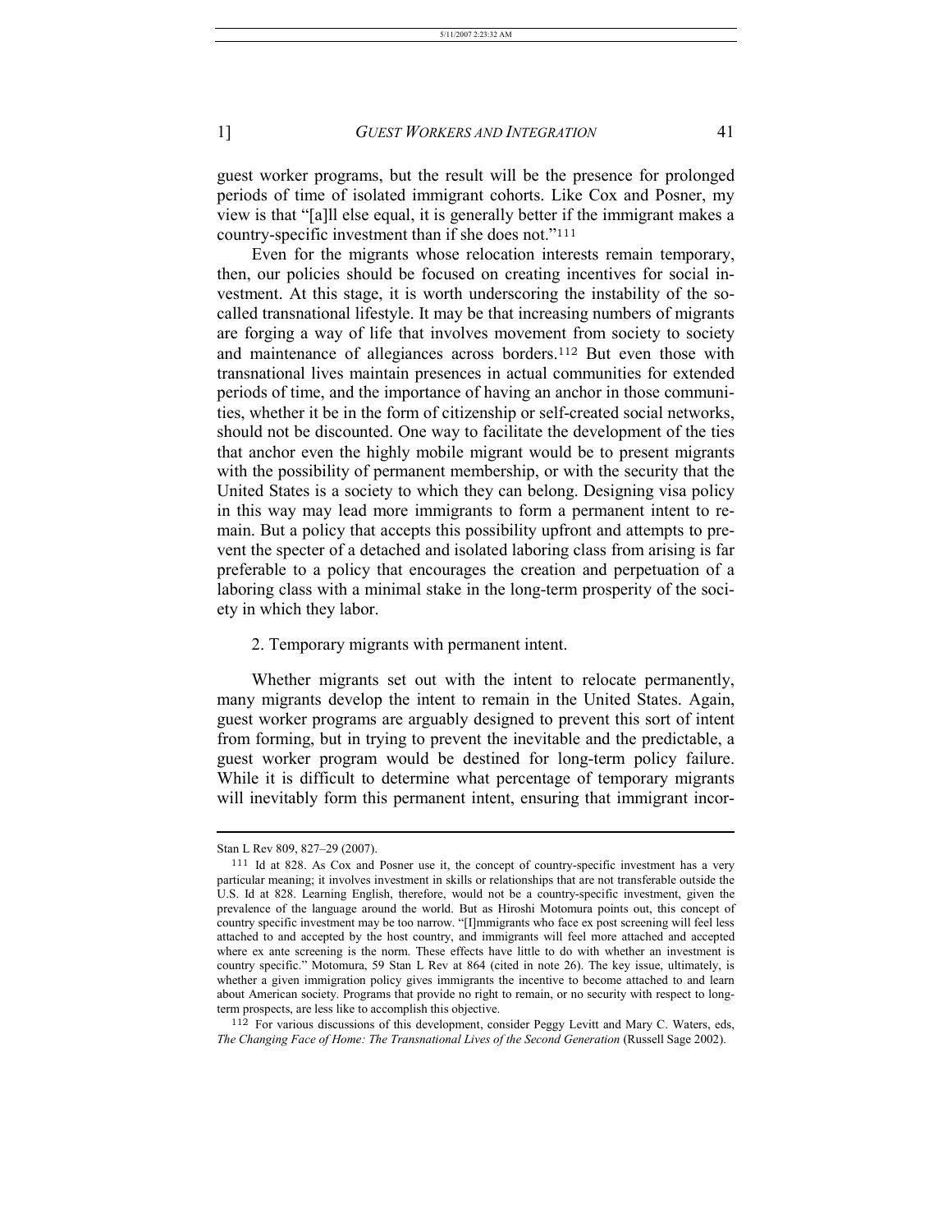guest worker programs, but the result will be the presence for prolonged periods of time of isolated immigrant cohorts. Like Cox and Posner, my view is that "[a]ll else equal, it is generally better if the immigrant makes a country-specific investment than if she does not."[111]

Even for the migrants whose relocation interests remain temporary, then, our policies should be focused on creating incentives for social investment. At this stage, it is worth underscoring the instability of the so-called transnational lifestyle. It may be that increasing numbers of migrants are forging a way of life that involves movement from society to society and maintenance of allegiances across borders.[112] But even those with transnational lives maintain presences in actual communities for extended periods of time, and the importance of having an anchor in those communities, whether it be in the form of citizenship or self-created social networks, should not be discounted. One way to facilitate the development of the ties that anchor even the highly mobile migrant would be to present migrants with the possibility of permanent membership, or with the security that the United States is a society to which they can belong. Designing visa policy in this way may lead more immigrants to form a permanent intent to remain. But a policy that accepts this possibility upfront and attempts to prevent the specter of a detached and isolated laboring class from arising is far preferable to a policy that encourages the creation and perpetuation of a laboring class with a minimal stake in the long-term prosperity of the society in which they labor.

2. Temporary migrants with permanent intent.

Whether migrants set out with the intent to relocate permanently, many migrants develop the intent to remain in the United States. Again, guest worker programs are arguably designed to prevent this sort of intent from forming, but in trying to prevent the inevitable and the predictable, a guest worker program would be destined for long-term policy failure. While it is difficult to determine what percentage of temporary migrants will inevitably form this permanent intent, ensuring that immigrant incor-

---

Stan L Rev 809, 827–29 (2007).

[111] Id at 828. As Cox and Posner use it, the concept of country-specific investment has a very particular meaning; it involves investment in skills or relationships that are not transferable outside the U.S. Id at 828. Learning English, therefore, would not be a country-specific investment, given the prevalence of the language around the world. But as Hiroshi Motomura points out, this concept of country specific investment may be too narrow. "[I]mmigrants who face ex post screening will feel less attached to and accepted by the host country, and immigrants will feel more attached and accepted where ex ante screening is the norm. These effects have little to do with whether an investment is country specific." Motomura, 59 Stan L Rev at 864 (cited in note 26). The key issue, ultimately, is whether a given immigration policy gives immigrants the incentive to become attached to and learn about American society. Programs that provide no right to remain, or no security with respect to long-term prospects, are less like to accomplish this objective.

[112] For various discussions of this development, consider Peggy Levitt and Mary C. Waters, eds, *The Changing Face of Home: The Transnational Lives of the Second Generation* (Russell Sage 2002).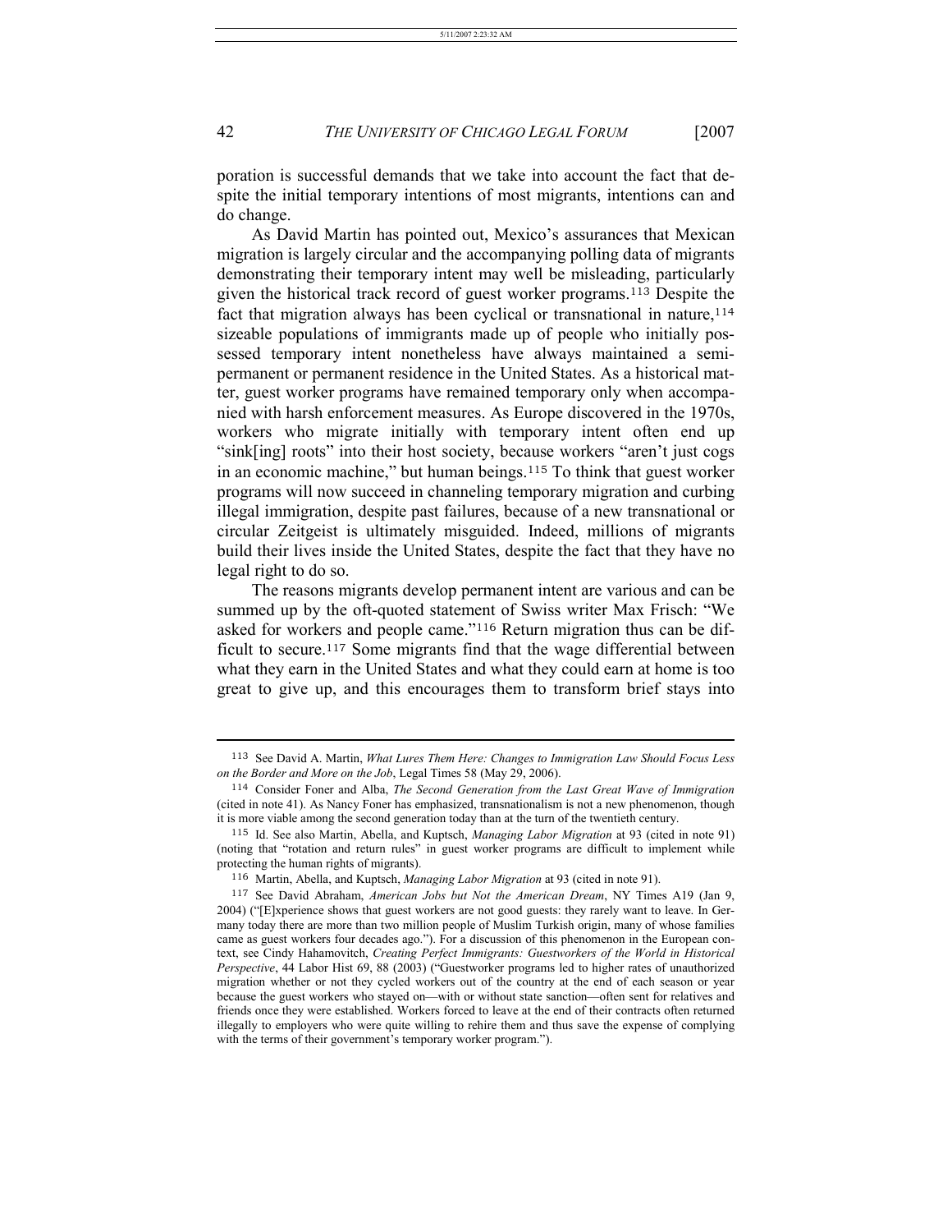poration is successful demands that we take into account the fact that despite the initial temporary intentions of most migrants, intentions can and do change.

As David Martin has pointed out, Mexico's assurances that Mexican migration is largely circular and the accompanying polling data of migrants demonstrating their temporary intent may well be misleading, particularly given the historical track record of guest worker programs.[113] Despite the fact that migration always has been cyclical or transnational in nature,[114] sizeable populations of immigrants made up of people who initially possessed temporary intent nonetheless have always maintained a semi-permanent or permanent residence in the United States. As a historical matter, guest worker programs have remained temporary only when accompanied with harsh enforcement measures. As Europe discovered in the 1970s, workers who migrate initially with temporary intent often end up "sink[ing] roots" into their host society, because workers "aren't just cogs in an economic machine," but human beings.[115] To think that guest worker programs will now succeed in channeling temporary migration and curbing illegal immigration, despite past failures, because of a new transnational or circular Zeitgeist is ultimately misguided. Indeed, millions of migrants build their lives inside the United States, despite the fact that they have no legal right to do so.

The reasons migrants develop permanent intent are various and can be summed up by the oft-quoted statement of Swiss writer Max Frisch: "We asked for workers and people came."[116] Return migration thus can be difficult to secure.[117] Some migrants find that the wage differential between what they earn in the United States and what they could earn at home is too great to give up, and this encourages them to transform brief stays into

---

[113] See David A. Martin, *What Lures Them Here: Changes to Immigration Law Should Focus Less on the Border and More on the Job*, Legal Times 58 (May 29, 2006).

[114] Consider Foner and Alba, *The Second Generation from the Last Great Wave of Immigration* (cited in note 41). As Nancy Foner has emphasized, transnationalism is not a new phenomenon, though it is more viable among the second generation today than at the turn of the twentieth century.

[115] Id. See also Martin, Abella, and Kuptsch, *Managing Labor Migration* at 93 (cited in note 91) (noting that "rotation and return rules" in guest worker programs are difficult to implement while protecting the human rights of migrants).

[116] Martin, Abella, and Kuptsch, *Managing Labor Migration* at 93 (cited in note 91).

[117] See David Abraham, *American Jobs but Not the American Dream*, NY Times A19 (Jan 9, 2004) ("[E]xperience shows that guest workers are not good guests: they rarely want to leave. In Germany today there are more than two million people of Muslim Turkish origin, many of whose families came as guest workers four decades ago."). For a discussion of this phenomenon in the European context, see Cindy Hahamovitch, *Creating Perfect Immigrants: Guestworkers of the World in Historical Perspective*, 44 Labor Hist 69, 88 (2003) ("Guestworker programs led to higher rates of unauthorized migration whether or not they cycled workers out of the country at the end of each season or year because the guest workers who stayed on—with or without state sanction—often sent for relatives and friends once they were established. Workers forced to leave at the end of their contracts often returned illegally to employers who were quite willing to rehire them and thus save the expense of complying with the terms of their government's temporary worker program.").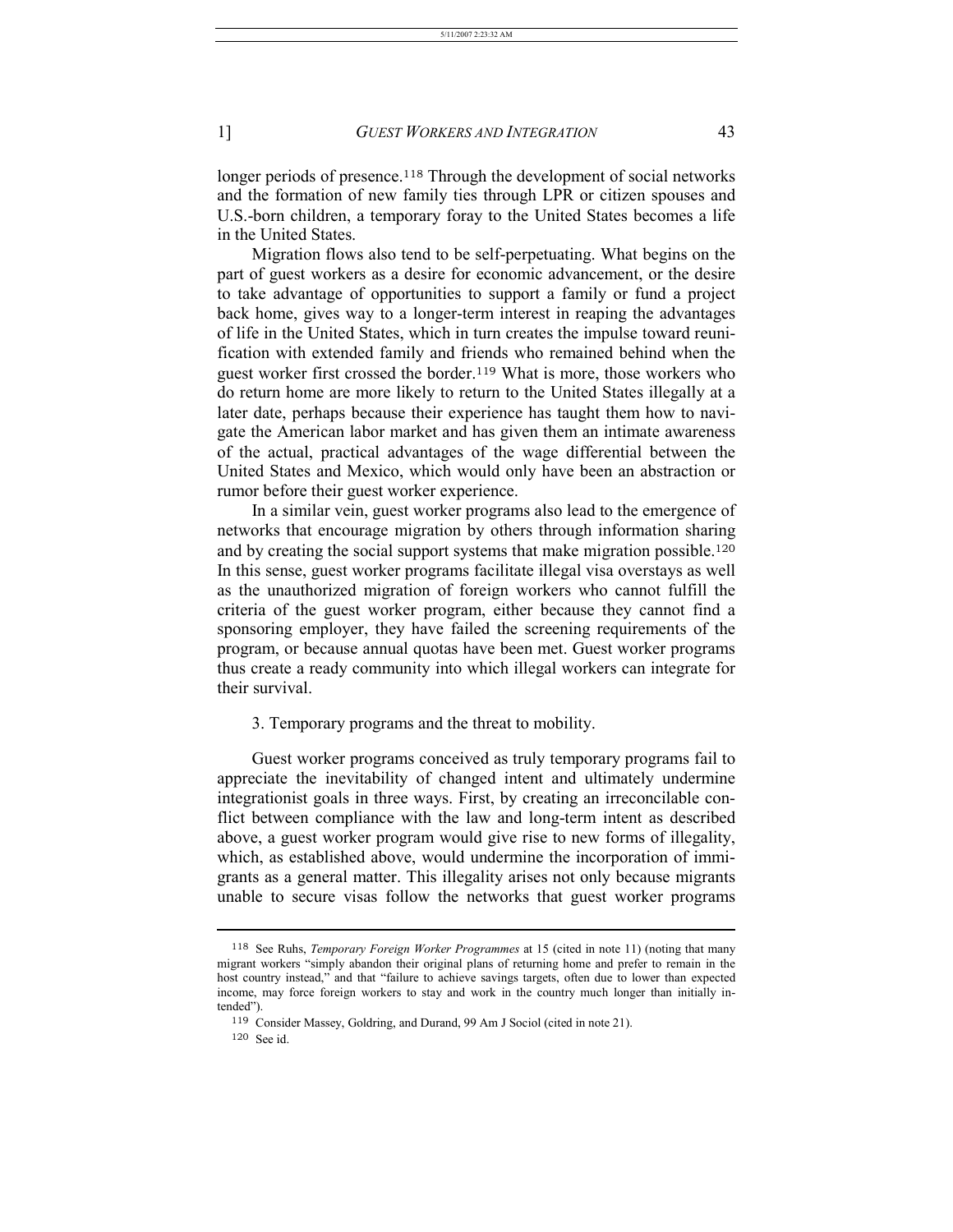longer periods of presence.[118] Through the development of social networks and the formation of new family ties through LPR or citizen spouses and U.S.-born children, a temporary foray to the United States becomes a life in the United States.

Migration flows also tend to be self-perpetuating. What begins on the part of guest workers as a desire for economic advancement, or the desire to take advantage of opportunities to support a family or fund a project back home, gives way to a longer-term interest in reaping the advantages of life in the United States, which in turn creates the impulse toward reunification with extended family and friends who remained behind when the guest worker first crossed the border.[119] What is more, those workers who do return home are more likely to return to the United States illegally at a later date, perhaps because their experience has taught them how to navigate the American labor market and has given them an intimate awareness of the actual, practical advantages of the wage differential between the United States and Mexico, which would only have been an abstraction or rumor before their guest worker experience.

In a similar vein, guest worker programs also lead to the emergence of networks that encourage migration by others through information sharing and by creating the social support systems that make migration possible.[120] In this sense, guest worker programs facilitate illegal visa overstays as well as the unauthorized migration of foreign workers who cannot fulfill the criteria of the guest worker program, either because they cannot find a sponsoring employer, they have failed the screening requirements of the program, or because annual quotas have been met. Guest worker programs thus create a ready community into which illegal workers can integrate for their survival.

3. Temporary programs and the threat to mobility.

Guest worker programs conceived as truly temporary programs fail to appreciate the inevitability of changed intent and ultimately undermine integrationist goals in three ways. First, by creating an irreconcilable conflict between compliance with the law and long-term intent as described above, a guest worker program would give rise to new forms of illegality, which, as established above, would undermine the incorporation of immigrants as a general matter. This illegality arises not only because migrants unable to secure visas follow the networks that guest worker programs

---

[118] See Ruhs, *Temporary Foreign Worker Programmes* at 15 (cited in note 11) (noting that many migrant workers "simply abandon their original plans of returning home and prefer to remain in the host country instead," and that "failure to achieve savings targets, often due to lower than expected income, may force foreign workers to stay and work in the country much longer than initially intended").

[119] Consider Massey, Goldring, and Durand, 99 Am J Sociol (cited in note 21).

[120] See id.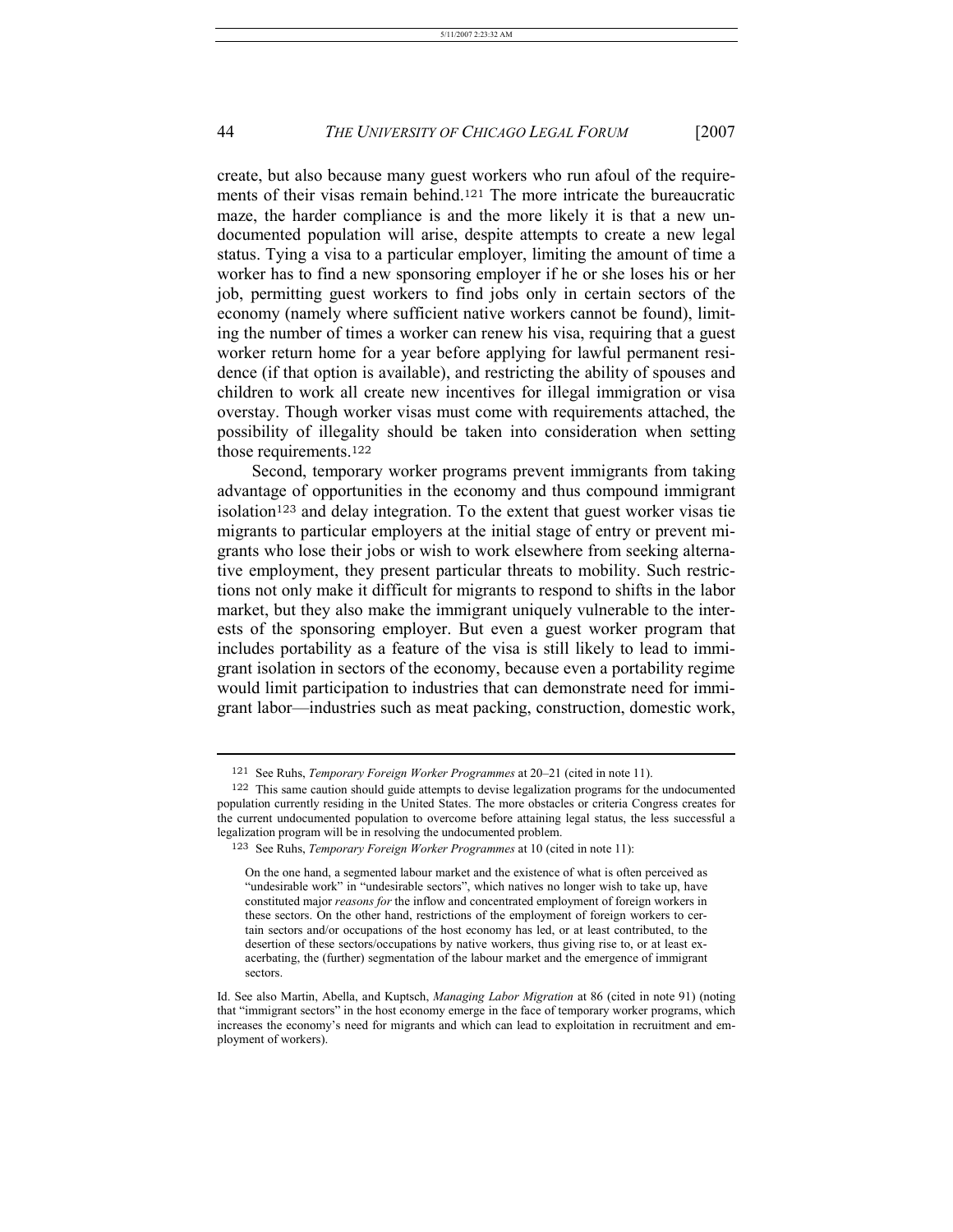create, but also because many guest workers who run afoul of the requirements of their visas remain behind.[121] The more intricate the bureaucratic maze, the harder compliance is and the more likely it is that a new undocumented population will arise, despite attempts to create a new legal status. Tying a visa to a particular employer, limiting the amount of time a worker has to find a new sponsoring employer if he or she loses his or her job, permitting guest workers to find jobs only in certain sectors of the economy (namely where sufficient native workers cannot be found), limiting the number of times a worker can renew his visa, requiring that a guest worker return home for a year before applying for lawful permanent residence (if that option is available), and restricting the ability of spouses and children to work all create new incentives for illegal immigration or visa overstay. Though worker visas must come with requirements attached, the possibility of illegality should be taken into consideration when setting those requirements.[122]

Second, temporary worker programs prevent immigrants from taking advantage of opportunities in the economy and thus compound immigrant isolation[123] and delay integration. To the extent that guest worker visas tie migrants to particular employers at the initial stage of entry or prevent migrants who lose their jobs or wish to work elsewhere from seeking alternative employment, they present particular threats to mobility. Such restrictions not only make it difficult for migrants to respond to shifts in the labor market, but they also make the immigrant uniquely vulnerable to the interests of the sponsoring employer. But even a guest worker program that includes portability as a feature of the visa is still likely to lead to immigrant isolation in sectors of the economy, because even a portability regime would limit participation to industries that can demonstrate need for immigrant labor—industries such as meat packing, construction, domestic work,

---

[121] See Ruhs, *Temporary Foreign Worker Programmes* at 20–21 (cited in note 11).

[122] This same caution should guide attempts to devise legalization programs for the undocumented population currently residing in the United States. The more obstacles or criteria Congress creates for the current undocumented population to overcome before attaining legal status, the less successful a legalization program will be in resolving the undocumented problem.

[123] See Ruhs, *Temporary Foreign Worker Programmes* at 10 (cited in note 11):

> On the one hand, a segmented labour market and the existence of what is often perceived as "undesirable work" in "undesirable sectors", which natives no longer wish to take up, have constituted major *reasons for* the inflow and concentrated employment of foreign workers in these sectors. On the other hand, restrictions of the employment of foreign workers to certain sectors and/or occupations of the host economy has led, or at least contributed, to the desertion of these sectors/occupations by native workers, thus giving rise to, or at least exacerbating, the (further) segmentation of the labour market and the emergence of immigrant sectors.

Id. See also Martin, Abella, and Kuptsch, *Managing Labor Migration* at 86 (cited in note 91) (noting that "immigrant sectors" in the host economy emerge in the face of temporary worker programs, which increases the economy's need for migrants and which can lead to exploitation in recruitment and employment of workers).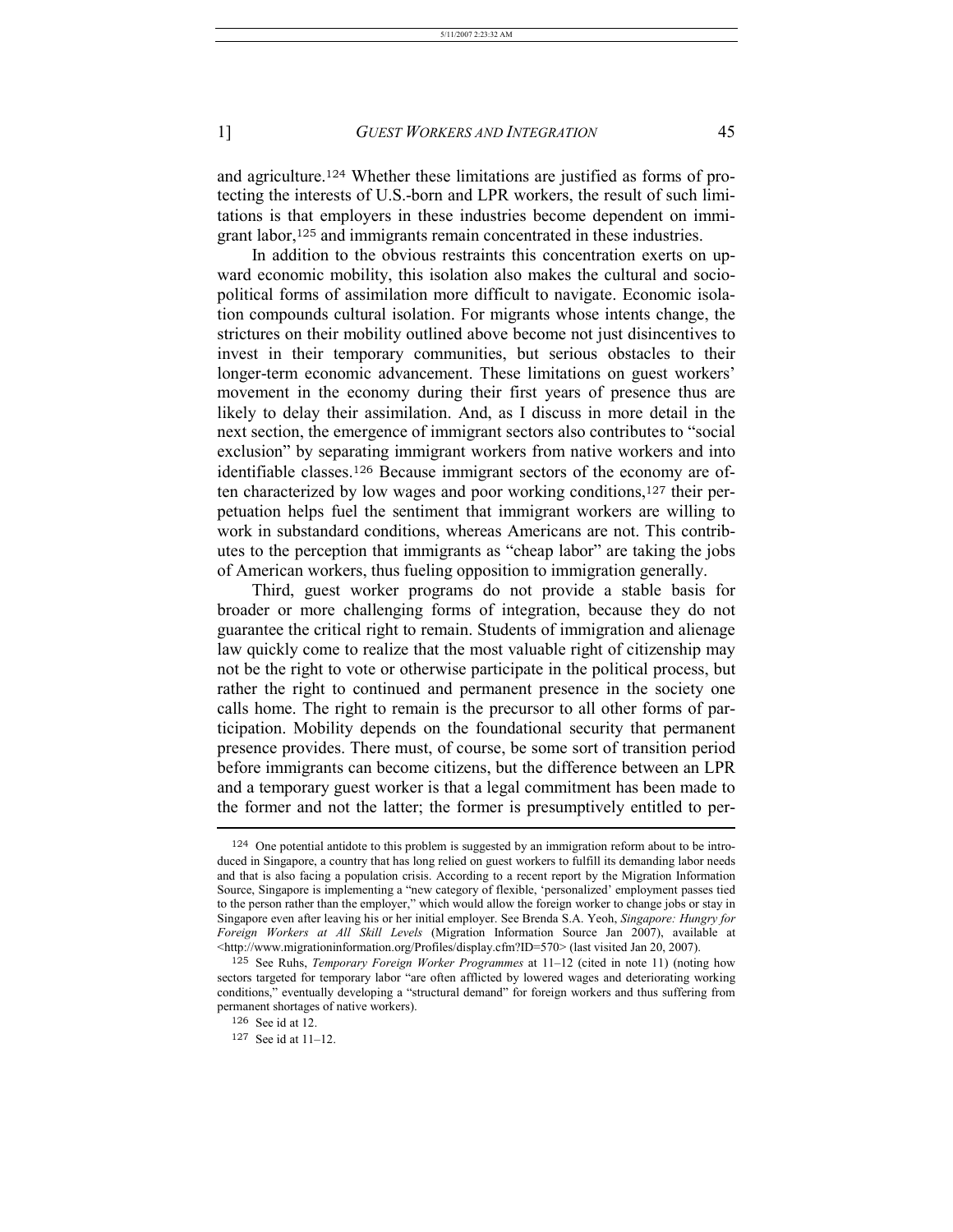and agriculture.[124] Whether these limitations are justified as forms of protecting the interests of U.S.-born and LPR workers, the result of such limitations is that employers in these industries become dependent on immigrant labor,[125] and immigrants remain concentrated in these industries.

In addition to the obvious restraints this concentration exerts on upward economic mobility, this isolation also makes the cultural and sociopolitical forms of assimilation more difficult to navigate. Economic isolation compounds cultural isolation. For migrants whose intents change, the strictures on their mobility outlined above become not just disincentives to invest in their temporary communities, but serious obstacles to their longer-term economic advancement. These limitations on guest workers' movement in the economy during their first years of presence thus are likely to delay their assimilation. And, as I discuss in more detail in the next section, the emergence of immigrant sectors also contributes to "social exclusion" by separating immigrant workers from native workers and into identifiable classes.[126] Because immigrant sectors of the economy are often characterized by low wages and poor working conditions,[127] their perpetuation helps fuel the sentiment that immigrant workers are willing to work in substandard conditions, whereas Americans are not. This contributes to the perception that immigrants as "cheap labor" are taking the jobs of American workers, thus fueling opposition to immigration generally.

Third, guest worker programs do not provide a stable basis for broader or more challenging forms of integration, because they do not guarantee the critical right to remain. Students of immigration and alienage law quickly come to realize that the most valuable right of citizenship may not be the right to vote or otherwise participate in the political process, but rather the right to continued and permanent presence in the society one calls home. The right to remain is the precursor to all other forms of participation. Mobility depends on the foundational security that permanent presence provides. There must, of course, be some sort of transition period before immigrants can become citizens, but the difference between an LPR and a temporary guest worker is that a legal commitment has been made to the former and not the latter; the former is presumptively entitled to per-

---

[124] One potential antidote to this problem is suggested by an immigration reform about to be introduced in Singapore, a country that has long relied on guest workers to fulfill its demanding labor needs and that is also facing a population crisis. According to a recent report by the Migration Information Source, Singapore is implementing a "new category of flexible, 'personalized' employment passes tied to the person rather than the employer," which would allow the foreign worker to change jobs or stay in Singapore even after leaving his or her initial employer. See Brenda S.A. Yeoh, *Singapore: Hungry for Foreign Workers at All Skill Levels* (Migration Information Source Jan 2007), available at <http://www.migrationinformation.org/Profiles/display.cfm?ID=570> (last visited Jan 20, 2007).

[125] See Ruhs, *Temporary Foreign Worker Programmes* at 11–12 (cited in note 11) (noting how sectors targeted for temporary labor "are often afflicted by lowered wages and deteriorating working conditions," eventually developing a "structural demand" for foreign workers and thus suffering from permanent shortages of native workers).

[126] See id at 12.

[127] See id at 11–12.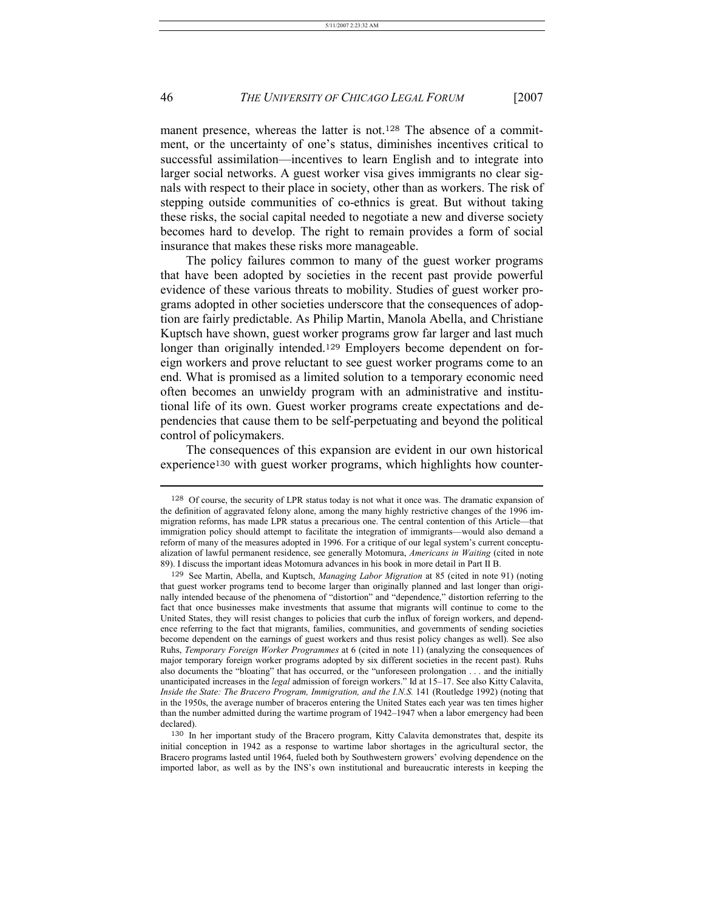manent presence, whereas the latter is not.[128] The absence of a commitment, or the uncertainty of one's status, diminishes incentives critical to successful assimilation—incentives to learn English and to integrate into larger social networks. A guest worker visa gives immigrants no clear signals with respect to their place in society, other than as workers. The risk of stepping outside communities of co-ethnics is great. But without taking these risks, the social capital needed to negotiate a new and diverse society becomes hard to develop. The right to remain provides a form of social insurance that makes these risks more manageable.

The policy failures common to many of the guest worker programs that have been adopted by societies in the recent past provide powerful evidence of these various threats to mobility. Studies of guest worker programs adopted in other societies underscore that the consequences of adoption are fairly predictable. As Philip Martin, Manola Abella, and Christiane Kuptsch have shown, guest worker programs grow far larger and last much longer than originally intended.[129] Employers become dependent on foreign workers and prove reluctant to see guest worker programs come to an end. What is promised as a limited solution to a temporary economic need often becomes an unwieldy program with an administrative and institutional life of its own. Guest worker programs create expectations and dependencies that cause them to be self-perpetuating and beyond the political control of policymakers.

The consequences of this expansion are evident in our own historical experience[130] with guest worker programs, which highlights how counter-

---

[128] Of course, the security of LPR status today is not what it once was. The dramatic expansion of the definition of aggravated felony alone, among the many highly restrictive changes of the 1996 immigration reforms, has made LPR status a precarious one. The central contention of this Article—that immigration policy should attempt to facilitate the integration of immigrants—would also demand a reform of many of the measures adopted in 1996. For a critique of our legal system's current conceptualization of lawful permanent residence, see generally Motomura, *Americans in Waiting* (cited in note 89). I discuss the important ideas Motomura advances in his book in more detail in Part II B.

[129] See Martin, Abella, and Kuptsch, *Managing Labor Migration* at 85 (cited in note 91) (noting that guest worker programs tend to become larger than originally planned and last longer than originally intended because of the phenomena of "distortion" and "dependence," distortion referring to the fact that once businesses make investments that assume that migrants will continue to come to the United States, they will resist changes to policies that curb the influx of foreign workers, and dependence referring to the fact that migrants, families, communities, and governments of sending societies become dependent on the earnings of guest workers and thus resist policy changes as well). See also Ruhs, *Temporary Foreign Worker Programmes* at 6 (cited in note 11) (analyzing the consequences of major temporary foreign worker programs adopted by six different societies in the recent past). Ruhs also documents the "bloating" that has occurred, or the "unforeseen prolongation . . . and the initially unanticipated increases in the *legal* admission of foreign workers." Id at 15–17. See also Kitty Calavita, *Inside the State: The Bracero Program, Immigration, and the I.N.S.* 141 (Routledge 1992) (noting that in the 1950s, the average number of braceros entering the United States each year was ten times higher than the number admitted during the wartime program of 1942–1947 when a labor emergency had been declared).

[130] In her important study of the Bracero program, Kitty Calavita demonstrates that, despite its initial conception in 1942 as a response to wartime labor shortages in the agricultural sector, the Bracero programs lasted until 1964, fueled both by Southwestern growers' evolving dependence on the imported labor, as well as by the INS's own institutional and bureaucratic interests in keeping the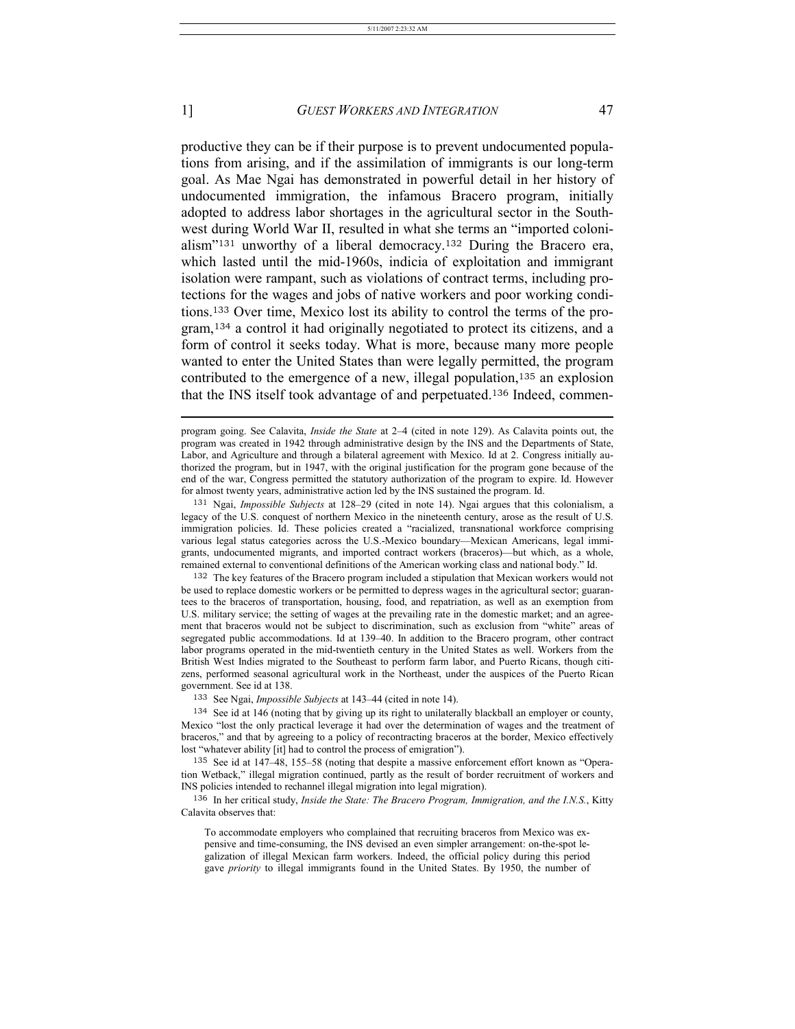productive they can be if their purpose is to prevent undocumented populations from arising, and if the assimilation of immigrants is our long-term goal. As Mae Ngai has demonstrated in powerful detail in her history of undocumented immigration, the infamous Bracero program, initially adopted to address labor shortages in the agricultural sector in the Southwest during World War II, resulted in what she terms an "imported colonialism"[131] unworthy of a liberal democracy.[132] During the Bracero era, which lasted until the mid-1960s, indicia of exploitation and immigrant isolation were rampant, such as violations of contract terms, including protections for the wages and jobs of native workers and poor working conditions.[133] Over time, Mexico lost its ability to control the terms of the program,[134] a control it had originally negotiated to protect its citizens, and a form of control it seeks today. What is more, because many more people wanted to enter the United States than were legally permitted, the program contributed to the emergence of a new, illegal population,[135] an explosion that the INS itself took advantage of and perpetuated.[136] Indeed, commen-

---

program going. See Calavita, *Inside the State* at 2–4 (cited in note 129). As Calavita points out, the program was created in 1942 through administrative design by the INS and the Departments of State, Labor, and Agriculture and through a bilateral agreement with Mexico. Id at 2. Congress initially authorized the program, but in 1947, with the original justification for the program gone because of the end of the war, Congress permitted the statutory authorization of the program to expire. Id. However for almost twenty years, administrative action led by the INS sustained the program. Id.

[131] Ngai, *Impossible Subjects* at 128–29 (cited in note 14). Ngai argues that this colonialism, a legacy of the U.S. conquest of northern Mexico in the nineteenth century, arose as the result of U.S. immigration policies. Id. These policies created a "racialized, transnational workforce comprising various legal status categories across the U.S.-Mexico boundary—Mexican Americans, legal immigrants, undocumented migrants, and imported contract workers (braceros)—but which, as a whole, remained external to conventional definitions of the American working class and national body." Id.

[132] The key features of the Bracero program included a stipulation that Mexican workers would not be used to replace domestic workers or be permitted to depress wages in the agricultural sector; guarantees to the braceros of transportation, housing, food, and repatriation, as well as an exemption from U.S. military service; the setting of wages at the prevailing rate in the domestic market; and an agreement that braceros would not be subject to discrimination, such as exclusion from "white" areas of segregated public accommodations. Id at 139–40. In addition to the Bracero program, other contract labor programs operated in the mid-twentieth century in the United States as well. Workers from the British West Indies migrated to the Southeast to perform farm labor, and Puerto Ricans, though citizens, performed seasonal agricultural work in the Northeast, under the auspices of the Puerto Rican government. See id at 138.

[133] See Ngai, *Impossible Subjects* at 143–44 (cited in note 14).

[134] See id at 146 (noting that by giving up its right to unilaterally blackball an employer or county, Mexico "lost the only practical leverage it had over the determination of wages and the treatment of braceros," and that by agreeing to a policy of recontracting braceros at the border, Mexico effectively lost "whatever ability [it] had to control the process of emigration").

[135] See id at 147–48, 155–58 (noting that despite a massive enforcement effort known as "Operation Wetback," illegal migration continued, partly as the result of border recruitment of workers and INS policies intended to rechannel illegal migration into legal migration).

[136] In her critical study, *Inside the State: The Bracero Program, Immigration, and the I.N.S.*, Kitty Calavita observes that:

> To accommodate employers who complained that recruiting braceros from Mexico was expensive and time-consuming, the INS devised an even simpler arrangement: on-the-spot legalization of illegal Mexican farm workers. Indeed, the official policy during this period gave *priority* to illegal immigrants found in the United States. By 1950, the number of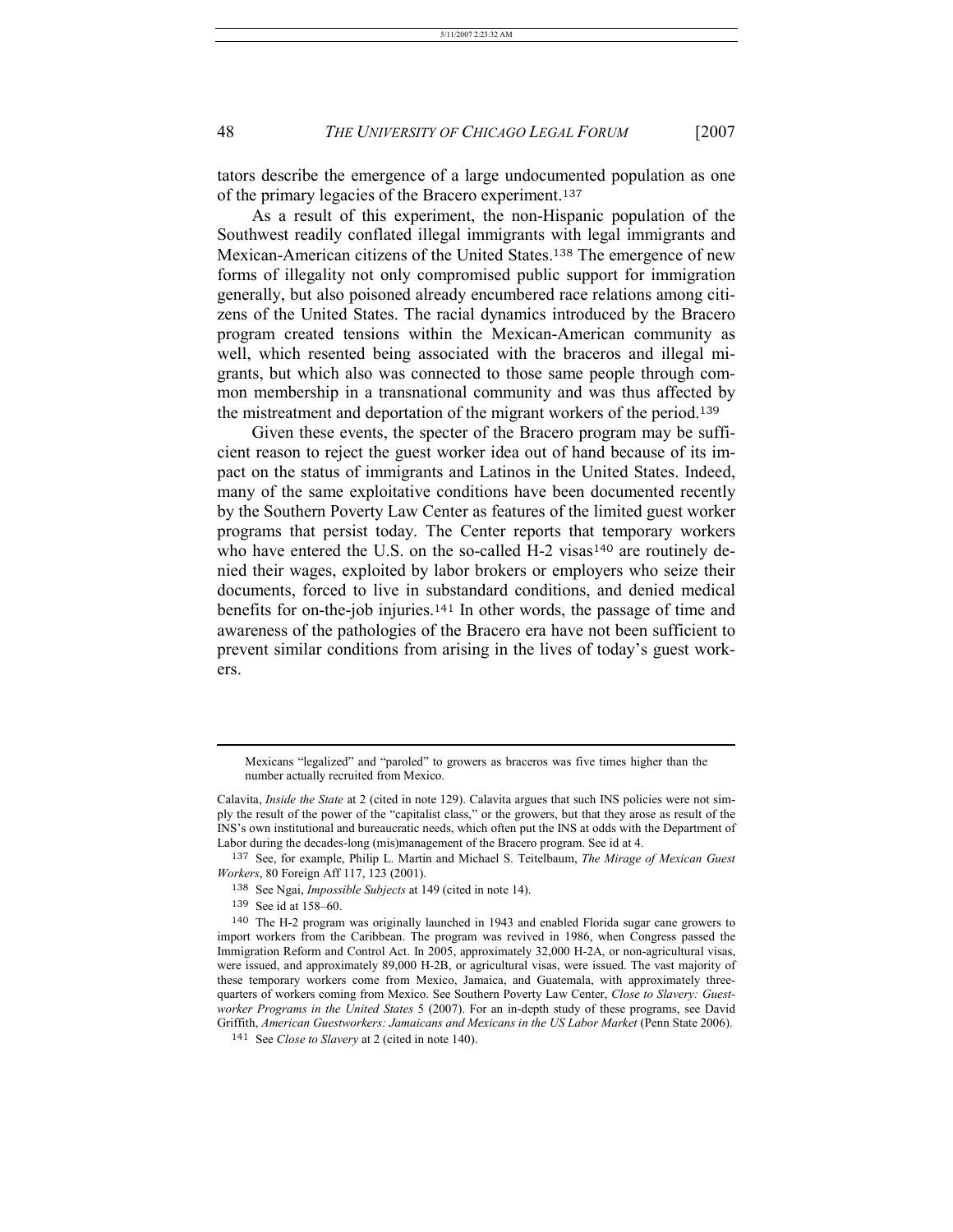tators describe the emergence of a large undocumented population as one of the primary legacies of the Bracero experiment.[137]

As a result of this experiment, the non-Hispanic population of the Southwest readily conflated illegal immigrants with legal immigrants and Mexican-American citizens of the United States.[138] The emergence of new forms of illegality not only compromised public support for immigration generally, but also poisoned already encumbered race relations among citizens of the United States. The racial dynamics introduced by the Bracero program created tensions within the Mexican-American community as well, which resented being associated with the braceros and illegal migrants, but which also was connected to those same people through common membership in a transnational community and was thus affected by the mistreatment and deportation of the migrant workers of the period.[139]

Given these events, the specter of the Bracero program may be sufficient reason to reject the guest worker idea out of hand because of its impact on the status of immigrants and Latinos in the United States. Indeed, many of the same exploitative conditions have been documented recently by the Southern Poverty Law Center as features of the limited guest worker programs that persist today. The Center reports that temporary workers who have entered the U.S. on the so-called H-2 visas[140] are routinely denied their wages, exploited by labor brokers or employers who seize their documents, forced to live in substandard conditions, and denied medical benefits for on-the-job injuries.[141] In other words, the passage of time and awareness of the pathologies of the Bracero era have not been sufficient to prevent similar conditions from arising in the lives of today's guest workers.

---

Mexicans "legalized" and "paroled" to growers as braceros was five times higher than the number actually recruited from Mexico.

Calavita, *Inside the State* at 2 (cited in note 129). Calavita argues that such INS policies were not simply the result of the power of the "capitalist class," or the growers, but that they arose as result of the INS's own institutional and bureaucratic needs, which often put the INS at odds with the Department of Labor during the decades-long (mis)management of the Bracero program. See id at 4.

[137] See, for example, Philip L. Martin and Michael S. Teitelbaum, *The Mirage of Mexican Guest Workers*, 80 Foreign Aff 117, 123 (2001).

[138] See Ngai, *Impossible Subjects* at 149 (cited in note 14).

[139] See id at 158–60.

[140] The H-2 program was originally launched in 1943 and enabled Florida sugar cane growers to import workers from the Caribbean. The program was revived in 1986, when Congress passed the Immigration Reform and Control Act. In 2005, approximately 32,000 H-2A, or non-agricultural visas, were issued, and approximately 89,000 H-2B, or agricultural visas, were issued. The vast majority of these temporary workers come from Mexico, Jamaica, and Guatemala, with approximately three-quarters of workers coming from Mexico. See Southern Poverty Law Center, *Close to Slavery: Guestworker Programs in the United States* 5 (2007). For an in-depth study of these programs, see David Griffith, *American Guestworkers: Jamaicans and Mexicans in the US Labor Market* (Penn State 2006).

[141] See *Close to Slavery* at 2 (cited in note 140).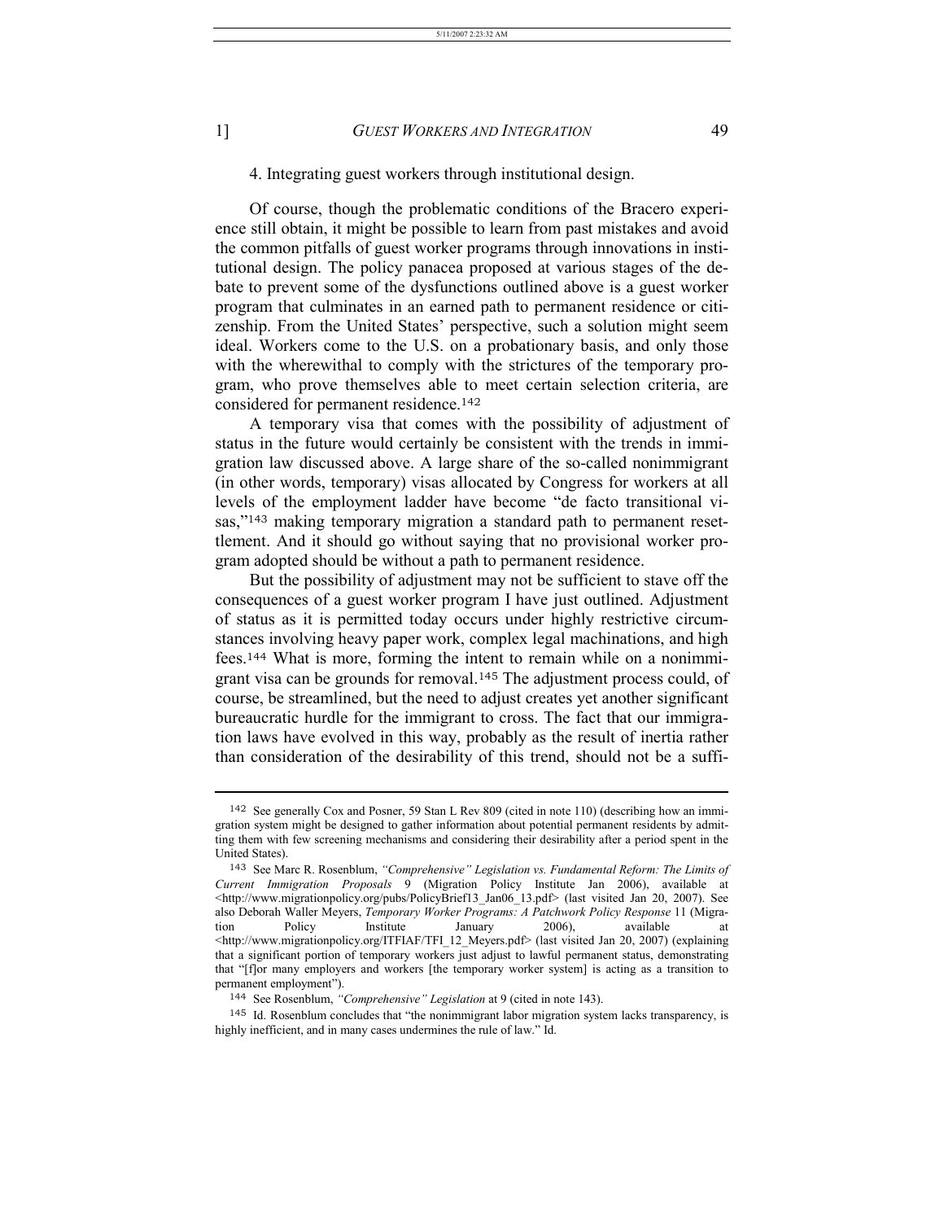4. Integrating guest workers through institutional design.

Of course, though the problematic conditions of the Bracero experience still obtain, it might be possible to learn from past mistakes and avoid the common pitfalls of guest worker programs through innovations in institutional design. The policy panacea proposed at various stages of the debate to prevent some of the dysfunctions outlined above is a guest worker program that culminates in an earned path to permanent residence or citizenship. From the United States' perspective, such a solution might seem ideal. Workers come to the U.S. on a probationary basis, and only those with the wherewithal to comply with the strictures of the temporary program, who prove themselves able to meet certain selection criteria, are considered for permanent residence.[142]

A temporary visa that comes with the possibility of adjustment of status in the future would certainly be consistent with the trends in immigration law discussed above. A large share of the so-called nonimmigrant (in other words, temporary) visas allocated by Congress for workers at all levels of the employment ladder have become "de facto transitional visas,"[143] making temporary migration a standard path to permanent resettlement. And it should go without saying that no provisional worker program adopted should be without a path to permanent residence.

But the possibility of adjustment may not be sufficient to stave off the consequences of a guest worker program I have just outlined. Adjustment of status as it is permitted today occurs under highly restrictive circumstances involving heavy paper work, complex legal machinations, and high fees.[144] What is more, forming the intent to remain while on a nonimmigrant visa can be grounds for removal.[145] The adjustment process could, of course, be streamlined, but the need to adjust creates yet another significant bureaucratic hurdle for the immigrant to cross. The fact that our immigration laws have evolved in this way, probably as the result of inertia rather than consideration of the desirability of this trend, should not be a suffi-

---

[142] See generally Cox and Posner, 59 Stan L Rev 809 (cited in note 110) (describing how an immigration system might be designed to gather information about potential permanent residents by admitting them with few screening mechanisms and considering their desirability after a period spent in the United States).

[143] See Marc R. Rosenblum, *"Comprehensive" Legislation vs. Fundamental Reform: The Limits of Current Immigration Proposals* 9 (Migration Policy Institute Jan 2006), available at <http://www.migrationpolicy.org/pubs/PolicyBrief13_Jan06_13.pdf> (last visited Jan 20, 2007). See also Deborah Waller Meyers, *Temporary Worker Programs: A Patchwork Policy Response* 11 (Migration Policy Institute January 2006), available at <http://www.migrationpolicy.org/ITFIAF/TFI_12_Meyers.pdf> (last visited Jan 20, 2007) (explaining that a significant portion of temporary workers just adjust to lawful permanent status, demonstrating that "[f]or many employers and workers [the temporary worker system] is acting as a transition to permanent employment").

[144] See Rosenblum, *"Comprehensive" Legislation* at 9 (cited in note 143).

[145] Id. Rosenblum concludes that "the nonimmigrant labor migration system lacks transparency, is highly inefficient, and in many cases undermines the rule of law." Id.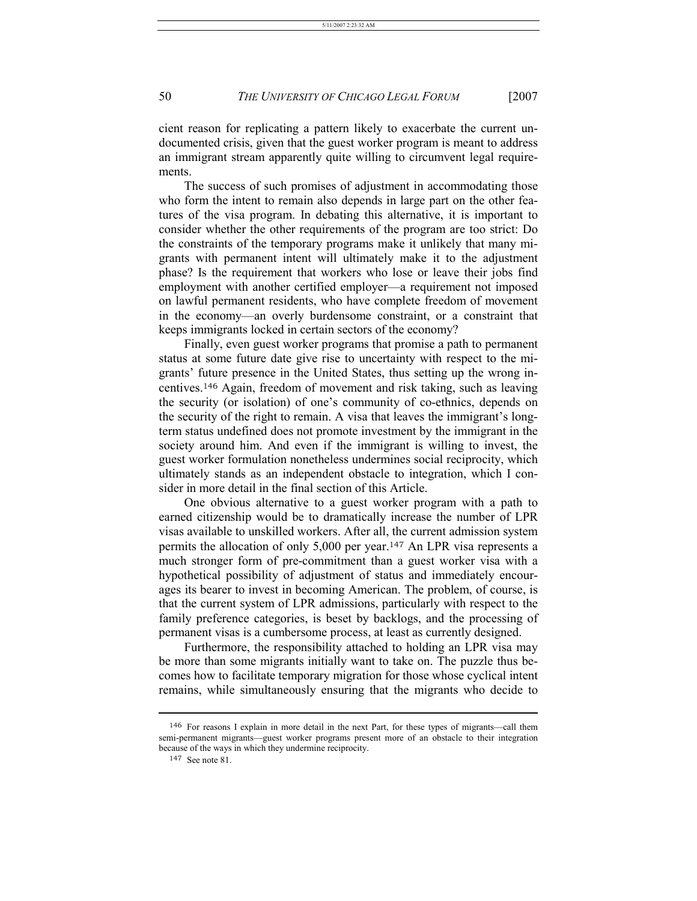cient reason for replicating a pattern likely to exacerbate the current undocumented crisis, given that the guest worker program is meant to address an immigrant stream apparently quite willing to circumvent legal requirements.

The success of such promises of adjustment in accommodating those who form the intent to remain also depends in large part on the other features of the visa program. In debating this alternative, it is important to consider whether the other requirements of the program are too strict: Do the constraints of the temporary programs make it unlikely that many migrants with permanent intent will ultimately make it to the adjustment phase? Is the requirement that workers who lose or leave their jobs find employment with another certified employer—a requirement not imposed on lawful permanent residents, who have complete freedom of movement in the economy—an overly burdensome constraint, or a constraint that keeps immigrants locked in certain sectors of the economy?

Finally, even guest worker programs that promise a path to permanent status at some future date give rise to uncertainty with respect to the migrants' future presence in the United States, thus setting up the wrong incentives.[146] Again, freedom of movement and risk taking, such as leaving the security (or isolation) of one's community of co-ethnics, depends on the security of the right to remain. A visa that leaves the immigrant's long-term status undefined does not promote investment by the immigrant in the society around him. And even if the immigrant is willing to invest, the guest worker formulation nonetheless undermines social reciprocity, which ultimately stands as an independent obstacle to integration, which I consider in more detail in the final section of this Article.

One obvious alternative to a guest worker program with a path to earned citizenship would be to dramatically increase the number of LPR visas available to unskilled workers. After all, the current admission system permits the allocation of only 5,000 per year.[147] An LPR visa represents a much stronger form of pre-commitment than a guest worker visa with a hypothetical possibility of adjustment of status and immediately encourages its bearer to invest in becoming American. The problem, of course, is that the current system of LPR admissions, particularly with respect to the family preference categories, is beset by backlogs, and the processing of permanent visas is a cumbersome process, at least as currently designed.

Furthermore, the responsibility attached to holding an LPR visa may be more than some migrants initially want to take on. The puzzle thus becomes how to facilitate temporary migration for those whose cyclical intent remains, while simultaneously ensuring that the migrants who decide to

---

[146] For reasons I explain in more detail in the next Part, for these types of migrants—call them semi-permanent migrants—guest worker programs present more of an obstacle to their integration because of the ways in which they undermine reciprocity.

[147] See note 81.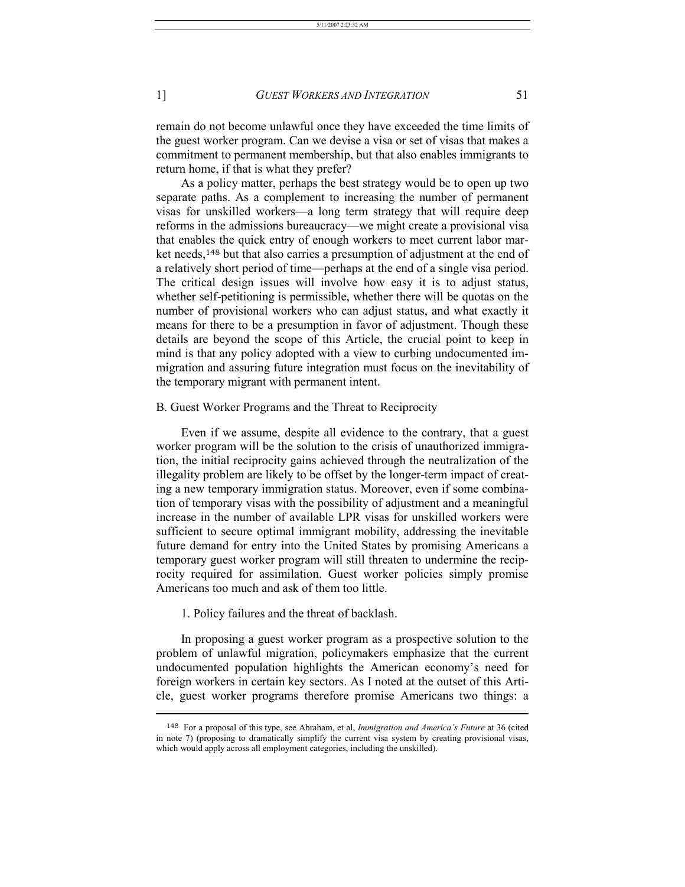remain do not become unlawful once they have exceeded the time limits of the guest worker program. Can we devise a visa or set of visas that makes a commitment to permanent membership, but that also enables immigrants to return home, if that is what they prefer?

As a policy matter, perhaps the best strategy would be to open up two separate paths. As a complement to increasing the number of permanent visas for unskilled workers—a long term strategy that will require deep reforms in the admissions bureaucracy—we might create a provisional visa that enables the quick entry of enough workers to meet current labor market needs,[148] but that also carries a presumption of adjustment at the end of a relatively short period of time—perhaps at the end of a single visa period. The critical design issues will involve how easy it is to adjust status, whether self-petitioning is permissible, whether there will be quotas on the number of provisional workers who can adjust status, and what exactly it means for there to be a presumption in favor of adjustment. Though these details are beyond the scope of this Article, the crucial point to keep in mind is that any policy adopted with a view to curbing undocumented immigration and assuring future integration must focus on the inevitability of the temporary migrant with permanent intent.

### B. Guest Worker Programs and the Threat to Reciprocity

Even if we assume, despite all evidence to the contrary, that a guest worker program will be the solution to the crisis of unauthorized immigration, the initial reciprocity gains achieved through the neutralization of the illegality problem are likely to be offset by the longer-term impact of creating a new temporary immigration status. Moreover, even if some combination of temporary visas with the possibility of adjustment and a meaningful increase in the number of available LPR visas for unskilled workers were sufficient to secure optimal immigrant mobility, addressing the inevitable future demand for entry into the United States by promising Americans a temporary guest worker program will still threaten to undermine the reciprocity required for assimilation. Guest worker policies simply promise Americans too much and ask of them too little.

#### 1. Policy failures and the threat of backlash.

In proposing a guest worker program as a prospective solution to the problem of unlawful migration, policymakers emphasize that the current undocumented population highlights the American economy's need for foreign workers in certain key sectors. As I noted at the outset of this Article, guest worker programs therefore promise Americans two things: a

---

[148] For a proposal of this type, see Abraham, et al, *Immigration and America's Future* at 36 (cited in note 7) (proposing to dramatically simplify the current visa system by creating provisional visas, which would apply across all employment categories, including the unskilled).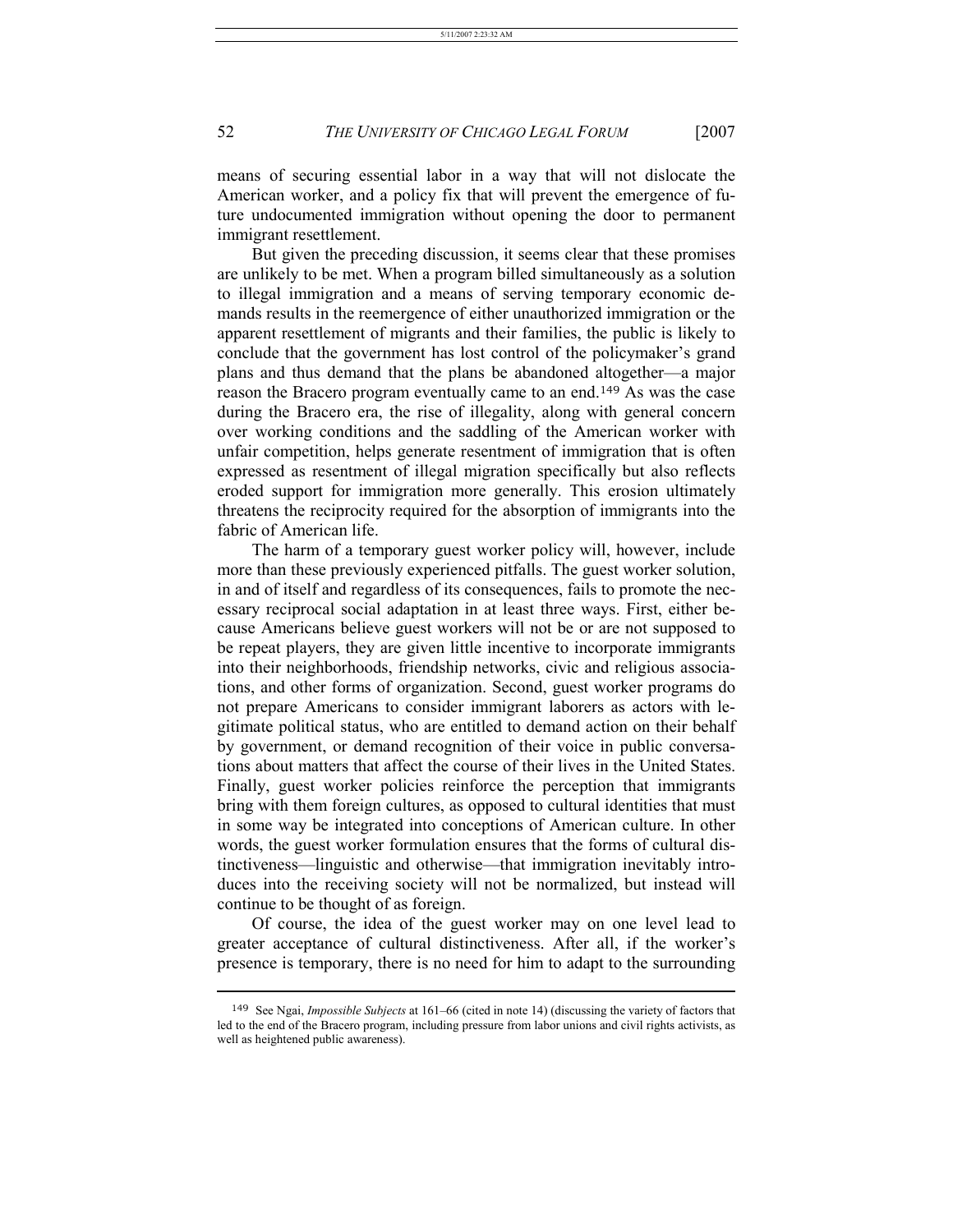means of securing essential labor in a way that will not dislocate the American worker, and a policy fix that will prevent the emergence of future undocumented immigration without opening the door to permanent immigrant resettlement.

But given the preceding discussion, it seems clear that these promises are unlikely to be met. When a program billed simultaneously as a solution to illegal immigration and a means of serving temporary economic demands results in the reemergence of either unauthorized immigration or the apparent resettlement of migrants and their families, the public is likely to conclude that the government has lost control of the policymaker's grand plans and thus demand that the plans be abandoned altogether—a major reason the Bracero program eventually came to an end.[149] As was the case during the Bracero era, the rise of illegality, along with general concern over working conditions and the saddling of the American worker with unfair competition, helps generate resentment of immigration that is often expressed as resentment of illegal migration specifically but also reflects eroded support for immigration more generally. This erosion ultimately threatens the reciprocity required for the absorption of immigrants into the fabric of American life.

The harm of a temporary guest worker policy will, however, include more than these previously experienced pitfalls. The guest worker solution, in and of itself and regardless of its consequences, fails to promote the necessary reciprocal social adaptation in at least three ways. First, either because Americans believe guest workers will not be or are not supposed to be repeat players, they are given little incentive to incorporate immigrants into their neighborhoods, friendship networks, civic and religious associations, and other forms of organization. Second, guest worker programs do not prepare Americans to consider immigrant laborers as actors with legitimate political status, who are entitled to demand action on their behalf by government, or demand recognition of their voice in public conversations about matters that affect the course of their lives in the United States. Finally, guest worker policies reinforce the perception that immigrants bring with them foreign cultures, as opposed to cultural identities that must in some way be integrated into conceptions of American culture. In other words, the guest worker formulation ensures that the forms of cultural distinctiveness—linguistic and otherwise—that immigration inevitably introduces into the receiving society will not be normalized, but instead will continue to be thought of as foreign.

Of course, the idea of the guest worker may on one level lead to greater acceptance of cultural distinctiveness. After all, if the worker's presence is temporary, there is no need for him to adapt to the surrounding

[149] See Ngai, *Impossible Subjects* at 161–66 (cited in note 14) (discussing the variety of factors that led to the end of the Bracero program, including pressure from labor unions and civil rights activists, as well as heightened public awareness).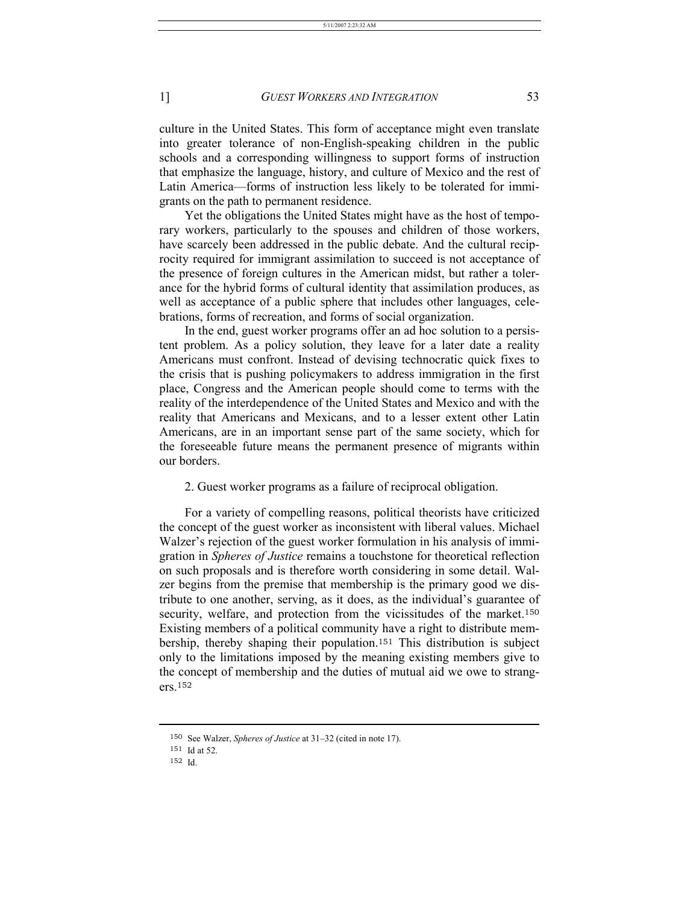culture in the United States. This form of acceptance might even translate into greater tolerance of non-English-speaking children in the public schools and a corresponding willingness to support forms of instruction that emphasize the language, history, and culture of Mexico and the rest of Latin America—forms of instruction less likely to be tolerated for immigrants on the path to permanent residence.

Yet the obligations the United States might have as the host of temporary workers, particularly to the spouses and children of those workers, have scarcely been addressed in the public debate. And the cultural reciprocity required for immigrant assimilation to succeed is not acceptance of the presence of foreign cultures in the American midst, but rather a tolerance for the hybrid forms of cultural identity that assimilation produces, as well as acceptance of a public sphere that includes other languages, celebrations, forms of recreation, and forms of social organization.

In the end, guest worker programs offer an ad hoc solution to a persistent problem. As a policy solution, they leave for a later date a reality Americans must confront. Instead of devising technocratic quick fixes to the crisis that is pushing policymakers to address immigration in the first place, Congress and the American people should come to terms with the reality of the interdependence of the United States and Mexico and with the reality that Americans and Mexicans, and to a lesser extent other Latin Americans, are in an important sense part of the same society, which for the foreseeable future means the permanent presence of migrants within our borders.

### 2. Guest worker programs as a failure of reciprocal obligation.

For a variety of compelling reasons, political theorists have criticized the concept of the guest worker as inconsistent with liberal values. Michael Walzer's rejection of the guest worker formulation in his analysis of immigration in *Spheres of Justice* remains a touchstone for theoretical reflection on such proposals and is therefore worth considering in some detail. Walzer begins from the premise that membership is the primary good we distribute to one another, serving, as it does, as the individual's guarantee of security, welfare, and protection from the vicissitudes of the market.[150] Existing members of a political community have a right to distribute membership, thereby shaping their population.[151] This distribution is subject only to the limitations imposed by the meaning existing members give to the concept of membership and the duties of mutual aid we owe to strangers.[152]

---

[150] See Walzer, *Spheres of Justice* at 31–32 (cited in note 17).

[151] Id at 52.

[152] Id.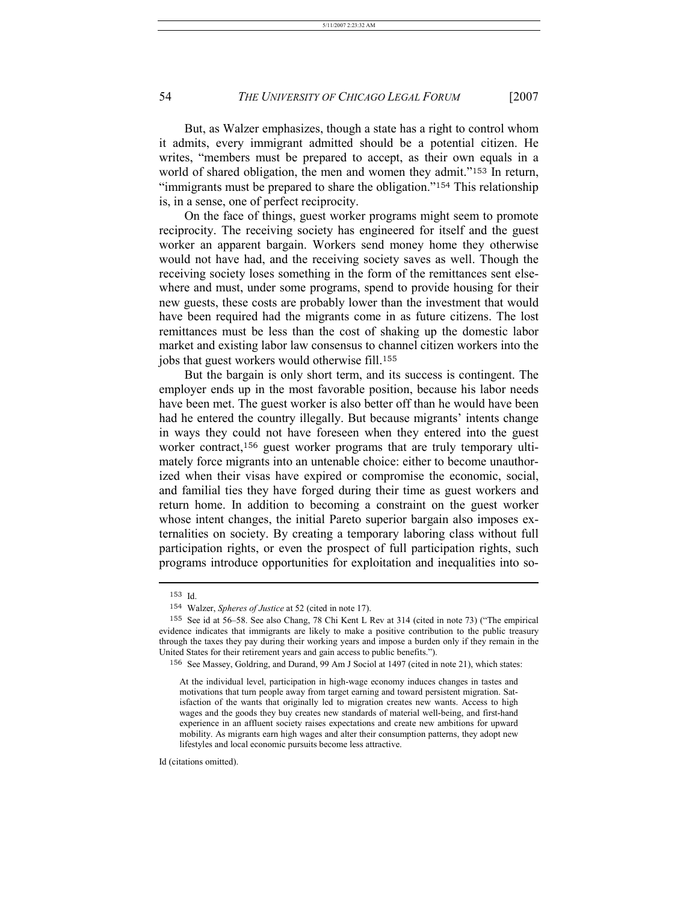But, as Walzer emphasizes, though a state has a right to control whom it admits, every immigrant admitted should be a potential citizen. He writes, "members must be prepared to accept, as their own equals in a world of shared obligation, the men and women they admit."[153] In return, "immigrants must be prepared to share the obligation."[154] This relationship is, in a sense, one of perfect reciprocity.

On the face of things, guest worker programs might seem to promote reciprocity. The receiving society has engineered for itself and the guest worker an apparent bargain. Workers send money home they otherwise would not have had, and the receiving society saves as well. Though the receiving society loses something in the form of the remittances sent elsewhere and must, under some programs, spend to provide housing for their new guests, these costs are probably lower than the investment that would have been required had the migrants come in as future citizens. The lost remittances must be less than the cost of shaking up the domestic labor market and existing labor law consensus to channel citizen workers into the jobs that guest workers would otherwise fill.[155]

But the bargain is only short term, and its success is contingent. The employer ends up in the most favorable position, because his labor needs have been met. The guest worker is also better off than he would have been had he entered the country illegally. But because migrants' intents change in ways they could not have foreseen when they entered into the guest worker contract,[156] guest worker programs that are truly temporary ultimately force migrants into an untenable choice: either to become unauthorized when their visas have expired or compromise the economic, social, and familial ties they have forged during their time as guest workers and return home. In addition to becoming a constraint on the guest worker whose intent changes, the initial Pareto superior bargain also imposes externalities on society. By creating a temporary laboring class without full participation rights, or even the prospect of full participation rights, such programs introduce opportunities for exploitation and inequalities into so-

---

[153] Id.

[154] Walzer, *Spheres of Justice* at 52 (cited in note 17).

[155] See id at 56–58. See also Chang, 78 Chi Kent L Rev at 314 (cited in note 73) ("The empirical evidence indicates that immigrants are likely to make a positive contribution to the public treasury through the taxes they pay during their working years and impose a burden only if they remain in the United States for their retirement years and gain access to public benefits.").

[156] See Massey, Goldring, and Durand, 99 Am J Sociol at 1497 (cited in note 21), which states:

> At the individual level, participation in high-wage economy induces changes in tastes and motivations that turn people away from target earning and toward persistent migration. Satisfaction of the wants that originally led to migration creates new wants. Access to high wages and the goods they buy creates new standards of material well-being, and first-hand experience in an affluent society raises expectations and create new ambitions for upward mobility. As migrants earn high wages and alter their consumption patterns, they adopt new lifestyles and local economic pursuits become less attractive.

Id (citations omitted).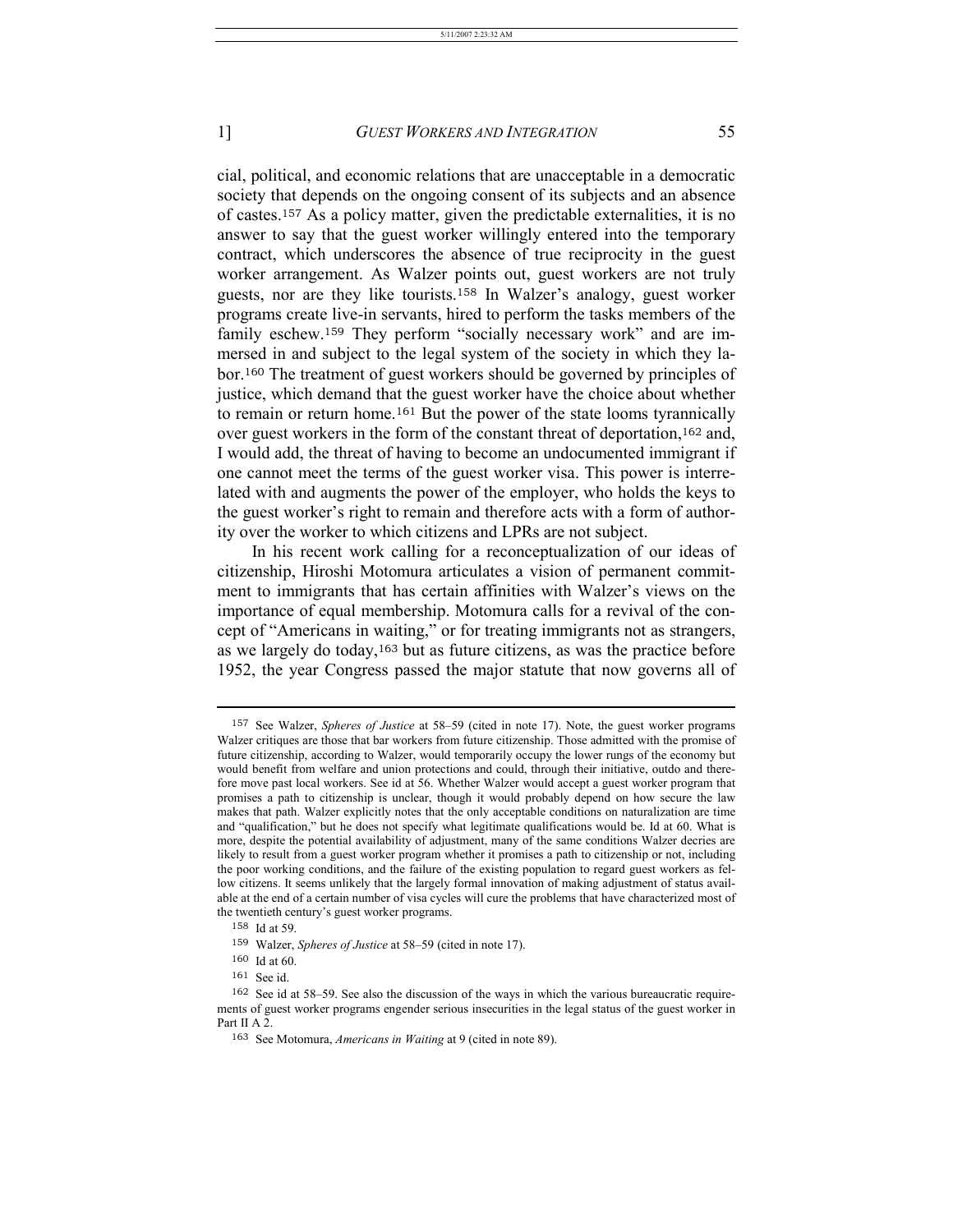cial, political, and economic relations that are unacceptable in a democratic society that depends on the ongoing consent of its subjects and an absence of castes.[157] As a policy matter, given the predictable externalities, it is no answer to say that the guest worker willingly entered into the temporary contract, which underscores the absence of true reciprocity in the guest worker arrangement. As Walzer points out, guest workers are not truly guests, nor are they like tourists.[158] In Walzer's analogy, guest worker programs create live-in servants, hired to perform the tasks members of the family eschew.[159] They perform "socially necessary work" and are immersed in and subject to the legal system of the society in which they labor.[160] The treatment of guest workers should be governed by principles of justice, which demand that the guest worker have the choice about whether to remain or return home.[161] But the power of the state looms tyrannically over guest workers in the form of the constant threat of deportation,[162] and, I would add, the threat of having to become an undocumented immigrant if one cannot meet the terms of the guest worker visa. This power is interrelated with and augments the power of the employer, who holds the keys to the guest worker's right to remain and therefore acts with a form of authority over the worker to which citizens and LPRs are not subject.

In his recent work calling for a reconceptualization of our ideas of citizenship, Hiroshi Motomura articulates a vision of permanent commitment to immigrants that has certain affinities with Walzer's views on the importance of equal membership. Motomura calls for a revival of the concept of "Americans in waiting," or for treating immigrants not as strangers, as we largely do today,[163] but as future citizens, as was the practice before 1952, the year Congress passed the major statute that now governs all of

---

157 See Walzer, *Spheres of Justice* at 58–59 (cited in note 17). Note, the guest worker programs Walzer critiques are those that bar workers from future citizenship. Those admitted with the promise of future citizenship, according to Walzer, would temporarily occupy the lower rungs of the economy but would benefit from welfare and union protections and could, through their initiative, outdo and therefore move past local workers. See id at 56. Whether Walzer would accept a guest worker program that promises a path to citizenship is unclear, though it would probably depend on how secure the law makes that path. Walzer explicitly notes that the only acceptable conditions on naturalization are time and "qualification," but he does not specify what legitimate qualifications would be. Id at 60. What is more, despite the potential availability of adjustment, many of the same conditions Walzer decries are likely to result from a guest worker program whether it promises a path to citizenship or not, including the poor working conditions, and the failure of the existing population to regard guest workers as fellow citizens. It seems unlikely that the largely formal innovation of making adjustment of status available at the end of a certain number of visa cycles will cure the problems that have characterized most of the twentieth century's guest worker programs.

158 Id at 59.

159 Walzer, *Spheres of Justice* at 58–59 (cited in note 17).

160 Id at 60.

161 See id.

162 See id at 58–59. See also the discussion of the ways in which the various bureaucratic requirements of guest worker programs engender serious insecurities in the legal status of the guest worker in Part II A 2.

163 See Motomura, *Americans in Waiting* at 9 (cited in note 89).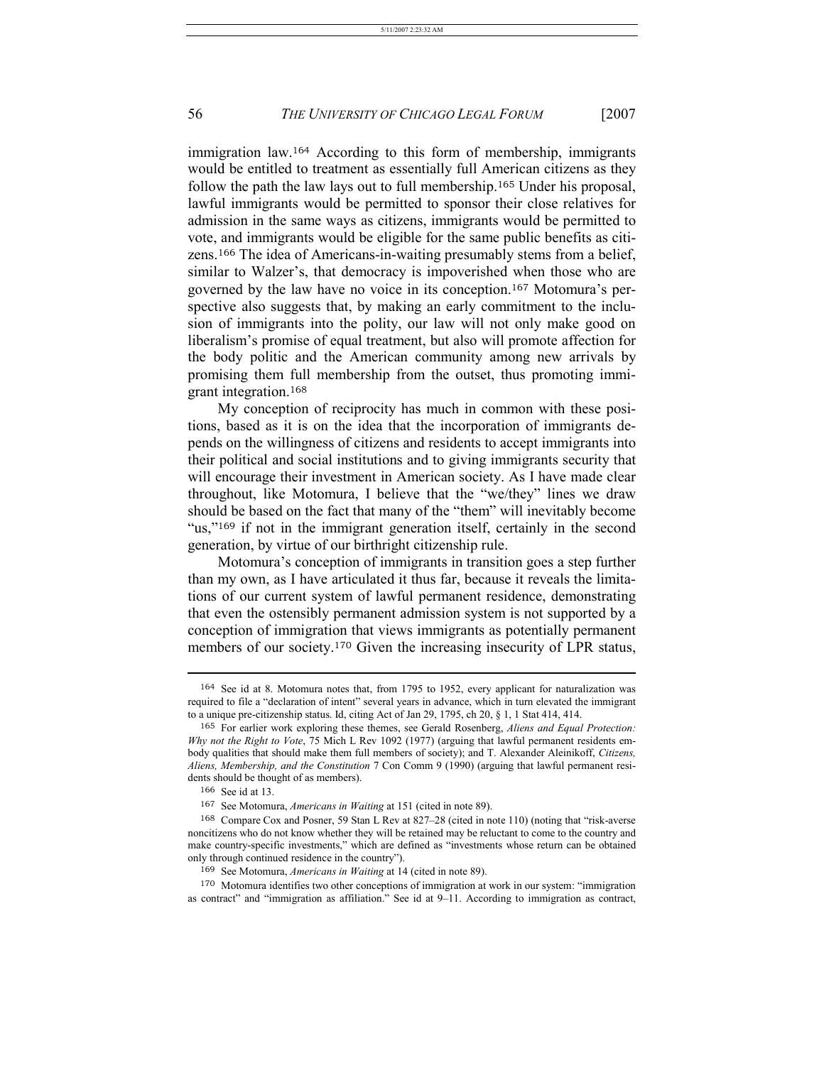immigration law.[164] According to this form of membership, immigrants would be entitled to treatment as essentially full American citizens as they follow the path the law lays out to full membership.[165] Under his proposal, lawful immigrants would be permitted to sponsor their close relatives for admission in the same ways as citizens, immigrants would be permitted to vote, and immigrants would be eligible for the same public benefits as citizens.[166] The idea of Americans-in-waiting presumably stems from a belief, similar to Walzer's, that democracy is impoverished when those who are governed by the law have no voice in its conception.[167] Motomura's perspective also suggests that, by making an early commitment to the inclusion of immigrants into the polity, our law will not only make good on liberalism's promise of equal treatment, but also will promote affection for the body politic and the American community among new arrivals by promising them full membership from the outset, thus promoting immigrant integration.[168]

My conception of reciprocity has much in common with these positions, based as it is on the idea that the incorporation of immigrants depends on the willingness of citizens and residents to accept immigrants into their political and social institutions and to giving immigrants security that will encourage their investment in American society. As I have made clear throughout, like Motomura, I believe that the "we/they" lines we draw should be based on the fact that many of the "them" will inevitably become "us,"[169] if not in the immigrant generation itself, certainly in the second generation, by virtue of our birthright citizenship rule.

Motomura's conception of immigrants in transition goes a step further than my own, as I have articulated it thus far, because it reveals the limitations of our current system of lawful permanent residence, demonstrating that even the ostensibly permanent admission system is not supported by a conception of immigration that views immigrants as potentially permanent members of our society.[170] Given the increasing insecurity of LPR status,

---

[164] See id at 8. Motomura notes that, from 1795 to 1952, every applicant for naturalization was required to file a "declaration of intent" several years in advance, which in turn elevated the immigrant to a unique pre-citizenship status. Id, citing Act of Jan 29, 1795, ch 20, § 1, 1 Stat 414, 414.

[165] For earlier work exploring these themes, see Gerald Rosenberg, *Aliens and Equal Protection: Why not the Right to Vote*, 75 Mich L Rev 1092 (1977) (arguing that lawful permanent residents embody qualities that should make them full members of society); and T. Alexander Aleinikoff, *Citizens, Aliens, Membership, and the Constitution* 7 Con Comm 9 (1990) (arguing that lawful permanent residents should be thought of as members).

[166] See id at 13.

[167] See Motomura, *Americans in Waiting* at 151 (cited in note 89).

[168] Compare Cox and Posner, 59 Stan L Rev at 827–28 (cited in note 110) (noting that "risk-averse noncitizens who do not know whether they will be retained may be reluctant to come to the country and make country-specific investments," which are defined as "investments whose return can be obtained only through continued residence in the country").

[169] See Motomura, *Americans in Waiting* at 14 (cited in note 89).

[170] Motomura identifies two other conceptions of immigration at work in our system: "immigration as contract" and "immigration as affiliation." See id at 9–11. According to immigration as contract,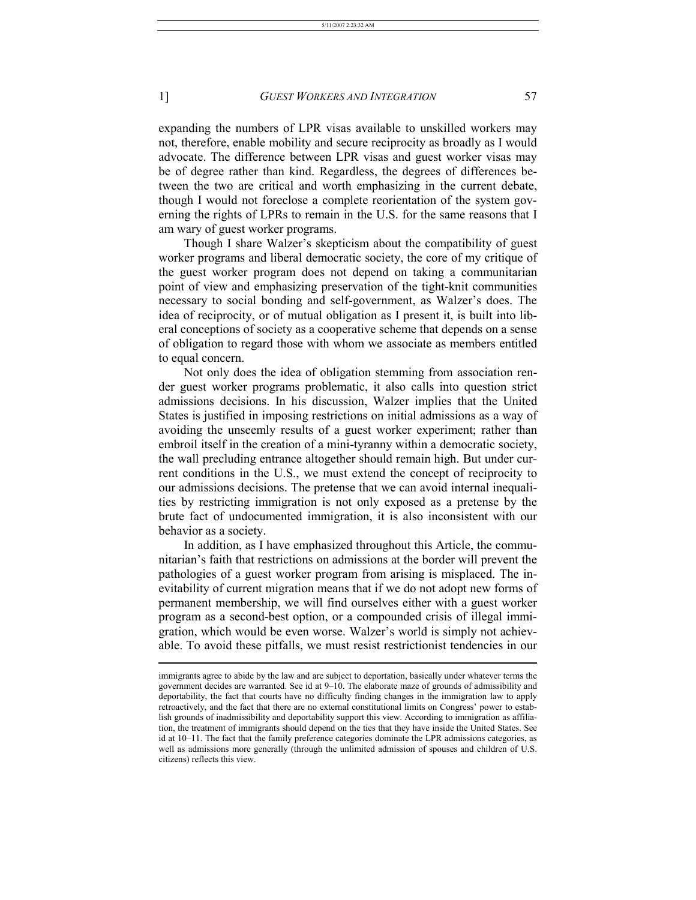expanding the numbers of LPR visas available to unskilled workers may not, therefore, enable mobility and secure reciprocity as broadly as I would advocate. The difference between LPR visas and guest worker visas may be of degree rather than kind. Regardless, the degrees of differences between the two are critical and worth emphasizing in the current debate, though I would not foreclose a complete reorientation of the system governing the rights of LPRs to remain in the U.S. for the same reasons that I am wary of guest worker programs.

Though I share Walzer's skepticism about the compatibility of guest worker programs and liberal democratic society, the core of my critique of the guest worker program does not depend on taking a communitarian point of view and emphasizing preservation of the tight-knit communities necessary to social bonding and self-government, as Walzer's does. The idea of reciprocity, or of mutual obligation as I present it, is built into liberal conceptions of society as a cooperative scheme that depends on a sense of obligation to regard those with whom we associate as members entitled to equal concern.

Not only does the idea of obligation stemming from association render guest worker programs problematic, it also calls into question strict admissions decisions. In his discussion, Walzer implies that the United States is justified in imposing restrictions on initial admissions as a way of avoiding the unseemly results of a guest worker experiment; rather than embroil itself in the creation of a mini-tyranny within a democratic society, the wall precluding entrance altogether should remain high. But under current conditions in the U.S., we must extend the concept of reciprocity to our admissions decisions. The pretense that we can avoid internal inequalities by restricting immigration is not only exposed as a pretense by the brute fact of undocumented immigration, it is also inconsistent with our behavior as a society.

In addition, as I have emphasized throughout this Article, the communitarian's faith that restrictions on admissions at the border will prevent the pathologies of a guest worker program from arising is misplaced. The inevitability of current migration means that if we do not adopt new forms of permanent membership, we will find ourselves either with a guest worker program as a second-best option, or a compounded crisis of illegal immigration, which would be even worse. Walzer's world is simply not achievable. To avoid these pitfalls, we must resist restrictionist tendencies in our

---

immigrants agree to abide by the law and are subject to deportation, basically under whatever terms the government decides are warranted. See id at 9–10. The elaborate maze of grounds of admissibility and deportability, the fact that courts have no difficulty finding changes in the immigration law to apply retroactively, and the fact that there are no external constitutional limits on Congress' power to establish grounds of inadmissibility and deportability support this view. According to immigration as affiliation, the treatment of immigrants should depend on the ties that they have inside the United States. See id at 10–11. The fact that the family preference categories dominate the LPR admissions categories, as well as admissions more generally (through the unlimited admission of spouses and children of U.S. citizens) reflects this view.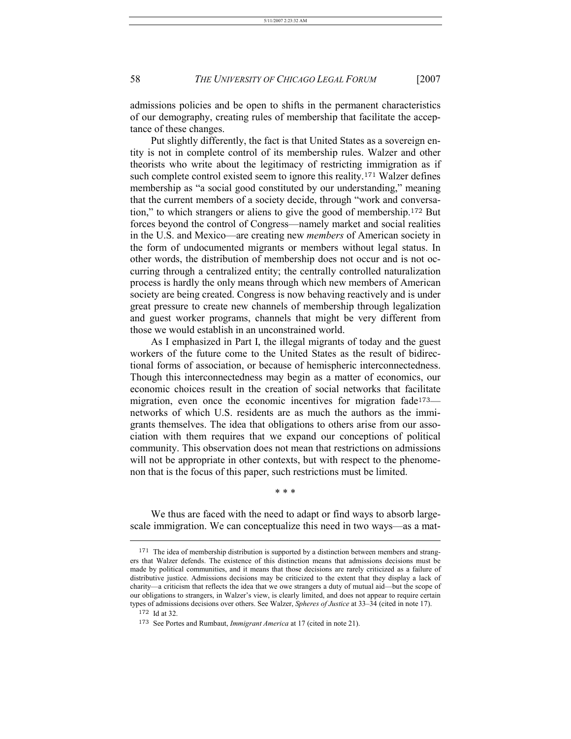admissions policies and be open to shifts in the permanent characteristics of our demography, creating rules of membership that facilitate the acceptance of these changes.

Put slightly differently, the fact is that United States as a sovereign entity is not in complete control of its membership rules. Walzer and other theorists who write about the legitimacy of restricting immigration as if such complete control existed seem to ignore this reality.[171] Walzer defines membership as "a social good constituted by our understanding," meaning that the current members of a society decide, through "work and conversation," to which strangers or aliens to give the good of membership.[172] But forces beyond the control of Congress—namely market and social realities in the U.S. and Mexico—are creating new *members* of American society in the form of undocumented migrants or members without legal status. In other words, the distribution of membership does not occur and is not occurring through a centralized entity; the centrally controlled naturalization process is hardly the only means through which new members of American society are being created. Congress is now behaving reactively and is under great pressure to create new channels of membership through legalization and guest worker programs, channels that might be very different from those we would establish in an unconstrained world.

As I emphasized in Part I, the illegal migrants of today and the guest workers of the future come to the United States as the result of bidirectional forms of association, or because of hemispheric interconnectedness. Though this interconnectedness may begin as a matter of economics, our economic choices result in the creation of social networks that facilitate migration, even once the economic incentives for migration fade[173]—networks of which U.S. residents are as much the authors as the immigrants themselves. The idea that obligations to others arise from our association with them requires that we expand our conceptions of political community. This observation does not mean that restrictions on admissions will not be appropriate in other contexts, but with respect to the phenomenon that is the focus of this paper, such restrictions must be limited.

\* \* \*

We thus are faced with the need to adapt or find ways to absorb large-scale immigration. We can conceptualize this need in two ways—as a mat-

---

[171] The idea of membership distribution is supported by a distinction between members and strangers that Walzer defends. The existence of this distinction means that admissions decisions must be made by political communities, and it means that those decisions are rarely criticized as a failure of distributive justice. Admissions decisions may be criticized to the extent that they display a lack of charity—a criticism that reflects the idea that we owe strangers a duty of mutual aid—but the scope of our obligations to strangers, in Walzer's view, is clearly limited, and does not appear to require certain types of admissions decisions over others. See Walzer, *Spheres of Justice* at 33–34 (cited in note 17).

[172] Id at 32.

[173] See Portes and Rumbaut, *Immigrant America* at 17 (cited in note 21).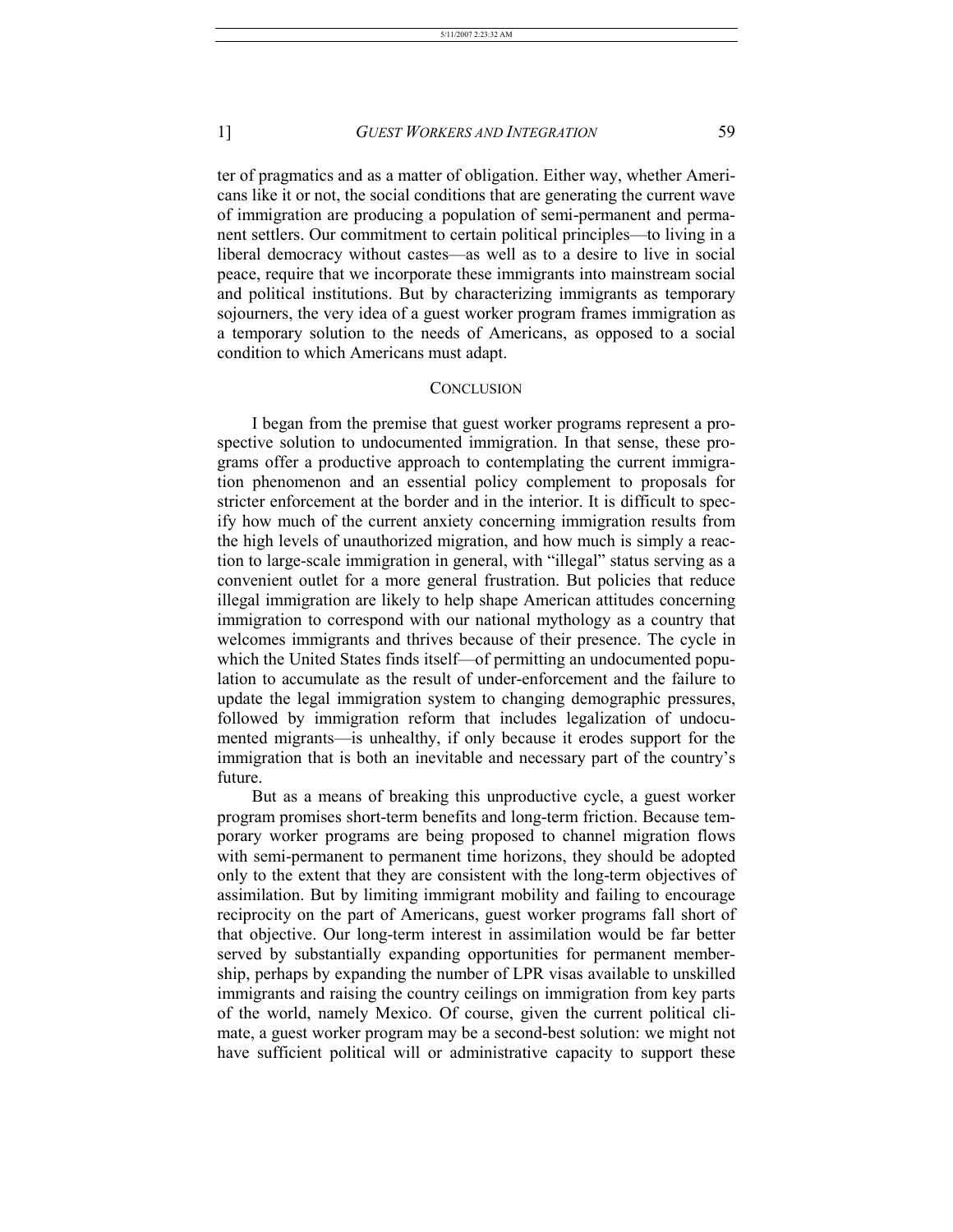ter of pragmatics and as a matter of obligation. Either way, whether Americans like it or not, the social conditions that are generating the current wave of immigration are producing a population of semi-permanent and permanent settlers. Our commitment to certain political principles—to living in a liberal democracy without castes—as well as to a desire to live in social peace, require that we incorporate these immigrants into mainstream social and political institutions. But by characterizing immigrants as temporary sojourners, the very idea of a guest worker program frames immigration as a temporary solution to the needs of Americans, as opposed to a social condition to which Americans must adapt.

## CONCLUSION

I began from the premise that guest worker programs represent a prospective solution to undocumented immigration. In that sense, these programs offer a productive approach to contemplating the current immigration phenomenon and an essential policy complement to proposals for stricter enforcement at the border and in the interior. It is difficult to specify how much of the current anxiety concerning immigration results from the high levels of unauthorized migration, and how much is simply a reaction to large-scale immigration in general, with "illegal" status serving as a convenient outlet for a more general frustration. But policies that reduce illegal immigration are likely to help shape American attitudes concerning immigration to correspond with our national mythology as a country that welcomes immigrants and thrives because of their presence. The cycle in which the United States finds itself—of permitting an undocumented population to accumulate as the result of under-enforcement and the failure to update the legal immigration system to changing demographic pressures, followed by immigration reform that includes legalization of undocumented migrants—is unhealthy, if only because it erodes support for the immigration that is both an inevitable and necessary part of the country's future.

But as a means of breaking this unproductive cycle, a guest worker program promises short-term benefits and long-term friction. Because temporary worker programs are being proposed to channel migration flows with semi-permanent to permanent time horizons, they should be adopted only to the extent that they are consistent with the long-term objectives of assimilation. But by limiting immigrant mobility and failing to encourage reciprocity on the part of Americans, guest worker programs fall short of that objective. Our long-term interest in assimilation would be far better served by substantially expanding opportunities for permanent membership, perhaps by expanding the number of LPR visas available to unskilled immigrants and raising the country ceilings on immigration from key parts of the world, namely Mexico. Of course, given the current political climate, a guest worker program may be a second-best solution: we might not have sufficient political will or administrative capacity to support these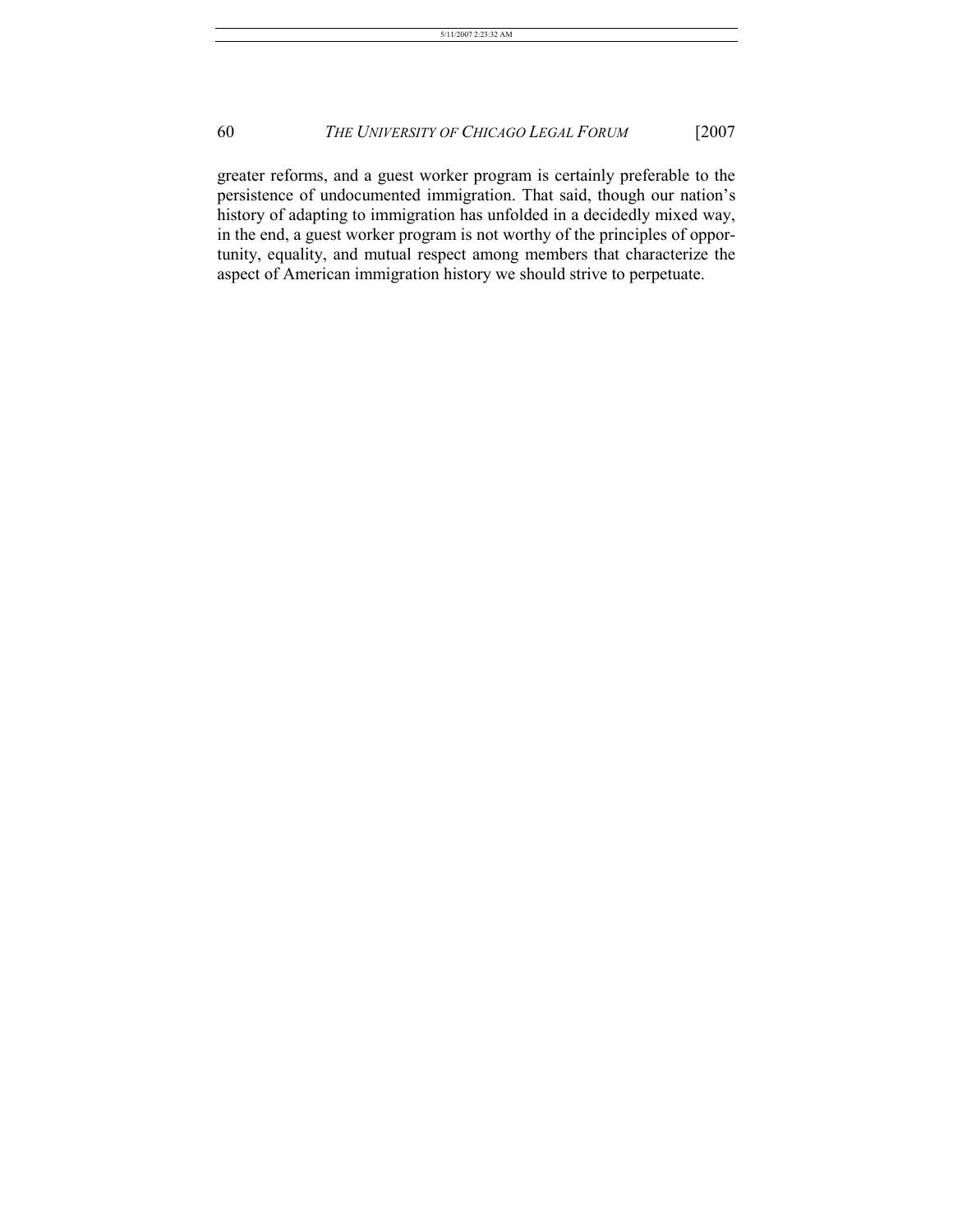greater reforms, and a guest worker program is certainly preferable to the persistence of undocumented immigration. That said, though our nation's history of adapting to immigration has unfolded in a decidedly mixed way, in the end, a guest worker program is not worthy of the principles of opportunity, equality, and mutual respect among members that characterize the aspect of American immigration history we should strive to perpetuate.